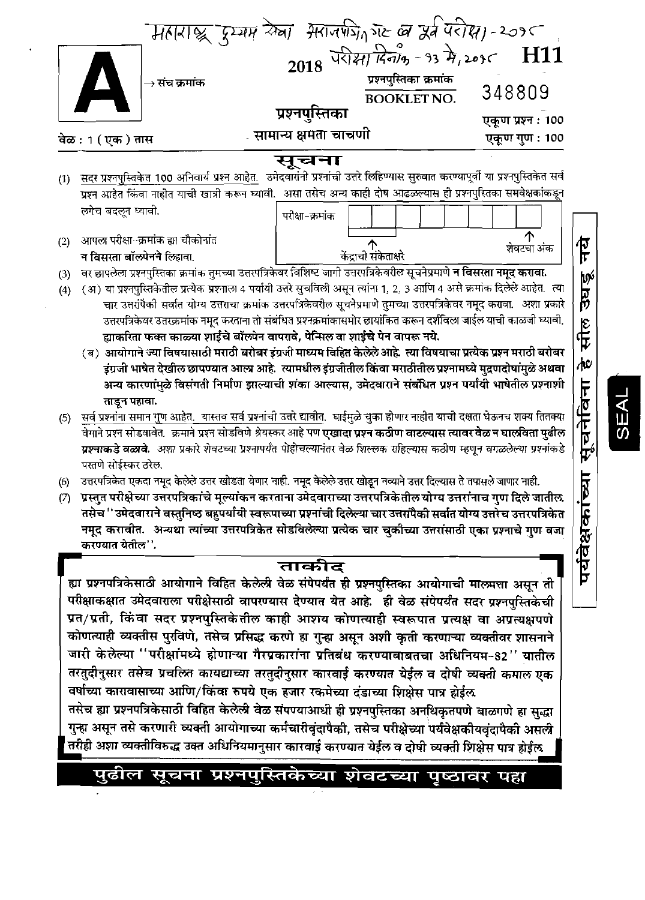महाराष्ट्र दुय्यम सेवा अराजपत्रित गट ब पूर्व परीक्षा - २०१८

2018 परीक्षा दिनांक - १३ मे, २०१८ **H11**

**A** → संच क्रमांक

प्रश्नपुस्तिका क्रमांक
**BOOKLET NO.** 348809

**प्रश्नपुस्तिका**

**सामान्य क्षमता चाचणी**

वेळ : 1 (एक) तास

एकूण प्रश्न : 100

एकूण गुण : 100

# सूचना

(1) सदर प्रश्नपुस्तिकेत 100 अनिवार्य प्रश्न आहेत. उमेदवारांनी प्रश्नांची उत्तरे लिहिण्यास सुरुवात करण्यापूर्वी या प्रश्नपुस्तिकेत सर्व प्रश्न आहेत किंवा नाहीत याची खात्री करून घ्यावी. असा तसेच अन्य काही दोष आढळल्यास ही प्रश्नपुस्तिका समवेक्षकांकडून लगेच बदलून घ्यावी.

(2) आपला परीक्षा-क्रमांक ह्या चौकोनांत न विसरता बॉलपेनने लिहावा.

परीक्षा-क्रमांक: केंद्राची संकेताक्षरे / शेवटचा अंक

(3) वर छापलेला प्रश्नपुस्तिका क्रमांक तुमच्या उत्तरपत्रिकेवर विशिष्ट जागी उत्तरपत्रिकेवरील सूचनेप्रमाणे **न विसरता नमूद करावा.**

(4) (अ) या प्रश्नपुस्तिकेतील प्रत्येक प्रश्नाला 4 पर्यायी उत्तरे सुचविली असून त्यांना 1, 2, 3 आणि 4 असे क्रमांक दिलेले आहेत. त्या चार उत्तरांपैकी सर्वात योग्य उत्तराचा क्रमांक उत्तरपत्रिकेवरील सूचनेप्रमाणे तुमच्या उत्तरपत्रिकेवर नमूद करावा. अशा प्रकारे उत्तरपत्रिकेवर उत्तरक्रमांक नमूद करताना तो संबंधित प्रश्नक्रमांकासमोर छायांकित करून दर्शविला जाईल याची काळजी घ्यावी. **ह्याकरिता फक्त काळ्या शाईचे बॉलपेन वापरावे, पेन्सिल वा शाईचे पेन वापरू नये.**

(ब) **आयोगाने ज्या विषयासाठी मराठी बरोबर इंग्रजी माध्यम विहित केलेले आहे. त्या विषयाचा प्रत्येक प्रश्न मराठी बरोबर इंग्रजी भाषेत देखील छापण्यात आला आहे. त्यामधील इंग्रजीतील किंवा मराठीतील प्रश्नामध्ये मुद्रणदोषांमुळे अथवा अन्य कारणांमुळे विसंगती निर्माण झाल्याची शंका आल्यास, उमेदवाराने संबंधित प्रश्न पर्यायी भाषेतील प्रश्नाशी ताडून पहावा.**

(5) सर्व प्रश्नांना समान गुण आहेत. यास्तव सर्व प्रश्नांची उत्तरे द्यावीत. घाईमुळे चुका होणार नाहीत याची दक्षता घेऊनच शक्य तितक्या वेगाने प्रश्न सोडवावेत. क्रमाने प्रश्न सोडविणे श्रेयस्कर आहे पण **एखादा प्रश्न कठीण वाटल्यास त्यावर वेळ न घालविता पुढील प्रश्नाकडे वळावे.** *अशा प्रकारे शेवटच्या प्रश्नापर्यंत पोहोचल्यानंतर वेळ शिल्लक राहिल्यास कठीण म्हणून वगळलेल्या प्रश्नांकडे परतणे सोईस्कर ठरेल.*

(6) उत्तरपत्रिकेत एकदा नमूद केलेले उत्तर खोडता येणार नाही. नमूद केलेले उत्तर खोडून नव्याने उत्तर दिल्यास ते तपासले जाणार नाही.

(7) **प्रस्तुत परीक्षेच्या उत्तरपत्रिकांचे मूल्यांकन करताना उमेदवाराच्या उत्तरपत्रिकेतील योग्य उत्तरांनाच गुण दिले जातील. तसेच "उमेदवाराने वस्तुनिष्ठ बहुपर्यायी स्वरूपाच्या प्रश्नांची दिलेल्या चार उत्तरांपैकी सर्वात योग्य उत्तरेच उत्तरपत्रिकेत नमूद करावीत. अन्यथा त्यांच्या उत्तरपत्रिकेत सोडविलेल्या प्रत्येक चार चुकीच्या उत्तरांसाठी एका प्रश्नाचे गुण वजा करण्यात येतील".**

## ताकीद

**ह्या प्रश्नपत्रिकेसाठी आयोगाने विहित केलेली वेळ संपेपर्यंत ही प्रश्नपुस्तिका आयोगाची मालमत्ता असून ती परीक्षाकक्षात उमेदवाराला परीक्षेसाठी वापरण्यास देण्यात येत आहे. ही वेळ संपेपर्यंत सदर प्रश्नपुस्तिकेची प्रत/प्रती, किंवा सदर प्रश्नपुस्तिकेतील काही आशय कोणत्याही स्वरूपात प्रत्यक्ष वा अप्रत्यक्षपणे कोणत्याही व्यक्तीस पुरविणे, तसेच प्रसिद्ध करणे हा गुन्हा असून अशी कृती करणाऱ्या व्यक्तीवर शासनाने जारी केलेल्या "परीक्षांमध्ये होणाऱ्या गैरप्रकारांना प्रतिबंध करण्याबाबतचा अधिनियम-82" यातील तरतुदीनुसार तसेच प्रचलित कायद्याच्या तरतुदीनुसार कारवाई करण्यात येईल व दोषी व्यक्ती कमाल एक वर्षाच्या कारावासाच्या आणि/किंवा रुपये एक हजार रकमेच्या दंडाच्या शिक्षेस पात्र होईल.**

**तसेच ह्या प्रश्नपत्रिकेसाठी विहित केलेली वेळ संपण्याआधी ही प्रश्नपुस्तिका अनधिकृतपणे बाळगणे हा सुद्धा गुन्हा असून तसे करणारी व्यक्ती आयोगाच्या कर्मचारीवृंदापैकी, तसेच परीक्षेच्या पर्यवेक्षकीयवृंदापैकी असली तरीही अशा व्यक्तीविरुद्ध उक्त अधिनियमानुसार कारवाई करण्यात येईल व दोषी व्यक्ती शिक्षेस पात्र होईल.**

**पुढील सूचना प्रश्नपुस्तिकेच्या शेवटच्या पृष्ठावर पहा**

पर्यवेक्षकांच्या सूचनेविना हे सील उघडू नये

SEAL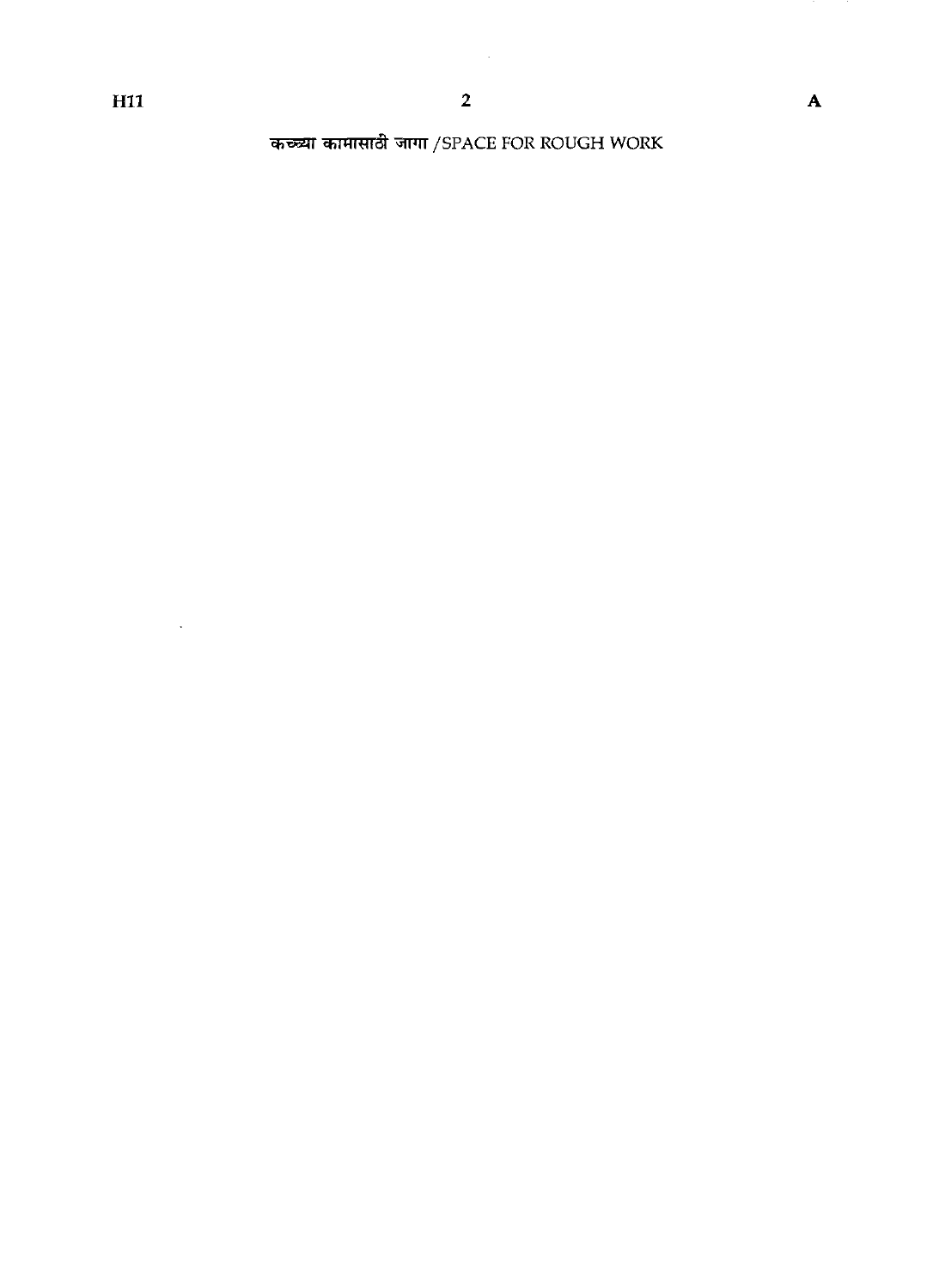कच्च्या कामासाठी जागा / SPACE FOR ROUGH WORK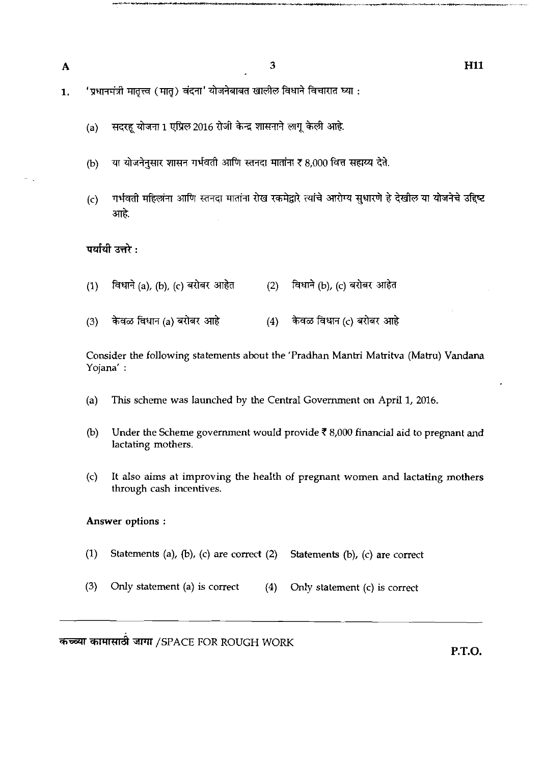1. 'प्रधानमंत्री मातृत्त्व (मातृ) वंदना' योजनेबाबत खालील विधाने विचारात घ्या :

   (a) सदरहू योजना 1 एप्रिल 2016 रोजी केन्द्र शासनाने लागू केली आहे.

   (b) या योजनेनुसार शासन गर्भवती आणि स्तनदा मातांना ₹ 8,000 वित्त सहाय्य देते.

   (c) गर्भवती महिलांना आणि स्तनदा मातांना रोख रकमेद्वारे त्यांचे आरोग्य सुधारणे हे देखील या योजनेचे उद्दिष्ट आहे.

   **पर्यायी उत्तरे :**

   (1) विधाने (a), (b), (c) बरोबर आहेत
   (2) विधाने (b), (c) बरोबर आहेत
   (3) केवळ विधान (a) बरोबर आहे
   (4) केवळ विधान (c) बरोबर आहे

   Consider the following statements about the 'Pradhan Mantri Matritva (Matru) Vandana Yojana' :

   (a) This scheme was launched by the Central Government on April 1, 2016.

   (b) Under the Scheme government would provide ₹ 8,000 financial aid to pregnant and lactating mothers.

   (c) It also aims at improving the health of pregnant women and lactating mothers through cash incentives.

   **Answer options :**

   (1) Statements (a), (b), (c) are correct
   (2) Statements (b), (c) are correct
   (3) Only statement (a) is correct
   (4) Only statement (c) is correct

कच्च्या कामासाठी जागा /SPACE FOR ROUGH WORK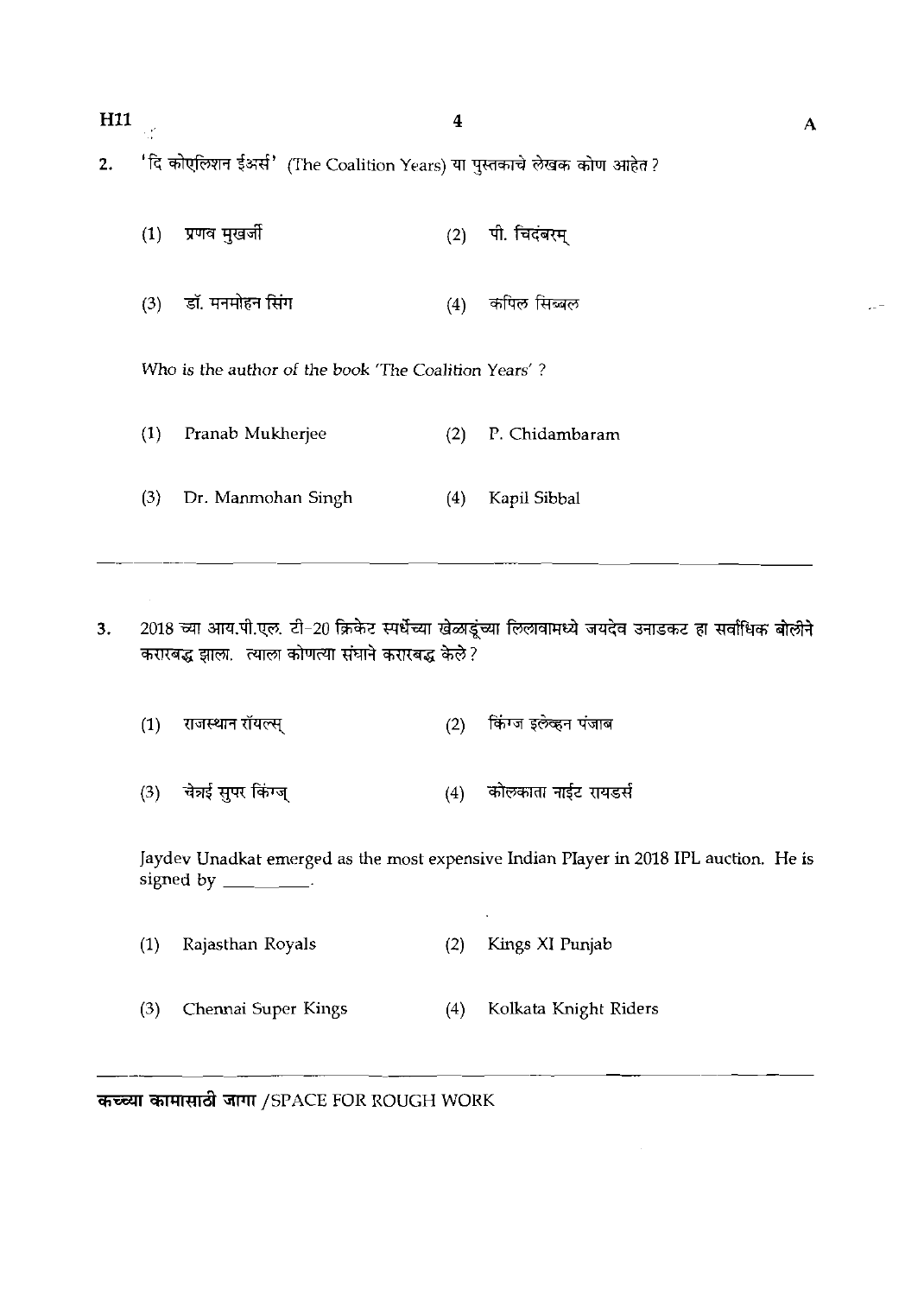2. 'दि कोएलिशन ईअर्स' (The Coalition Years) या पुस्तकाचे लेखक कोण आहेत ?

(1) प्रणव मुखर्जी (2) पी. चिदंबरम्

(3) डॉ. मनमोहन सिंग (4) कपिल सिब्बल

*Who is the author of the book 'The Coalition Years' ?*

(1) Pranab Mukherjee (2) P. Chidambaram

(3) Dr. Manmohan Singh (4) Kapil Sibbal

---

3. 2018 च्या आय.पी.एल. टी-20 क्रिकेट स्पर्धेच्या खेळाडूंच्या लिलावामध्ये जयदेव उनाडकट हा सर्वाधिक बोलीने करारबद्ध झाला. त्याला कोणत्या संघाने करारबद्ध केले ?

(1) राजस्थान रॉयल्स् (2) किंग्ज इलेव्हन पंजाब

(3) चेन्नई सुपर किंग्ज् (4) कोलकाता नाईट रायडर्स

Jaydev Unadkat emerged as the most expensive Indian Player in 2018 IPL auction. He is signed by ________.

(1) Rajasthan Royals (2) Kings XI Punjab

(3) Chennai Super Kings (4) Kolkata Knight Riders

---

**कच्च्या कामासाठी जागा** /SPACE FOR ROUGH WORK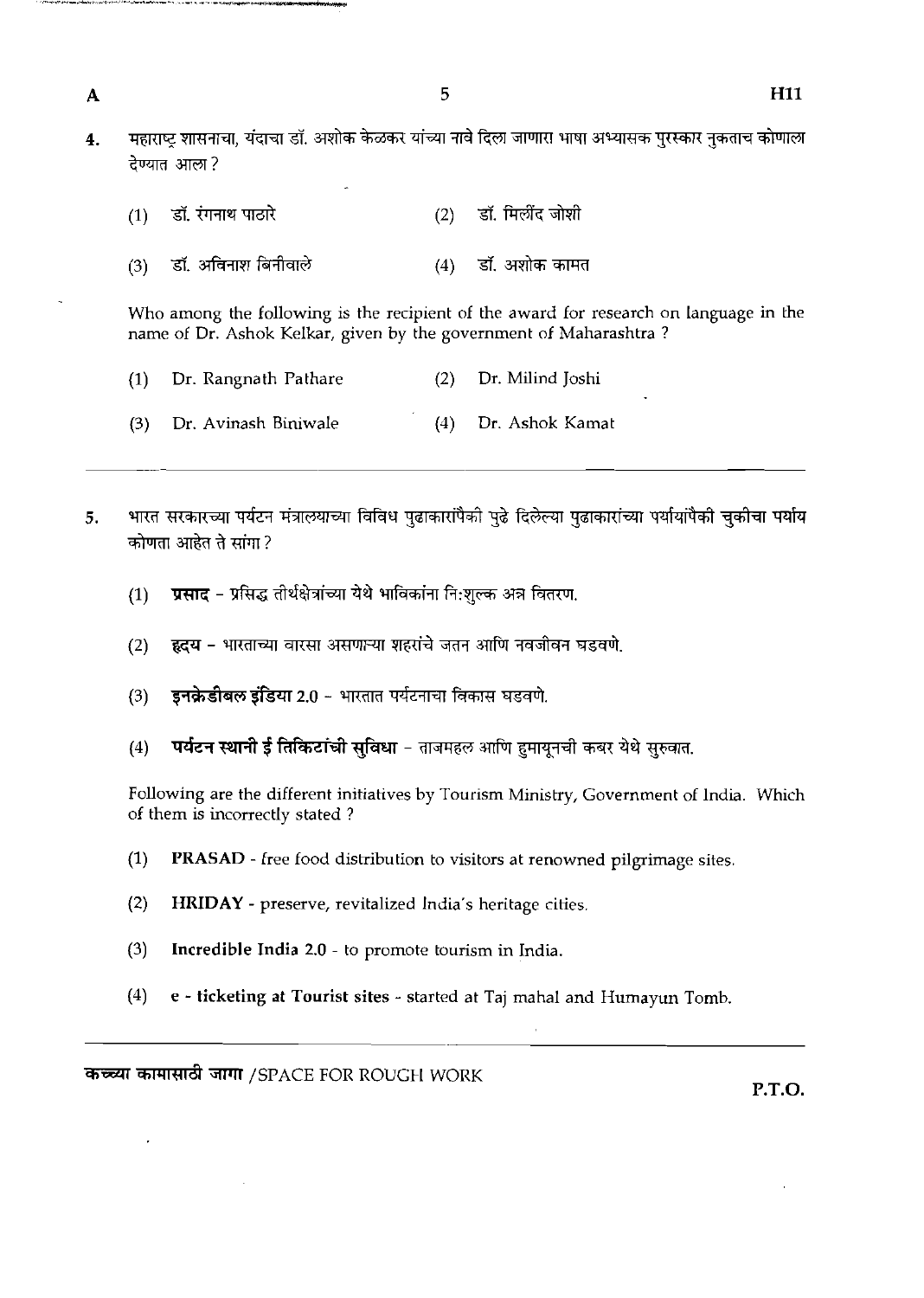4. महाराष्ट्र शासनाचा, यंदाचा डॉ. अशोक केळकर यांच्या नावे दिला जाणारा भाषा अभ्यासक पुरस्कार नुकताच कोणाला देण्यात आला ?

   (1) डॉ. रंगनाथ पाठारे
   (2) डॉ. मिलींद जोशी
   (3) डॉ. अविनाश बिनीवाले
   (4) डॉ. अशोक कामत

   Who among the following is the recipient of the award for research on language in the name of Dr. Ashok Kelkar, given by the government of Maharashtra ?

   (1) Dr. Rangnath Pathare
   (2) Dr. Milind Joshi
   (3) Dr. Avinash Biniwale
   (4) Dr. Ashok Kamat

---

5. भारत सरकारच्या पर्यटन मंत्रालयाच्या विविध पुढाकारांपैकी पुढे दिलेल्या पुढाकारांच्या पर्यायांपैकी चुकीचा पर्याय कोणता आहेत ते सांगा ?

   (1) **प्रसाद** – प्रसिद्ध तीर्थक्षेत्रांच्या येथे भाविकांना नि:शुल्क अन्न वितरण.
   (2) **हृदय** – भारताच्या वारसा असणाऱ्या शहरांचे जतन आणि नवजीवन घडवणे.
   (3) **इनक्रेडीबल इंडिया** 2.0 – भारतात पर्यटनाचा विकास घडवणे.
   (4) **पर्यटन स्थानी ई तिकिटांची सुविधा** – ताजमहल आणि हुमायूनची कबर येथे सुरुवात.

   Following are the different initiatives by Tourism Ministry, Government of India. Which of them is incorrectly stated ?

   (1) **PRASAD** - free food distribution to visitors at renowned pilgrimage sites.
   (2) **HRIDAY** - preserve, revitalized India's heritage cities.
   (3) **Incredible India 2.0** - to promote tourism in India.
   (4) **e - ticketing at Tourist sites** - started at Taj mahal and Humayun Tomb.

कच्च्या कामासाठी जागा /SPACE FOR ROUGH WORK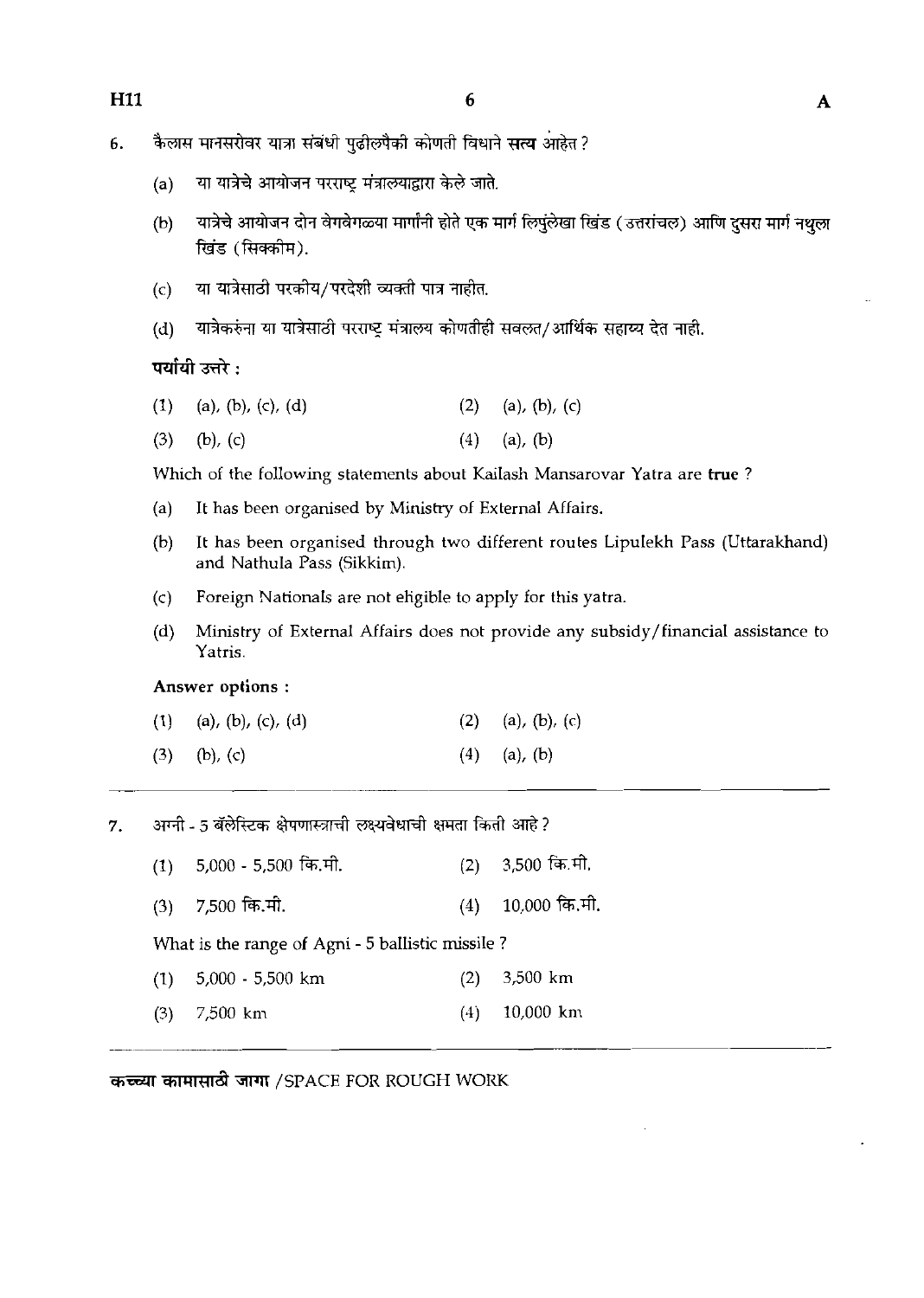6. कैलास मानसरोवर यात्रा संबंधी पुढीलपैकी कोणती विधाने **सत्य** आहेत ?

   (a) या यात्रेचे आयोजन परराष्ट्र मंत्रालयाद्वारा केले जाते.

   (b) यात्रेचे आयोजन दोन वेगवेगळ्या मार्गांनी होते एक मार्ग लिपुलेखा खिंड (उत्तरांचल) आणि दुसरा मार्ग नथुला खिंड (सिक्कीम).

   (c) या यात्रेसाठी परकीय/परदेशी व्यक्ती पात्र नाहीत.

   (d) यात्रेकरुंना या यात्रेसाठी परराष्ट्र मंत्रालय कोणतीही सवलत/आर्थिक सहाय्य देत नाही.

   **पर्यायी उत्तरे :**

   (1) (a), (b), (c), (d) &nbsp;&nbsp;&nbsp;&nbsp; (2) (a), (b), (c)

   (3) (b), (c) &nbsp;&nbsp;&nbsp;&nbsp; (4) (a), (b)

   Which of the following statements about Kailash Mansarovar Yatra are **true** ?

   (a) It has been organised by Ministry of External Affairs.

   (b) It has been organised through two different routes Lipulekh Pass (Uttarakhand) and Nathula Pass (Sikkim).

   (c) Foreign Nationals are not eligible to apply for this yatra.

   (d) Ministry of External Affairs does not provide any subsidy/financial assistance to Yatris.

   **Answer options :**

   (1) (a), (b), (c), (d) &nbsp;&nbsp;&nbsp;&nbsp; (2) (a), (b), (c)

   (3) (b), (c) &nbsp;&nbsp;&nbsp;&nbsp; (4) (a), (b)

---

7. अग्नी - 5 बॅलेस्टिक क्षेपणास्त्राची लक्ष्यवेधाची क्षमता किती आहे ?

   (1) 5,000 - 5,500 कि.मी. &nbsp;&nbsp;&nbsp;&nbsp; (2) 3,500 कि.मी.

   (3) 7,500 कि.मी. &nbsp;&nbsp;&nbsp;&nbsp; (4) 10,000 कि.मी.

   What is the range of Agni - 5 ballistic missile ?

   (1) 5,000 - 5,500 km &nbsp;&nbsp;&nbsp;&nbsp; (2) 3,500 km

   (3) 7,500 km &nbsp;&nbsp;&nbsp;&nbsp; (4) 10,000 km

---

**कच्च्या कामासाठी जागा** /SPACE FOR ROUGH WORK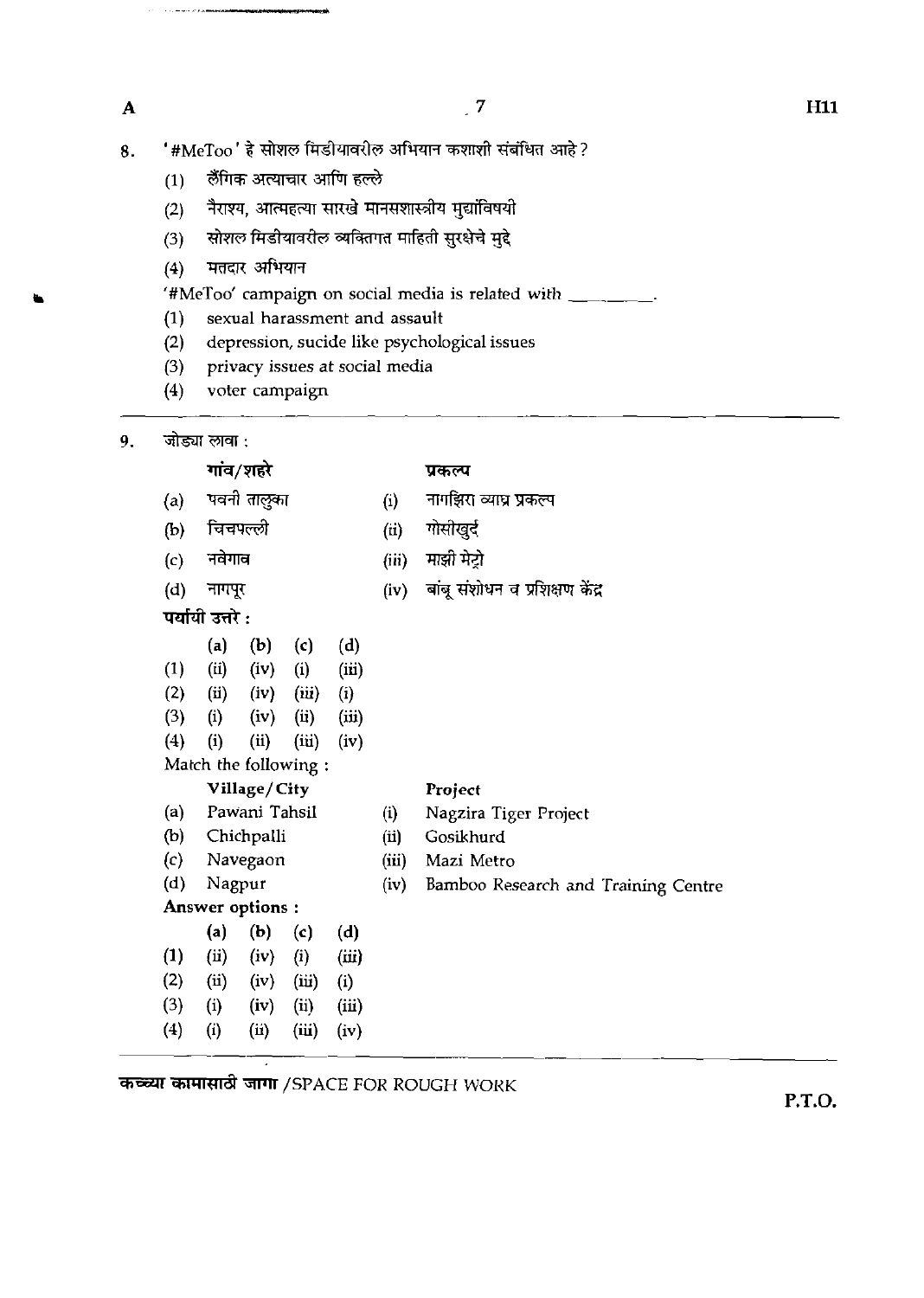8. '#MeToo' हे सोशल मिडीयावरील अभियान कशाशी संबंधित आहे?

   (1) लैंगिक अत्याचार आणि हल्ले
   (2) नैराश्य, आत्महत्या सारखे मानसशास्त्रीय मुद्यांविषयी
   (3) सोशल मिडीयावरील व्यक्तिगत माहिती सुरक्षेचे मुद्दे
   (4) मतदार अभियान

   '#MeToo' campaign on social media is related with ________.

   (1) sexual harassment and assault
   (2) depression, sucide like psychological issues
   (3) privacy issues at social media
   (4) voter campaign

---

9. जोड्या लावा :

| | गांव/शहरे | | प्रकल्प |
|---|---|---|---|
| (a) | पवनी तालुका | (i) | नागझिरा व्याघ्र प्रकल्प |
| (b) | चिचपल्ली | (ii) | गोसीखुर्द |
| (c) | नवेगाव | (iii) | माझी मेट्रो |
| (d) | नागपूर | (iv) | बांबू संशोधन व प्रशिक्षण केंद्र |

**पर्यायी उत्तरे :**

| | (a) | (b) | (c) | (d) |
|---|---|---|---|---|
| (1) | (ii) | (iv) | (i) | (iii) |
| (2) | (ii) | (iv) | (iii) | (i) |
| (3) | (i) | (iv) | (ii) | (iii) |
| (4) | (i) | (ii) | (iii) | (iv) |

Match the following :

| | Village/City | | Project |
|---|---|---|---|
| (a) | Pawani Tahsil | (i) | Nagzira Tiger Project |
| (b) | Chichpalli | (ii) | Gosikhurd |
| (c) | Navegaon | (iii) | Mazi Metro |
| (d) | Nagpur | (iv) | Bamboo Research and Training Centre |

**Answer options :**

| | (a) | (b) | (c) | (d) |
|---|---|---|---|---|
| (1) | (ii) | (iv) | (i) | (iii) |
| (2) | (ii) | (iv) | (iii) | (i) |
| (3) | (i) | (iv) | (ii) | (iii) |
| (4) | (i) | (ii) | (iii) | (iv) |

कच्च्या कामासाठी जागा /SPACE FOR ROUGH WORK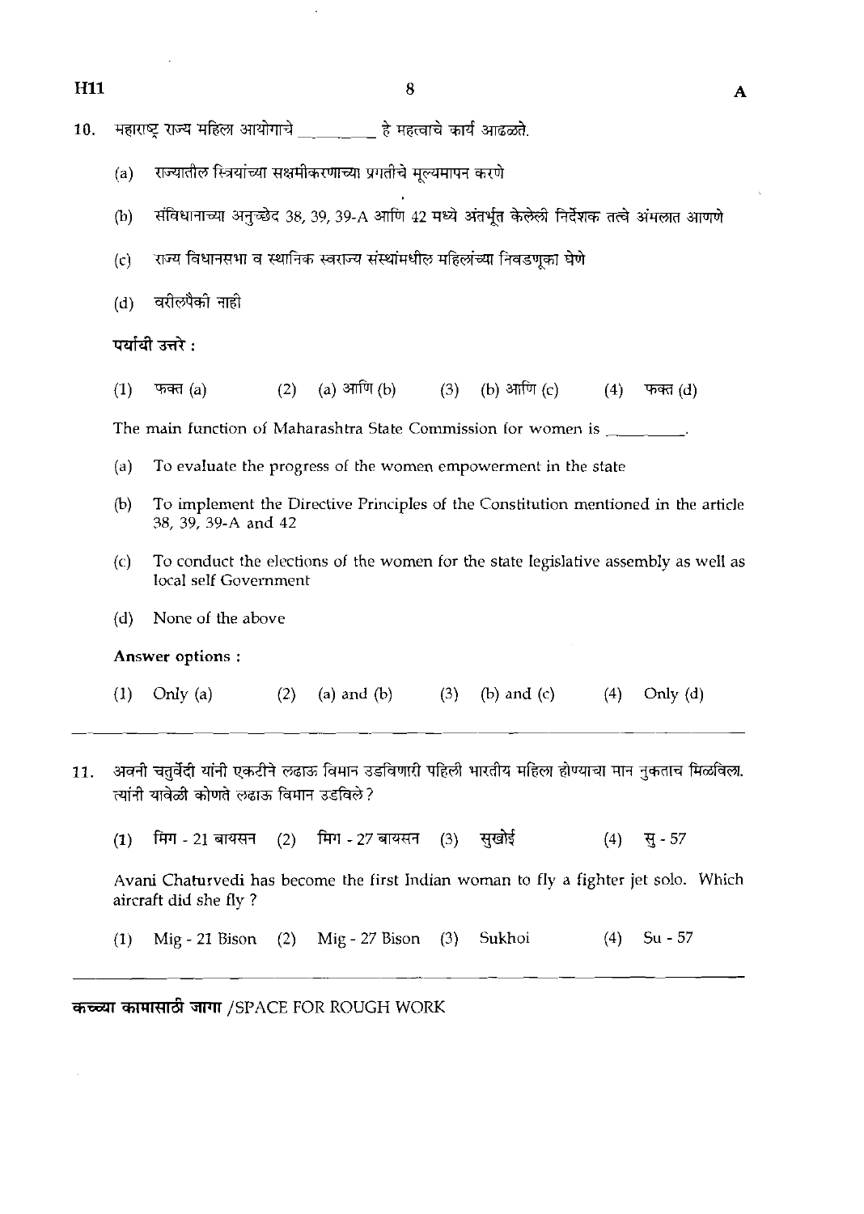10. महाराष्ट्र राज्य महिला आयोगाचे _________ हे महत्वाचे कार्य आढळते.

    (a) राज्यातील स्त्रियांच्या सक्षमीकरणाच्या प्रगतीचे मूल्यमापन करणे

    (b) संविधानाच्या अनुच्छेद 38, 39, 39-A आणि 42 मध्ये अंतर्भूत केलेली निर्देशक तत्वे अंमलात आणणे

    (c) राज्य विधानसभा व स्थानिक स्वराज्य संस्थांमधील महिलांच्या निवडणूका घेणे

    (d) वरीलपैकी नाही

    **पर्यायी उत्तरे :**

    (1) फक्त (a) (2) (a) आणि (b) (3) (b) आणि (c) (4) फक्त (d)

    The main function of Maharashtra State Commission for women is _________.

    (a) To evaluate the progress of the women empowerment in the state

    (b) To implement the Directive Principles of the Constitution mentioned in the article 38, 39, 39-A and 42

    (c) To conduct the elections of the women for the state legislative assembly as well as local self Government

    (d) None of the above

    **Answer options :**

    (1) Only (a) (2) (a) and (b) (3) (b) and (c) (4) Only (d)

---

11. अवनी चतुर्वेदी यांनी एकटीने लढाऊ विमान उडविणारी पहिली भारतीय महिला होण्याचा मान नुकताच मिळविला. त्यांनी यावेळी कोणते लढाऊ विमान उडविले?

    (1) मिग - 21 बायसन (2) मिग - 27 बायसन (3) सुखोई (4) सु - 57

    Avani Chaturvedi has become the first Indian woman to fly a fighter jet solo. Which aircraft did she fly ?

    (1) Mig - 21 Bison (2) Mig - 27 Bison (3) Sukhoi (4) Su - 57

---

**कच्च्या कामासाठी जागा** /SPACE FOR ROUGH WORK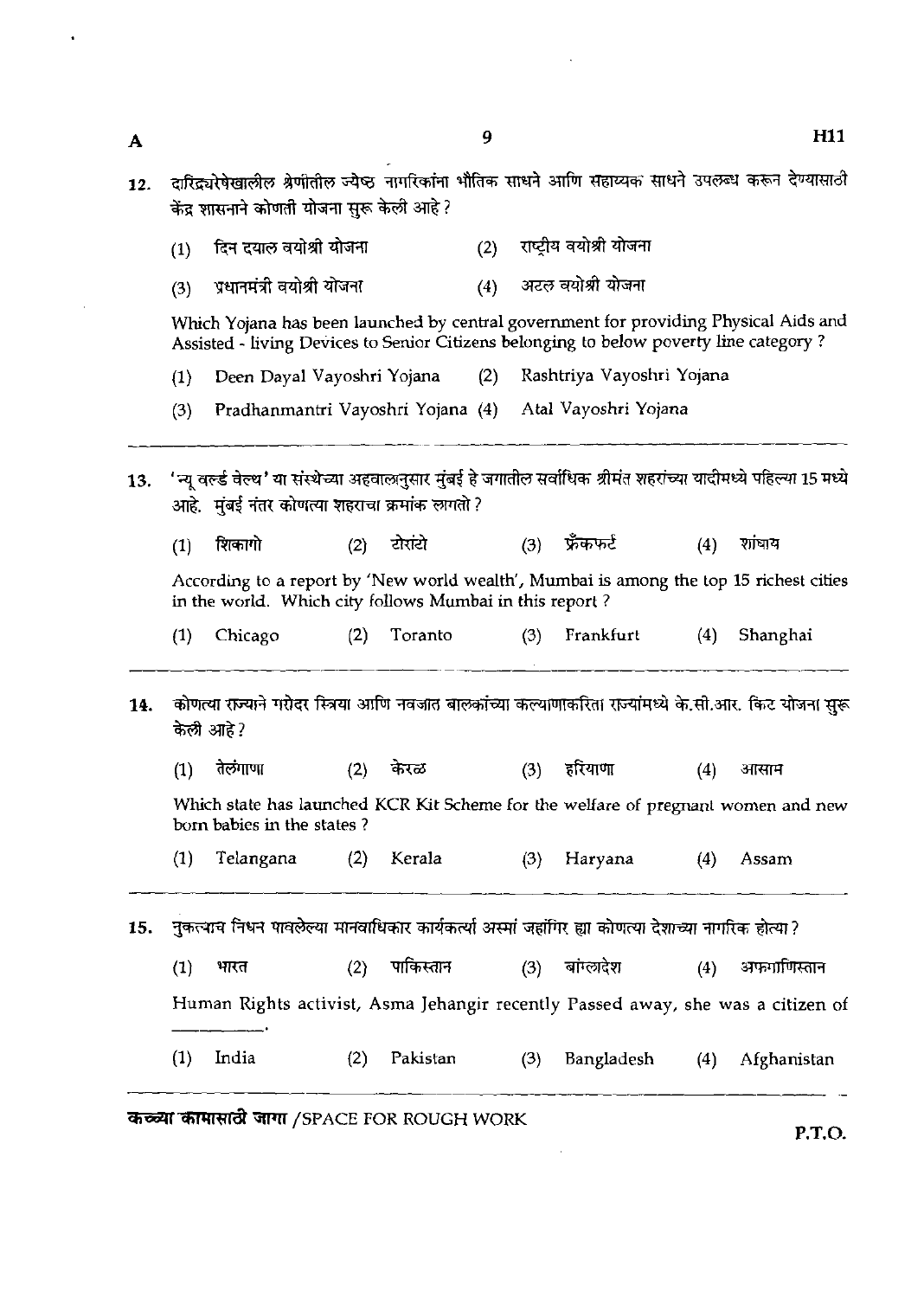12. दारिद्र्यरेषेखालील श्रेणीतील ज्येष्ठ नागरिकांना भौतिक साधने आणि सहाय्यक साधने उपलब्ध करून देण्यासाठी केंद्र शासनाने कोणती योजना सुरू केली आहे ?

   (1) दिन दयाल वयोश्री योजना (2) राष्ट्रीय वयोश्री योजना

   (3) प्रधानमंत्री वयोश्री योजना (4) अटल वयोश्री योजना

   Which Yojana has been launched by central government for providing Physical Aids and Assisted - living Devices to Senior Citizens belonging to below poverty line category ?

   (1) Deen Dayal Vayoshri Yojana (2) Rashtriya Vayoshri Yojana

   (3) Pradhanmantri Vayoshri Yojana (4) Atal Vayoshri Yojana

---

13. 'न्यू वर्ल्ड वेल्थ' या संस्थेच्या अहवालानुसार मुंबई हे जगातील सर्वाधिक श्रीमंत शहरांच्या यादीमध्ये पहिल्या 15 मध्ये आहे. मुंबई नंतर कोणत्या शहराचा क्रमांक लागतो ?

   (1) शिकागो (2) टोरांटो (3) फ्रँकफर्ट (4) शांघाय

   According to a report by 'New world wealth', Mumbai is among the top 15 richest cities in the world. Which city follows Mumbai in this report ?

   (1) Chicago (2) Toranto (3) Frankfurt (4) Shanghai

---

14. कोणत्या राज्याने गरोदर स्त्रिया आणि नवजात बालकांच्या कल्याणाकरिता राज्यांमध्ये के.सी.आर. किट योजना सुरू केली आहे ?

   (1) तेलंगाणा (2) केरळ (3) हरियाणा (4) आसाम

   Which state has launched KCR Kit Scheme for the welfare of pregnant women and new born babies in the states ?

   (1) Telangana (2) Kerala (3) Haryana (4) Assam

---

15. नुकत्याच निधन पावलेल्या मानवाधिकार कार्यकर्त्या अस्मां जहांगिर ह्या कोणत्या देशाच्या नागरिक होत्या ?

   (1) भारत (2) पाकिस्तान (3) बांग्लादेश (4) अफगाणिस्तान

   Human Rights activist, Asma Jehangir recently Passed away, she was a citizen of ________.

   (1) India (2) Pakistan (3) Bangladesh (4) Afghanistan

---

कच्च्या कामासाठी जागा /SPACE FOR ROUGH WORK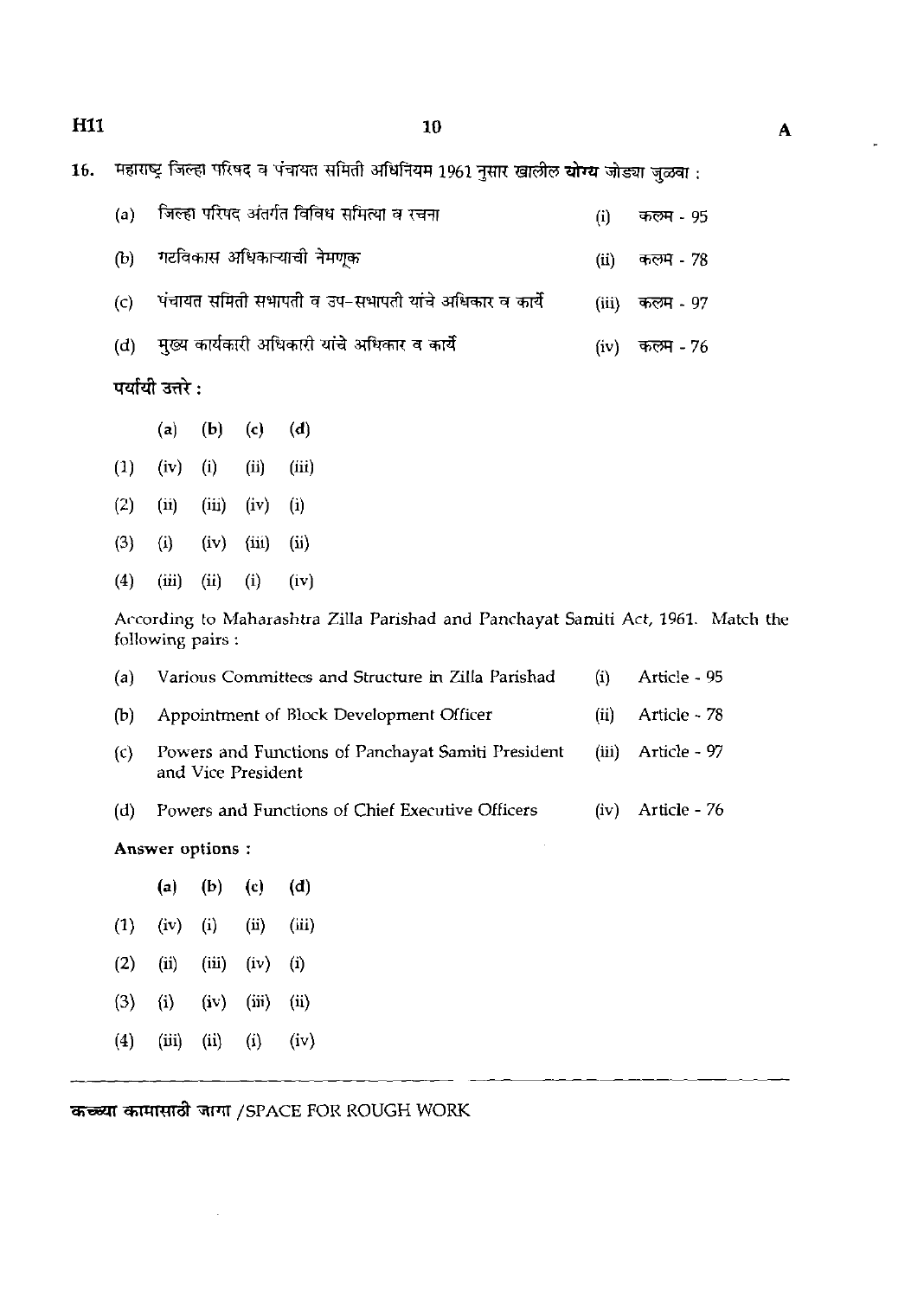16. महाराष्ट्र जिल्हा परिषद व पंचायत समिती अधिनियम 1961 नुसार खालील **योग्य** जोड्या जुळवा :

| | | | |
|---|---|---|---|
| (a) | जिल्हा परिषद अंतर्गत विविध समित्या व रचना | (i) | कलम - 95 |
| (b) | गटविकास अधिकाऱ्याची नेमणूक | (ii) | कलम - 78 |
| (c) | पंचायत समिती सभापती व उप-सभापती यांचे अधिकार व कार्ये | (iii) | कलम - 97 |
| (d) | मुख्य कार्यकारी अधिकारी यांचे अधिकार व कार्ये | (iv) | कलम - 76 |

**पर्यायी उत्तरे :**

| | (a) | (b) | (c) | (d) |
|---|---|---|---|---|
| (1) | (iv) | (i) | (ii) | (iii) |
| (2) | (ii) | (iii) | (iv) | (i) |
| (3) | (i) | (iv) | (iii) | (ii) |
| (4) | (iii) | (ii) | (i) | (iv) |

According to Maharashtra Zilla Parishad and Panchayat Samiti Act, 1961. Match the following pairs :

| | | | |
|---|---|---|---|
| (a) | Various Committees and Structure in Zilla Parishad | (i) | Article - 95 |
| (b) | Appointment of Block Development Officer | (ii) | Article - 78 |
| (c) | Powers and Functions of Panchayat Samiti President and Vice President | (iii) | Article - 97 |
| (d) | Powers and Functions of Chief Executive Officers | (iv) | Article - 76 |

**Answer options :**

| | (a) | (b) | (c) | (d) |
|---|---|---|---|---|
| (1) | (iv) | (i) | (ii) | (iii) |
| (2) | (ii) | (iii) | (iv) | (i) |
| (3) | (i) | (iv) | (iii) | (ii) |
| (4) | (iii) | (ii) | (i) | (iv) |

**कच्च्या कामासाठी जागा** /SPACE FOR ROUGH WORK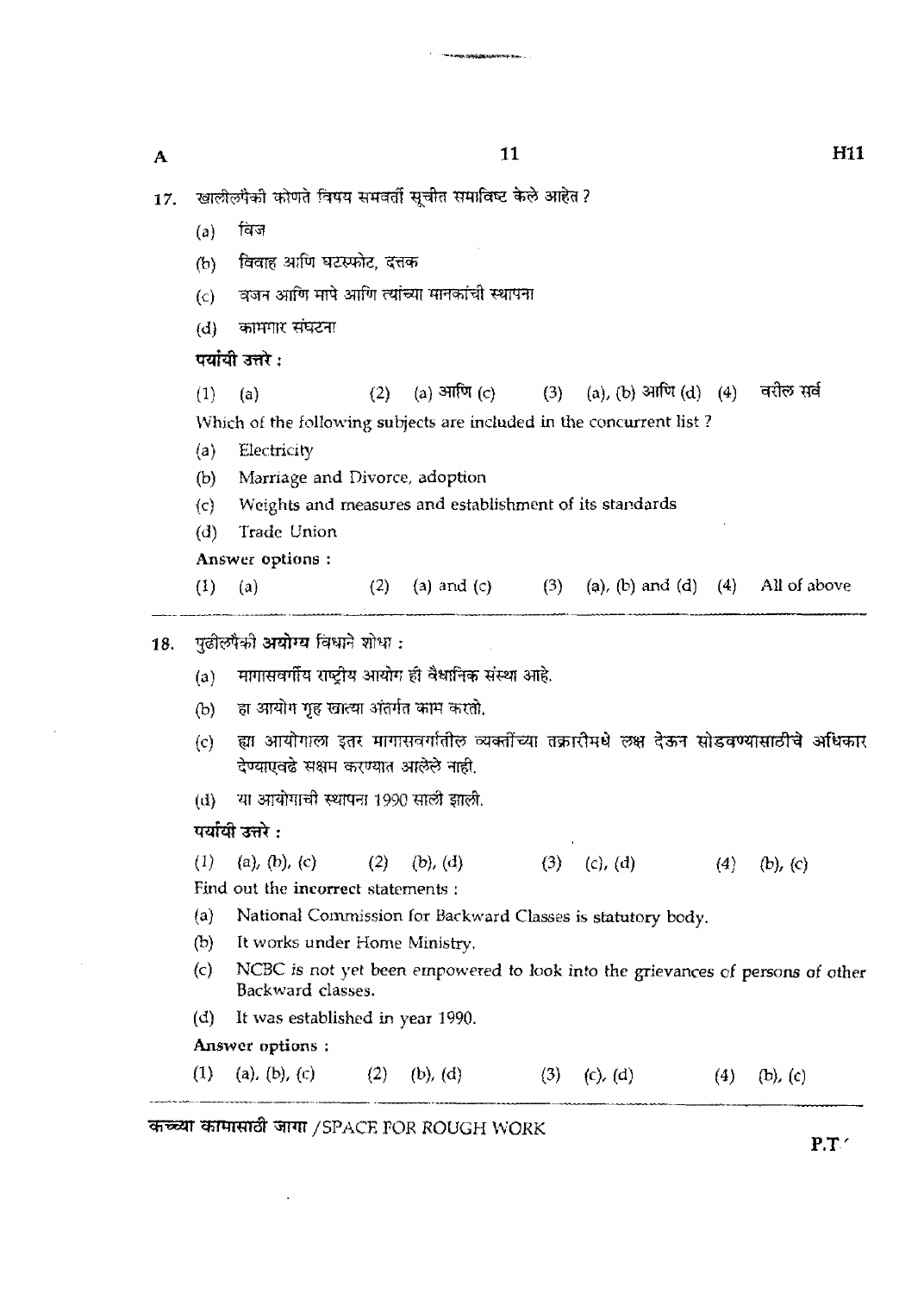17. खालीलपैकी कोणते विषय समवर्ती सूचीत समाविष्ट केले आहेत ?

(a) विज

(b) विवाह आणि घटस्फोट, दत्तक

(c) वजन आणि मापे आणि त्यांच्या मानकांची स्थापना

(d) कामगार संघटना

**पर्यायी उत्तरे :**

(1) (a) (2) (a) आणि (c) (3) (a), (b) आणि (d) (4) वरील सर्व

Which of the following subjects are included in the concurrent list ?

(a) Electricity

(b) Marriage and Divorce, adoption

(c) Weights and measures and establishment of its standards

(d) Trade Union

**Answer options :**

(1) (a) (2) (a) and (c) (3) (a), (b) and (d) (4) All of above

---

18. पुढीलपैकी **अयोग्य** विधाने शोधा :

(a) मागासवर्गीय राष्ट्रीय आयोग ही वैधानिक संस्था आहे.

(b) हा आयोग गृह खात्या अंतर्गत काम करतो.

(c) ह्या आयोगाला इतर मागासवर्गातील व्यक्तींच्या तक्रारीमधे लक्ष देऊन सोडवण्यासाठीचे अधिकार देण्याएवढे सक्षम करण्यात आलेले नाही.

(d) या आयोगाची स्थापना 1990 साली झाली.

**पर्यायी उत्तरे :**

(1) (a), (b), (c) (2) (b), (d) (3) (c), (d) (4) (b), (c)

Find out the **incorrect** statements :

(a) National Commission for Backward Classes is statutory body.

(b) It works under Home Ministry.

(c) NCBC is not yet been empowered to look into the grievances of persons of other Backward classes.

(d) It was established in year 1990.

**Answer options :**

(1) (a), (b), (c) (2) (b), (d) (3) (c), (d) (4) (b), (c)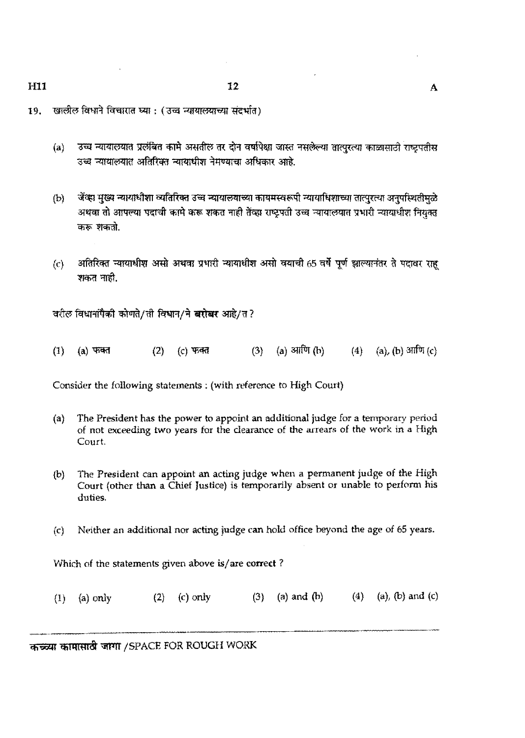19. खालील विधाने विचारात घ्या : (उच्च न्यायालयाच्या संदर्भात)

(a) उच्च न्यायालयात प्रलंबित कामे असतील तर दोन वर्षापेक्षा जास्त नसलेल्या तात्पुरत्या काळासाठी राष्ट्रपतीस उच्च न्यायालयात अतिरिक्त न्यायाधीश नेमण्याचा अधिकार आहे.

(b) जेंव्हा मुख्य न्यायाधीशा व्यतिरिक्त उच्च न्यायालयाच्या कायमस्वरूपी न्यायाधिशाच्या तात्पुरत्या अनुपस्थितीमुळे अथवा तो आपल्या पदाची कामे करू शकत नाही तेंव्हा राष्ट्रपती उच्च न्यायालयात प्रभारी न्यायाधीश नियुक्त करू शकतो.

(c) अतिरिक्त न्यायाधीश असो अथवा प्रभारी न्यायाधीश असो वयाची 65 वर्षे पूर्ण झाल्यानंतर ते पदावर राहू शकत नाही.

वरील विधानांपैकी कोणते/ती विधान/ने **बरोबर** आहे/त ?

(1) (a) फक्त (2) (c) फक्त (3) (a) आणि (b) (4) (a), (b) आणि (c)

Consider the following statements : (with reference to High Court)

(a) The President has the power to appoint an additional judge for a temporary period of not exceeding two years for the clearance of the arrears of the work in a High Court.

(b) The President can appoint an acting judge when a permanent judge of the High Court (other than a Chief Justice) is temporarily absent or unable to perform his duties.

(c) Neither an additional nor acting judge can hold office beyond the age of 65 years.

Which of the statements given above is/are **correct** ?

(1) (a) only (2) (c) only (3) (a) and (b) (4) (a), (b) and (c)

कच्च्या कामासाठी जागा /SPACE FOR ROUGH WORK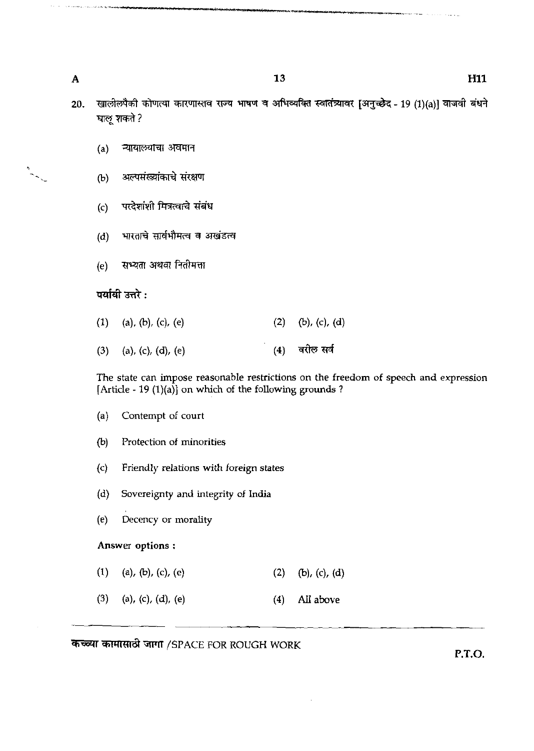20. खालीलपैकी कोणत्या कारणास्तव राज्य भाषण व अभिव्यक्ति स्वातंत्र्यावर [अनुच्छेद - 19 (1)(a)] वाजवी बंधने घालू शकते ?

   (a) न्यायालयाचा अवमान

   (b) अल्पसंख्यांकाचे संरक्षण

   (c) परदेशांशी मित्रत्वाचे संबंध

   (d) भारताचे सार्वभौमत्व व अखंडत्व

   (e) सभ्यता अथवा नितीमत्ता

   **पर्यायी उत्तरे :**

   (1) (a), (b), (c), (e)
   (2) (b), (c), (d)
   (3) (a), (c), (d), (e)
   (4) वरील सर्व

   The state can impose reasonable restrictions on the freedom of speech and expression [Article - 19 (1)(a)] on which of the following grounds ?

   (a) Contempt of court

   (b) Protection of minorities

   (c) Friendly relations with foreign states

   (d) Sovereignty and integrity of India

   (e) Decency or morality

   **Answer options :**

   (1) (a), (b), (c), (e)
   (2) (b), (c), (d)
   (3) (a), (c), (d), (e)
   (4) All above

**कच्च्या कामासाठी जागा** /SPACE FOR ROUGH WORK

P.T.O.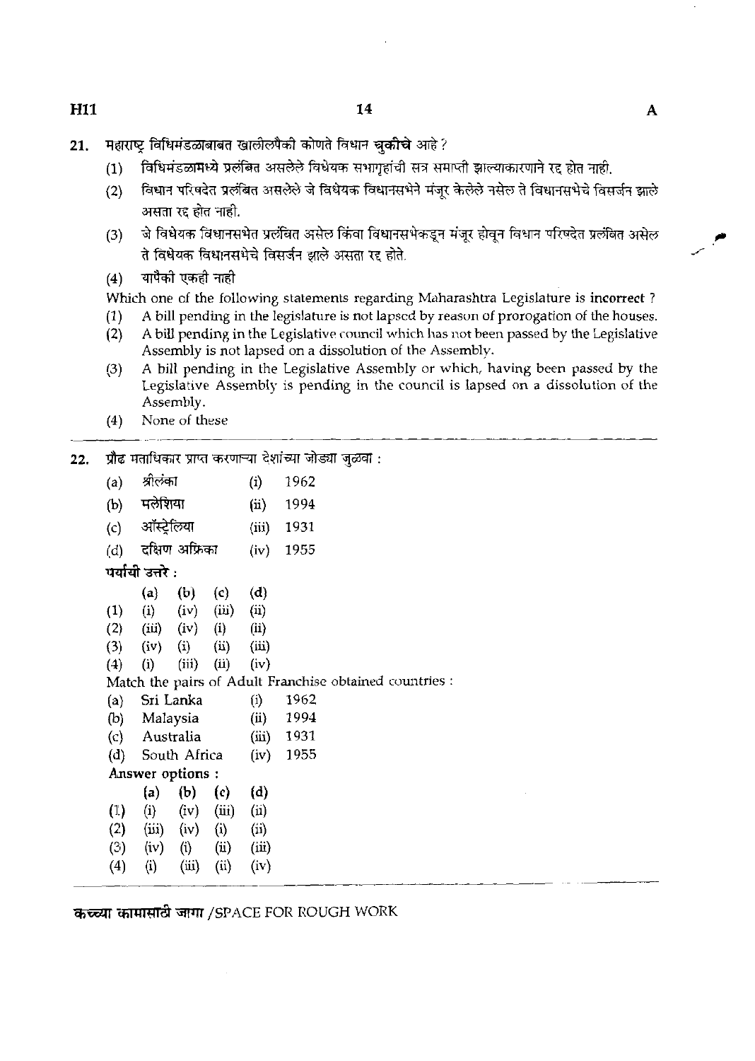21. महाराष्ट्र विधिमंडळाबाबत खालीलपैकी कोणते विधान **चुकीचे** आहे ?

    (1) विधिमंडळामध्ये प्रलंबित असलेले विधेयक सभागृहांची सत्र समाप्ती झाल्याकारणाने रद्द होत नाही.

    (2) विधान परिषदेत प्रलंबित असलेले जे विधेयक विधानसभेने मंजूर केलेले नसेल ते विधानसभेचे विसर्जन झाले असता रद्द होत नाही.

    (3) जे विधेयक विधानसभेत प्रलंबित असेल किंवा विधानसभेकडून मंजूर होवून विधान परिषदेत प्रलंबित असेल ते विधेयक विधानसभेचे विसर्जन झाले असता रद्द होते.

    (4) यापैकी एकही नाही

    Which one of the following statements regarding Maharashtra Legislature is **incorrect** ?

    (1) A bill pending in the legislature is not lapsed by reason of prorogation of the houses.

    (2) A bill pending in the Legislative council which has not been passed by the Legislative Assembly is not lapsed on a dissolution of the Assembly.

    (3) A bill pending in the Legislative Assembly or which, having been passed by the Legislative Assembly is pending in the council is lapsed on a dissolution of the Assembly.

    (4) None of these

---

22. प्रौढ मताधिकार प्राप्त करणाऱ्या देशांच्या जोड्या जुळवा :

    (a) श्रीलंका (i) 1962
    (b) मलेशिया (ii) 1994
    (c) ऑस्ट्रेलिया (iii) 1931
    (d) दक्षिण अफ्रिका (iv) 1955

    **पर्यायी उत्तरे :**

    | | (a) | (b) | (c) | (d) |
    |---|---|---|---|---|
    | (1) | (i) | (iv) | (iii) | (ii) |
    | (2) | (iii) | (iv) | (i) | (ii) |
    | (3) | (iv) | (i) | (ii) | (iii) |
    | (4) | (i) | (iii) | (ii) | (iv) |

    Match the pairs of Adult Franchise obtained countries :

    (a) Sri Lanka (i) 1962
    (b) Malaysia (ii) 1994
    (c) Australia (iii) 1931
    (d) South Africa (iv) 1955

    **Answer options :**

    | | (a) | (b) | (c) | (d) |
    |---|---|---|---|---|
    | (1) | (i) | (iv) | (iii) | (ii) |
    | (2) | (iii) | (iv) | (i) | (ii) |
    | (3) | (iv) | (i) | (ii) | (iii) |
    | (4) | (i) | (iii) | (ii) | (iv) |

---

कच्च्या कामासाठी जागा /SPACE FOR ROUGH WORK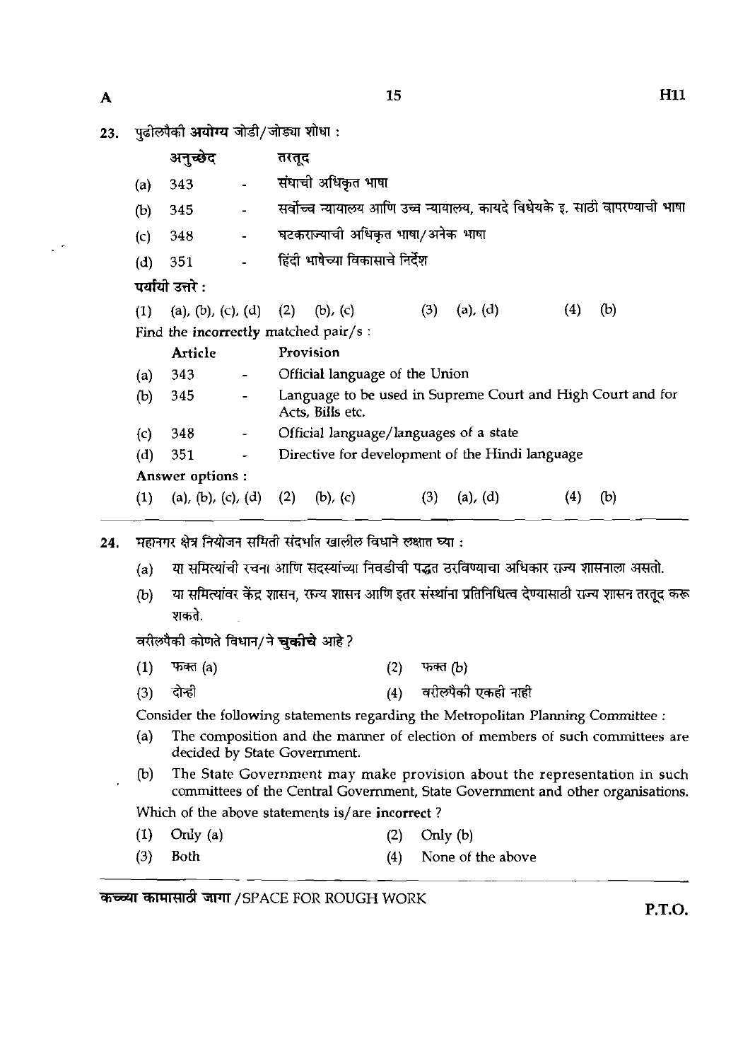23. पुढीलपैकी **अयोग्य** जोडी/जोड्या शोधा :

| | अनुच्छेद | | तरतूद |
|---|---|---|---|
| (a) | 343 | - | संघाची अधिकृत भाषा |
| (b) | 345 | - | सर्वोच्च न्यायालय आणि उच्च न्यायालय, कायदे विधेयके इ. साठी वापरण्याची भाषा |
| (c) | 348 | - | घटकराज्याची अधिकृत भाषा/अनेक भाषा |
| (d) | 351 | - | हिंदी भाषेच्या विकासाचे निर्देश |

**पर्यायी उत्तरे :**

(1) (a), (b), (c), (d) (2) (b), (c) (3) (a), (d) (4) (b)

Find the **incorrectly** matched pair/s :

| | Article | | Provision |
|---|---|---|---|
| (a) | 343 | - | Official language of the Union |
| (b) | 345 | - | Language to be used in Supreme Court and High Court and for Acts, Bills etc. |
| (c) | 348 | - | Official language/languages of a state |
| (d) | 351 | - | Directive for development of the Hindi language |

**Answer options :**

(1) (a), (b), (c), (d) (2) (b), (c) (3) (a), (d) (4) (b)

24. महानगर क्षेत्र नियोजन समिती संदर्भात खालील विधाने लक्षात घ्या :

(a) या समित्यांची रचना आणि सदस्यांच्या निवडीची पद्धत ठरविण्याचा अधिकार राज्य शासनाला असतो.

(b) या समित्यांवर केंद्र शासन, राज्य शासन आणि इतर संस्थांना प्रतिनिधित्व देण्यासाठी राज्य शासन तरतूद करू शकते.

वरीलपैकी कोणते विधान/ने **चुकीचे** आहे ?

(1) फक्त (a) (2) फक्त (b)

(3) दोन्ही (4) वरीलपैकी एकही नाही

Consider the following statements regarding the Metropolitan Planning Committee :

(a) The composition and the manner of election of members of such committees are decided by State Government.

(b) The State Government may make provision about the representation in such committees of the Central Government, State Government and other organisations.

Which of the above statements is/are **incorrect** ?

(1) Only (a) (2) Only (b)

(3) Both (4) None of the above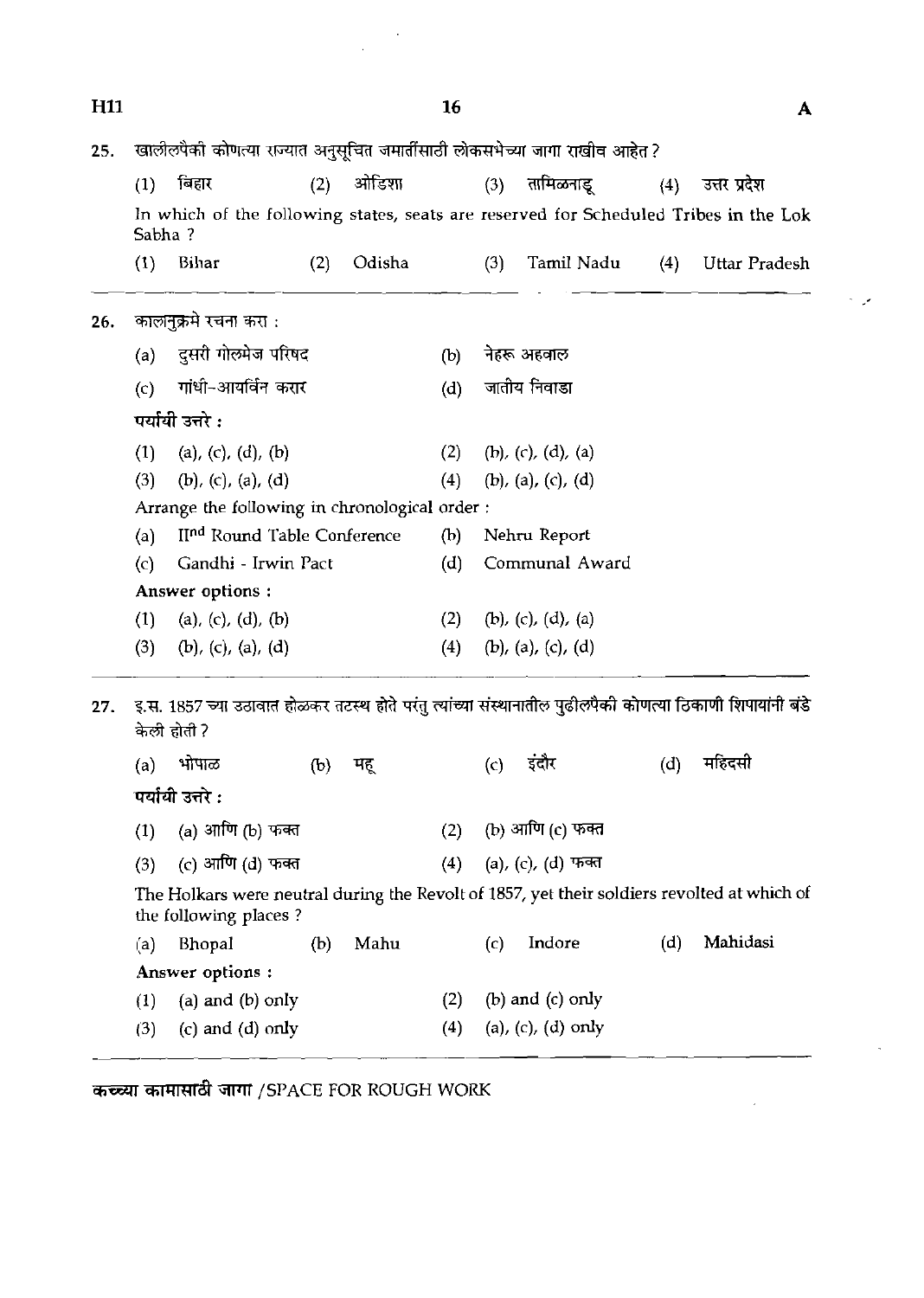25. खालीलपैकी कोणत्या राज्यात अनुसूचित जमातींसाठी लोकसभेच्या जागा राखीव आहेत ?

(1) बिहार (2) ओडिशा (3) तामिळनाडू (4) उत्तर प्रदेश

In which of the following states, seats are reserved for Scheduled Tribes in the Lok Sabha ?

(1) Bihar (2) Odisha (3) Tamil Nadu (4) Uttar Pradesh

---

26. कालानुक्रमे रचना करा :

(a) दुसरी गोलमेज परिषद (b) नेहरू अहवाल

(c) गांधी–आयर्विन करार (d) जातीय निवाडा

पर्यायी उत्तरे :

(1) (a), (c), (d), (b) (2) (b), (c), (d), (a)

(3) (b), (c), (a), (d) (4) (b), (a), (c), (d)

Arrange the following in chronological order :

(a) IInd Round Table Conference (b) Nehru Report

(c) Gandhi - Irwin Pact (d) Communal Award

**Answer options :**

(1) (a), (c), (d), (b) (2) (b), (c), (d), (a)

(3) (b), (c), (a), (d) (4) (b), (a), (c), (d)

---

27. इ.स. 1857 च्या उठावात होळकर तटस्थ होते परंतु त्यांच्या संस्थानातील पुढीलपैकी कोणत्या ठिकाणी शिपायांनी बंडे केली होती ?

(a) भोपाळ (b) महू (c) इंदौर (d) महिदसी

पर्यायी उत्तरे :

(1) (a) आणि (b) फक्त (2) (b) आणि (c) फक्त

(3) (c) आणि (d) फक्त (4) (a), (c), (d) फक्त

The Holkars were neutral during the Revolt of 1857, yet their soldiers revolted at which of the following places ?

(a) Bhopal (b) Mahu (c) Indore (d) Mahidasi

**Answer options :**

(1) (a) and (b) only (2) (b) and (c) only

(3) (c) and (d) only (4) (a), (c), (d) only

---

कच्च्या कामासाठी जागा /SPACE FOR ROUGH WORK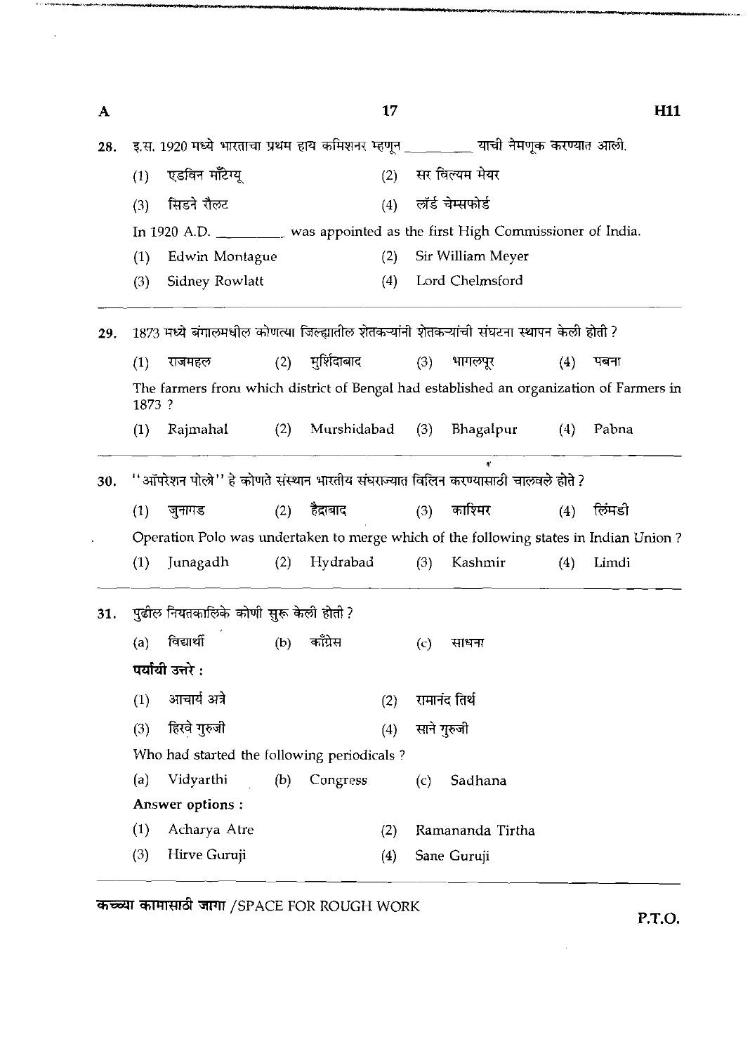28. इ.स. 1920 मध्ये भारताचा प्रथम हाय कमिशनर म्हणून __________ याची नेमणूक करण्यात आली.

(1) एडविन मॉंटेग्यू (2) सर विल्यम मेयर

(3) सिडने रौलट (4) लॉर्ड चेम्सफोर्ड

In 1920 A.D. __________ was appointed as the first High Commissioner of India.

(1) Edwin Montague (2) Sir William Meyer

(3) Sidney Rowlatt (4) Lord Chelmsford

---

29. 1873 मध्ये बंगालमधील कोणत्या जिल्ह्यातील शेतकऱ्यांनी शेतकऱ्यांची संघटना स्थापन केली होती ?

(1) राजमहल (2) मुर्शिदाबाद (3) भागलपूर (4) पबना

The farmers from which district of Bengal had established an organization of Farmers in 1873 ?

(1) Rajmahal (2) Murshidabad (3) Bhagalpur (4) Pabna

---

30. "ऑपरेशन पोलो" हे कोणते संस्थान भारतीय संघराज्यात विलिन करण्यासाठी चालवले होते ?

(1) जुनागड (2) हैद्राबाद (3) काश्मिर (4) लिंमडी

Operation Polo was undertaken to merge which of the following states in Indian Union ?

(1) Junagadh (2) Hydrabad (3) Kashmir (4) Limdi

---

31. पुढील नियतकालिके कोणी सुरू केली होती ?

(a) विद्यार्थी (b) काँग्रेस (c) साधना

**पर्यायी उत्तरे :**

(1) आचार्य अत्रे (2) रामानंद तिर्थ

(3) हिरवे गुरुजी (4) साने गुरुजी

Who had started the following periodicals ?

(a) Vidyarthi (b) Congress (c) Sadhana

**Answer options :**

(1) Acharya Atre (2) Ramananda Tirtha

(3) Hirve Guruji (4) Sane Guruji

---

कच्च्या कामासाठी जागा /SPACE FOR ROUGH WORK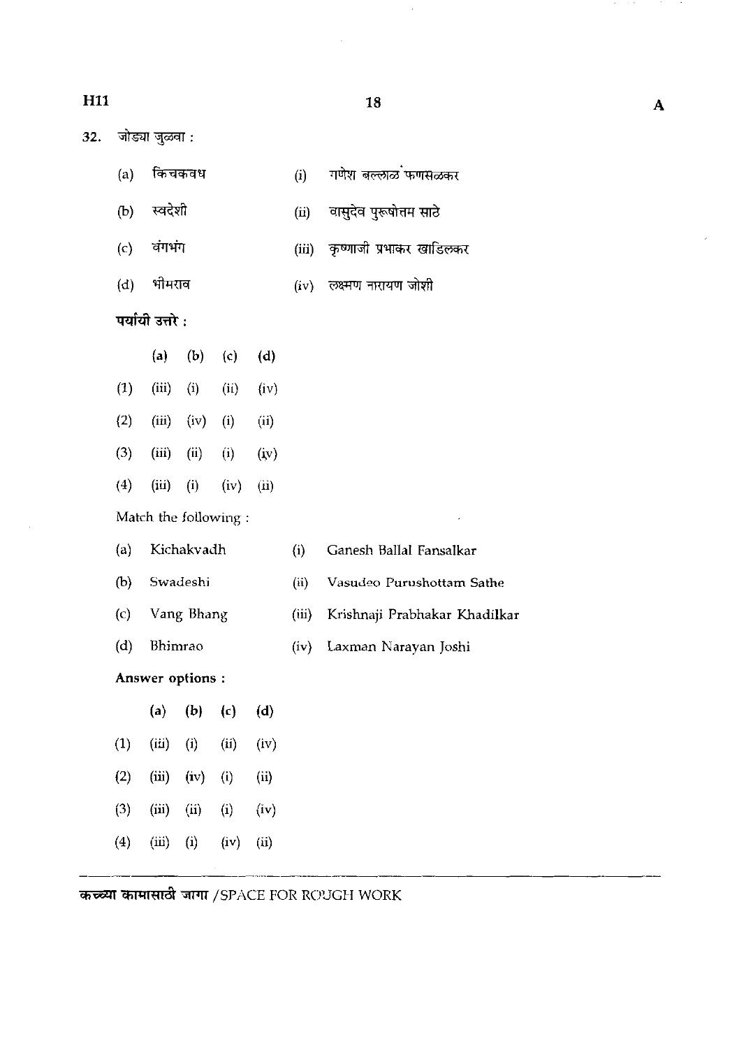32. जोड्या जुळवा :

| | | | |
|---|---|---|---|
| (a) | किचकवध | (i) | गणेश बल्लाळ फणसळकर |
| (b) | स्वदेशी | (ii) | वासुदेव पुरूषोत्तम साठे |
| (c) | वंगभंग | (iii) | कृष्णाजी प्रभाकर खाडिलकर |
| (d) | भीमराव | (iv) | लक्ष्मण नारायण जोशी |

**पर्यायी उत्तरे :**

| | (a) | (b) | (c) | (d) |
|---|---|---|---|---|
| (1) | (iii) | (i) | (ii) | (iv) |
| (2) | (iii) | (iv) | (i) | (ii) |
| (3) | (iii) | (ii) | (i) | (iv) |
| (4) | (iii) | (i) | (iv) | (ii) |

Match the following :

| | | | |
|---|---|---|---|
| (a) | Kichakvadh | (i) | Ganesh Ballal Fansalkar |
| (b) | Swadeshi | (ii) | Vasudeo Purushottam Sathe |
| (c) | Vang Bhang | (iii) | Krishnaji Prabhakar Khadilkar |
| (d) | Bhimrao | (iv) | Laxman Narayan Joshi |

**Answer options :**

| | (a) | (b) | (c) | (d) |
|---|---|---|---|---|
| (1) | (iii) | (i) | (ii) | (iv) |
| (2) | (iii) | (iv) | (i) | (ii) |
| (3) | (iii) | (ii) | (i) | (iv) |
| (4) | (iii) | (i) | (iv) | (ii) |

कच्च्या कामासाठी जागा /SPACE FOR ROUGH WORK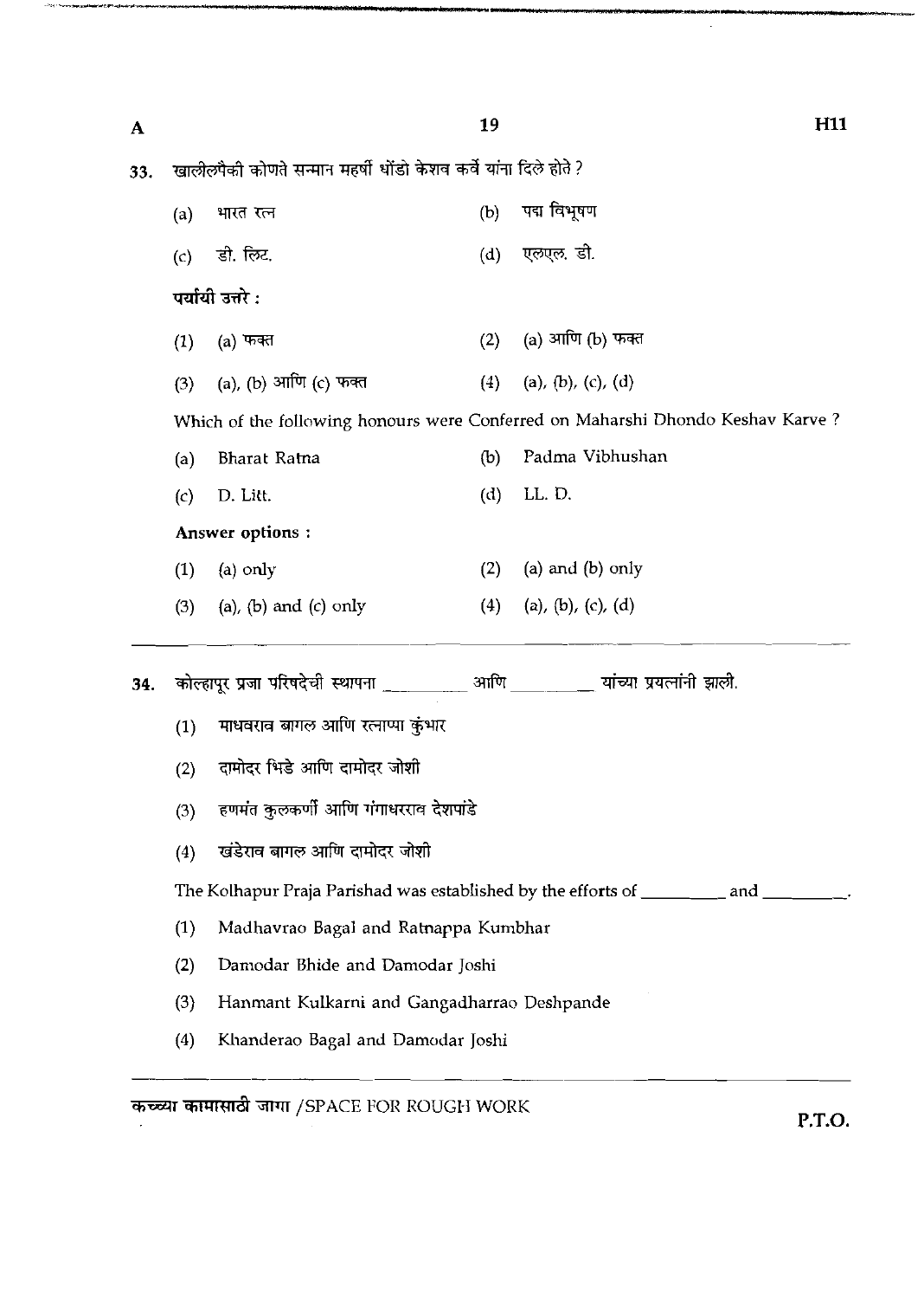33. खालीलपैकी कोणते सन्मान महर्षी धोंडो केशव कर्वे यांना दिले होते ?

(a) भारत रत्न
(b) पद्म विभूषण
(c) डी. लिट.
(d) एलएल. डी.

पर्यायी उत्तरे :

(1) (a) फक्त
(2) (a) आणि (b) फक्त
(3) (a), (b) आणि (c) फक्त
(4) (a), (b), (c), (d)

Which of the following honours were Conferred on Maharshi Dhondo Keshav Karve ?

(a) Bharat Ratna
(b) Padma Vibhushan
(c) D. Litt.
(d) LL. D.

**Answer options :**

(1) (a) only
(2) (a) and (b) only
(3) (a), (b) and (c) only
(4) (a), (b), (c), (d)

---

34. कोल्हापूर प्रजा परिषदेची स्थापना \_\_\_\_\_\_\_\_\_ आणि \_\_\_\_\_\_\_\_\_ यांच्या प्रयत्नांनी झाली.

(1) माधवराव बागल आणि रत्नाप्पा कुंभार
(2) दामोदर भिडे आणि दामोदर जोशी
(3) हणमंत कुलकर्णी आणि गंगाधरराव देशपांडे
(4) खंडेराव बागल आणि दामोदर जोशी

The Kolhapur Praja Parishad was established by the efforts of \_\_\_\_\_\_\_\_\_ and \_\_\_\_\_\_\_\_\_.

(1) Madhavrao Bagal and Ratnappa Kumbhar
(2) Damodar Bhide and Damodar Joshi
(3) Hanmant Kulkarni and Gangadharrao Deshpande
(4) Khanderao Bagal and Damodar Joshi

---

कच्च्या कामासाठी जागा /SPACE FOR ROUGH WORK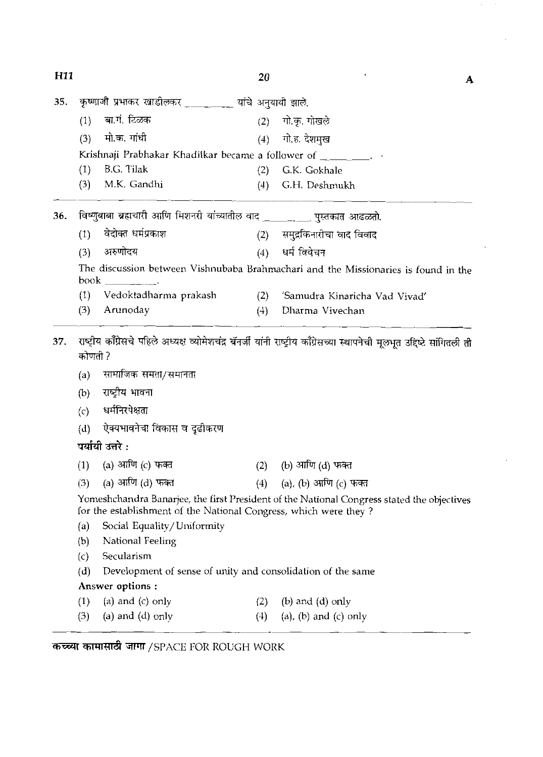35. कृष्णाजी प्रभाकर खाडीलकर ________ यांचे अनुयायी झाले.

(1) बा.गं. टिळक
(2) गो.कृ. गोखले
(3) मो.क. गांधी
(4) गो.ह. देशमुख

Krishnaji Prabhakar Khadilkar became a follower of ________.

(1) B.G. Tilak
(2) G.K. Gokhale
(3) M.K. Gandhi
(4) G.H. Deshmukh

---

36. विष्णुबाबा ब्रह्मचारी आणि मिशनरी यांच्यातील वाद ________ पुस्तकात आढळतो.

(1) वेदोक्त धर्मप्रकाश
(2) समुद्रकिनारीचा वाद विवाद
(3) अरुणोदय
(4) धर्म विवेचन

The discussion between Vishnubaba Brahmachari and the Missionaries is found in the book ________.

(1) Vedoktadharma prakash
(2) 'Samudra Kinaricha Vad Vivad'
(3) Arunoday
(4) Dharma Vivechan

---

37. राष्ट्रीय काँग्रेसचे पहिले अध्यक्ष व्योमेशचंद्र बॅनर्जी यांनी राष्ट्रीय काँग्रेसच्या स्थापनेची मूलभूत उद्दिष्टे सांगितली ती कोणती ?

(a) सामाजिक समता/समानता
(b) राष्ट्रीय भावना
(c) धर्मनिरपेक्षता
(d) ऐक्यभावनेचा विकास व दृढीकरण

**पर्यायी उत्तरे :**

(1) (a) आणि (c) फक्त
(2) (b) आणि (d) फक्त
(3) (a) आणि (d) फक्त
(4) (a), (b) आणि (c) फक्त

Yomeshchandra Banarjee, the first President of the National Congress stated the objectives for the establishment of the National Congress, which were they ?

(a) Social Equality/Uniformity
(b) National Feeling
(c) Secularism
(d) Development of sense of unity and consolidation of the same

**Answer options :**

(1) (a) and (c) only
(2) (b) and (d) only
(3) (a) and (d) only
(4) (a), (b) and (c) only

**कच्च्या कामासाठी जागा** /SPACE FOR ROUGH WORK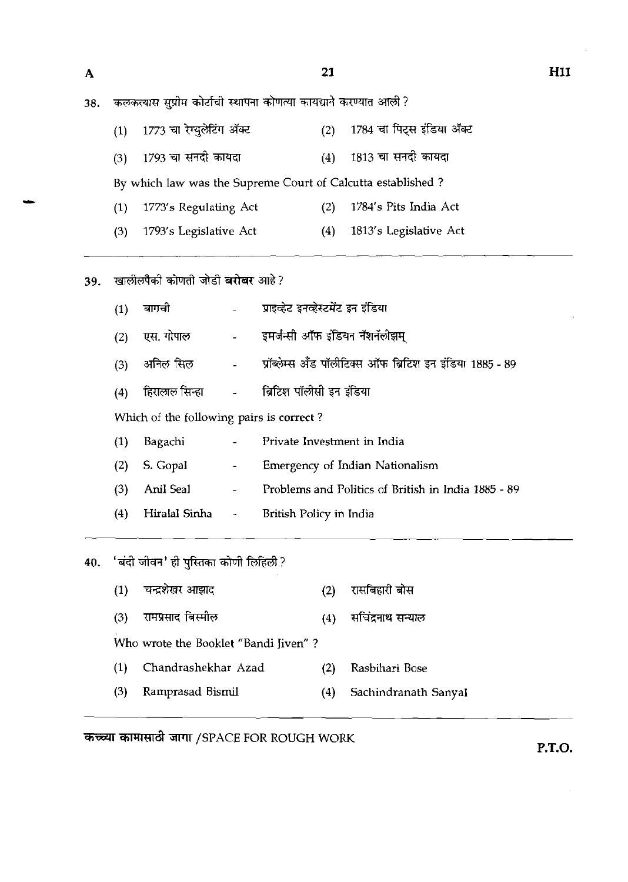38. कलकत्यास सुप्रीम कोर्टाची स्थापना कोणत्या कायद्याने करण्यात आली ?

(1) 1773 चा रेग्युलेटिंग ॲक्ट (2) 1784 चा पिट्स इंडिया ॲक्ट

(3) 1793 चा सनदी कायदा (4) 1813 चा सनदी कायदा

By which law was the Supreme Court of Calcutta established ?

(1) 1773's Regulating Act (2) 1784's Pits India Act

(3) 1793's Legislative Act (4) 1813's Legislative Act

---

39. खालीलपैकी कोणती जोडी **बरोबर** आहे ?

(1) बागची - प्राइव्हेट इनव्हेस्टमेंट इन इंडिया

(2) एस. गोपाल - इमर्जन्सी ऑफ इंडियन नॅशनॅलीझम्

(3) अनिल सिल - प्रॉब्लेम्स अँड पॉलीटिक्स ऑफ ब्रिटिश इन इंडिया 1885 - 89

(4) हिरालाल सिन्हा - ब्रिटिश पॉलीसी इन इंडिया

Which of the following pairs is **correct** ?

(1) Bagachi - Private Investment in India

(2) S. Gopal - Emergency of Indian Nationalism

(3) Anil Seal - Problems and Politics of British in India 1885 - 89

(4) Hiralal Sinha - British Policy in India

---

40. 'बंदी जीवन' ही पुस्तिका कोणी लिहिली ?

(1) चन्द्रशेखर आझाद (2) रासबिहारी बोस

(3) रामप्रसाद बिस्मील (4) सचिंद्रनाथ सन्याल

Who wrote the Booklet "Bandi Jiven" ?

(1) Chandrashekhar Azad (2) Rasbihari Bose

(3) Ramprasad Bismil (4) Sachindranath Sanyal

---

**कच्च्या कामासाठी जागा** /SPACE FOR ROUGH WORK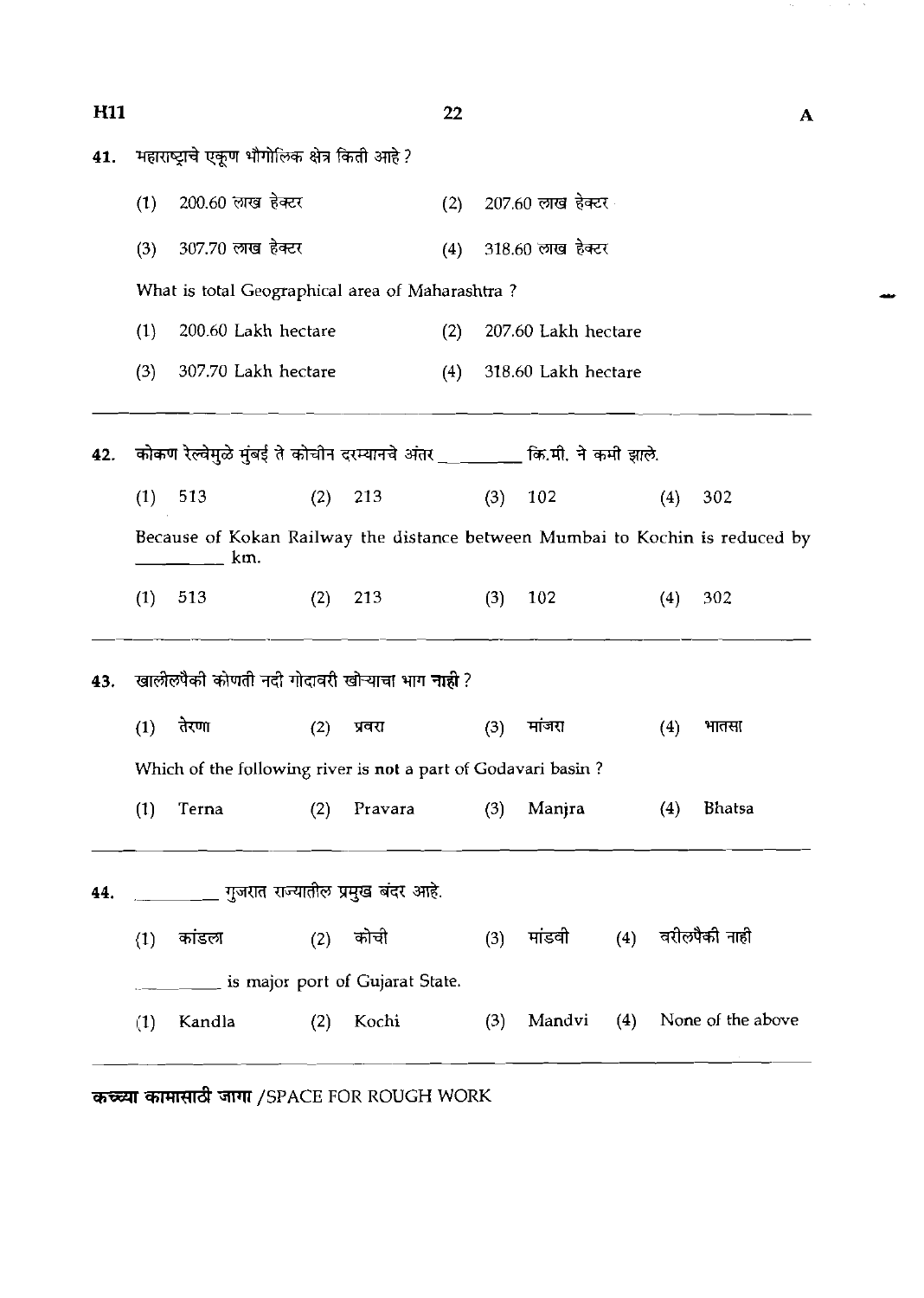41. महाराष्ट्राचे एकूण भौगोलिक क्षेत्र किती आहे ?

    (1) 200.60 लाख हेक्टर  (2) 207.60 लाख हेक्टर

    (3) 307.70 लाख हेक्टर  (4) 318.60 लाख हेक्टर

    What is total Geographical area of Maharashtra ?

    (1) 200.60 Lakh hectare  (2) 207.60 Lakh hectare

    (3) 307.70 Lakh hectare  (4) 318.60 Lakh hectare

---

42. कोकण रेल्वेमुळे मुंबई ते कोचीन दरम्यानचे अंतर _________ कि.मी. ने कमी झाले.

    (1) 513  (2) 213  (3) 102  (4) 302

    Because of Kokan Railway the distance between Mumbai to Kochin is reduced by _________ km.

    (1) 513  (2) 213  (3) 102  (4) 302

---

43. खालीलपैकी कोणती नदी गोदावरी खोऱ्याचा भाग **नाही** ?

    (1) तेरणा  (2) प्रवरा  (3) मांजरा  (4) भातसा

    Which of the following river is **not** a part of Godavari basin ?

    (1) Terna  (2) Pravara  (3) Manjra  (4) Bhatsa

---

44. _________ गुजरात राज्यातील प्रमुख बंदर आहे.

    (1) कांडला  (2) कोची  (3) मांडवी  (4) वरीलपैकी नाही

    _________ is major port of Gujarat State.

    (1) Kandla  (2) Kochi  (3) Mandvi  (4) None of the above

---

**कच्च्या कामासाठी जागा** /SPACE FOR ROUGH WORK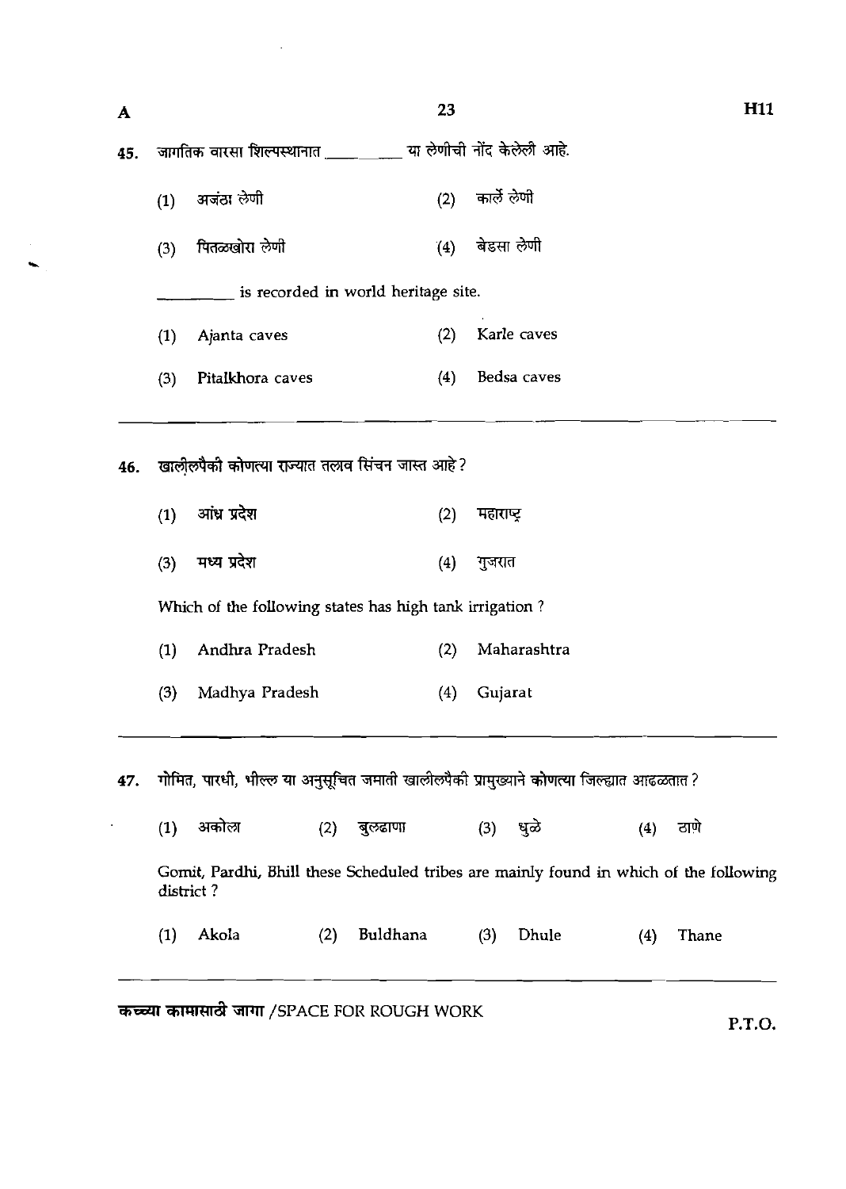45. जागतिक वारसा शिल्पस्थानात ________ या लेणीची नोंद केलेली आहे.

(1) अजंठा लेणी  (2) कार्ले लेणी

(3) पितळखोरा लेणी  (4) बेडसा लेणी

________ is recorded in world heritage site.

(1) Ajanta caves  (2) Karle caves

(3) Pitalkhora caves  (4) Bedsa caves

---

46. खालीलपैकी कोणत्या राज्यात तलाव सिंचन जास्त आहे ?

(1) आंध्र प्रदेश  (2) महाराष्ट्र

(3) मध्य प्रदेश  (4) गुजरात

Which of the following states has high tank irrigation ?

(1) Andhra Pradesh  (2) Maharashtra

(3) Madhya Pradesh  (4) Gujarat

---

47. गोमित, पारधी, भील्ल या अनुसूचित जमाती खालीलपैकी प्रामुख्याने कोणत्या जिल्ह्यात आढळतात ?

(1) अकोला  (2) बुलढाणा  (3) धुळे  (4) ठाणे

Gomit, Pardhi, Bhill these Scheduled tribes are mainly found in which of the following district ?

(1) Akola  (2) Buldhana  (3) Dhule  (4) Thane

---

कच्च्या कामासाठी जागा /SPACE FOR ROUGH WORK

P.T.O.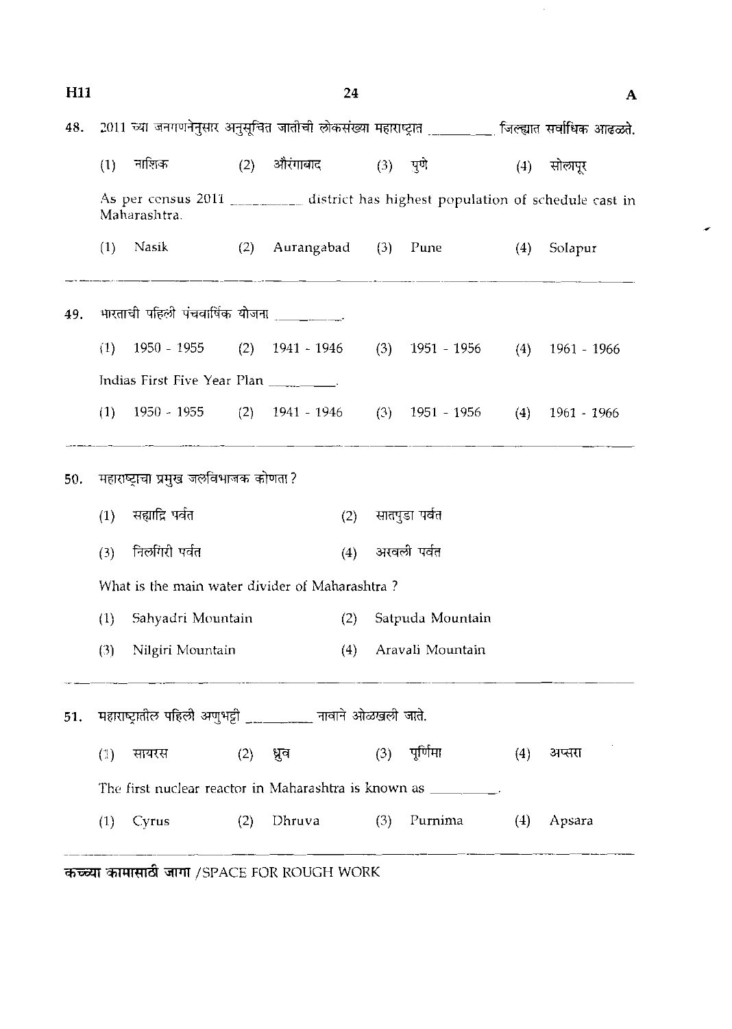48. 2011 च्या जनगणनेनुसार अनुसूचित जातीची लोकसंख्या महाराष्ट्रात ________ जिल्ह्यात सर्वाधिक आढळते.

(1) नाशिक (2) औरंगाबाद (3) पुणे (4) सोलापूर

As per census 2011 ________ district has highest population of schedule cast in Maharashtra.

(1) Nasik (2) Aurangabad (3) Pune (4) Solapur

---

49. भारताची पहिली पंचवार्षिक योजना ________.

(1) 1950 - 1955 (2) 1941 - 1946 (3) 1951 - 1956 (4) 1961 - 1966

Indias First Five Year Plan ________.

(1) 1950 - 1955 (2) 1941 - 1946 (3) 1951 - 1956 (4) 1961 - 1966

---

50. महाराष्ट्राचा प्रमुख जलविभाजक कोणता ?

(1) सह्याद्रि पर्वत (2) सातपुडा पर्वत

(3) निलगिरी पर्वत (4) अरवली पर्वत

What is the main water divider of Maharashtra ?

(1) Sahyadri Mountain (2) Satpuda Mountain

(3) Nilgiri Mountain (4) Aravali Mountain

---

51. महाराष्ट्रातील पहिली अणुभट्टी ________ नावाने ओळखली जाते.

(1) सायरस (2) ध्रुव (3) पूर्णिमा (4) अप्सरा

The first nuclear reactor in Maharashtra is known as ________.

(1) Cyrus (2) Dhruva (3) Purnima (4) Apsara

---

कच्च्या कामासाठी जागा /SPACE FOR ROUGH WORK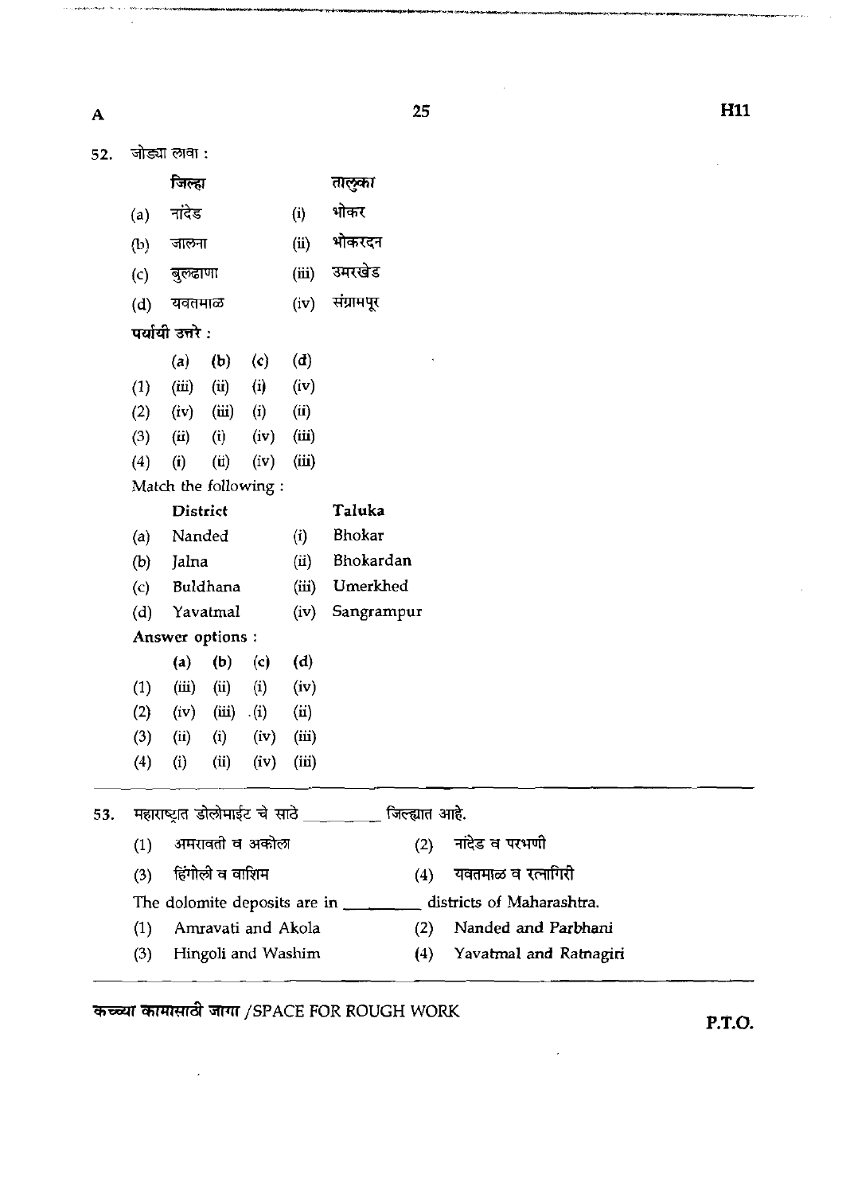52. जोड्या लावा :

| | जिल्हा | | तालुका |
|---|---|---|---|
| (a) | नांदेड | (i) | भोकर |
| (b) | जालना | (ii) | भोकरदन |
| (c) | बुल्ढाणा | (iii) | उमरखेड |
| (d) | यवतमाळ | (iv) | संग्रामपूर |

**पर्यायी उत्तरे :**

| | (a) | (b) | (c) | (d) |
|---|---|---|---|---|
| (1) | (iii) | (ii) | (i) | (iv) |
| (2) | (iv) | (iii) | (i) | (ii) |
| (3) | (ii) | (i) | (iv) | (iii) |
| (4) | (i) | (ii) | (iv) | (iii) |

Match the following :

| | District | | Taluka |
|---|---|---|---|
| (a) | Nanded | (i) | Bhokar |
| (b) | Jalna | (ii) | Bhokardan |
| (c) | Buldhana | (iii) | Umerkhed |
| (d) | Yavatmal | (iv) | Sangrampur |

**Answer options :**

| | (a) | (b) | (c) | (d) |
|---|---|---|---|---|
| (1) | (iii) | (ii) | (i) | (iv) |
| (2) | (iv) | (iii) | (i) | (ii) |
| (3) | (ii) | (i) | (iv) | (iii) |
| (4) | (i) | (ii) | (iv) | (iii) |

53. महाराष्ट्रात डोलोमाईट चे साठे \_\_\_\_\_\_\_\_ जिल्ह्यात आहे.

(1) अमरावती व अकोला (2) नांदेड व परभणी
(3) हिंगोली व वाशिम (4) यवतमाळ व रत्नागिरी

The dolomite deposits are in \_\_\_\_\_\_\_\_ districts of Maharashtra.

(1) Amravati and Akola (2) Nanded and Parbhani
(3) Hingoli and Washim (4) Yavatmal and Ratnagiri

कच्च्या कामासाठी जागा /SPACE FOR ROUGH WORK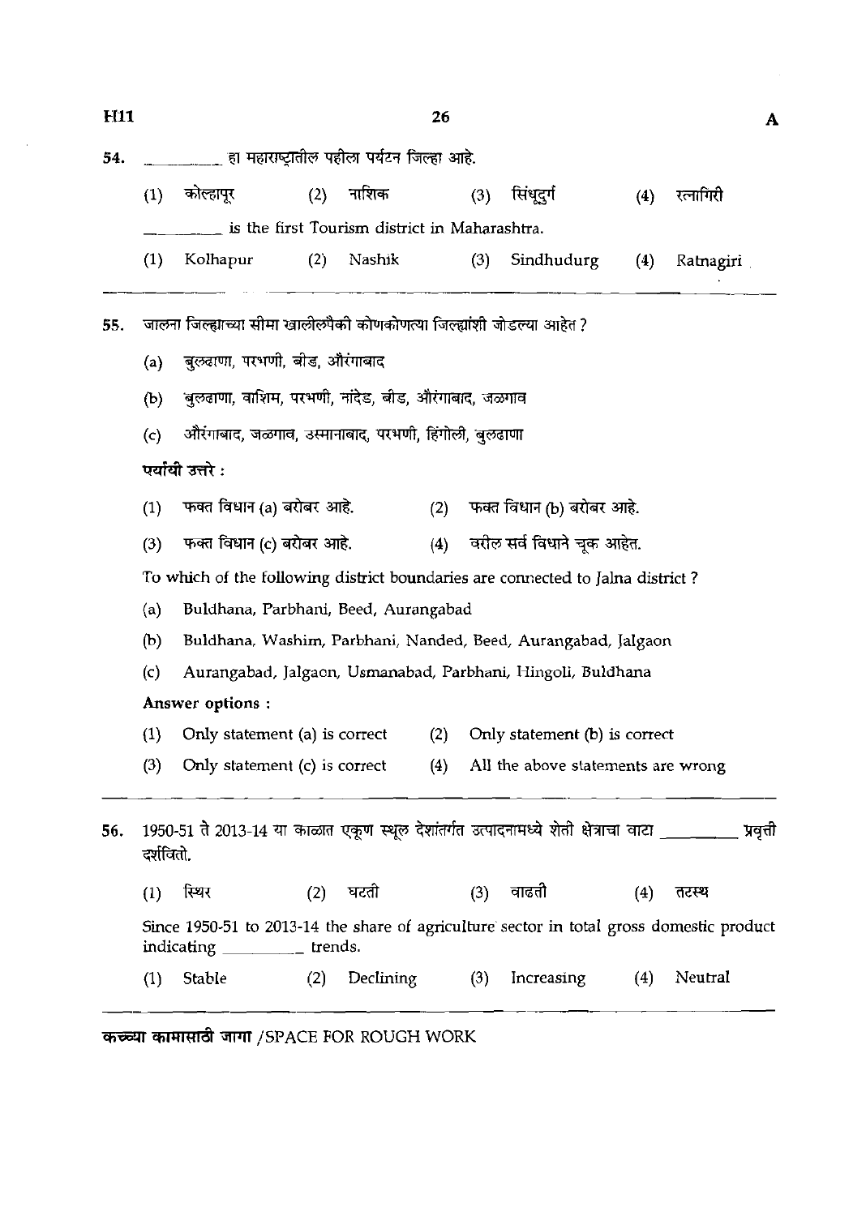54. \_\_\_\_\_\_\_\_ हा महाराष्ट्रातील पहीला पर्यटन जिल्हा आहे.

(1) कोल्हापूर (2) नाशिक (3) सिंधुदुर्ग (4) रत्नागिरी

\_\_\_\_\_\_\_\_ is the first Tourism district in Maharashtra.

(1) Kolhapur (2) Nashik (3) Sindhudurg (4) Ratnagiri

---

55. जालना जिल्ह्याच्या सीमा खालीलपैकी कोणकोणत्या जिल्ह्यांशी जोडल्या आहेत ?

(a) बुलढाणा, परभणी, बीड, औरंगाबाद

(b) बुलढाणा, वाशिम, परभणी, नांदेड, बीड, औरंगाबाद, जळगाव

(c) औरंगाबाद, जळगाव, उस्मानाबाद, परभणी, हिंगोली, बुलढाणा

पर्यायी उत्तरे :

(1) फक्त विधान (a) बरोबर आहे. (2) फक्त विधान (b) बरोबर आहे.

(3) फक्त विधान (c) बरोबर आहे. (4) वरील सर्व विधाने चूक आहेत.

To which of the following district boundaries are connected to Jalna district ?

(a) Buldhana, Parbhani, Beed, Aurangabad

(b) Buldhana, Washim, Parbhani, Nanded, Beed, Aurangabad, Jalgaon

(c) Aurangabad, Jalgaon, Usmanabad, Parbhani, Hingoli, Buldhana

**Answer options :**

(1) Only statement (a) is correct (2) Only statement (b) is correct

(3) Only statement (c) is correct (4) All the above statements are wrong

---

56. 1950-51 ते 2013-14 या काळात एकूण स्थूल देशांतर्गत उत्पादनामध्ये शेती क्षेत्राचा वाटा \_\_\_\_\_\_\_\_ प्रवृत्ती दर्शवितो.

(1) स्थिर (2) घटती (3) वाढती (4) तटस्थ

Since 1950-51 to 2013-14 the share of agriculture sector in total gross domestic product indicating \_\_\_\_\_\_\_\_ trends.

(1) Stable (2) Declining (3) Increasing (4) Neutral

---

**कच्च्या कामासाठी जागा** / SPACE FOR ROUGH WORK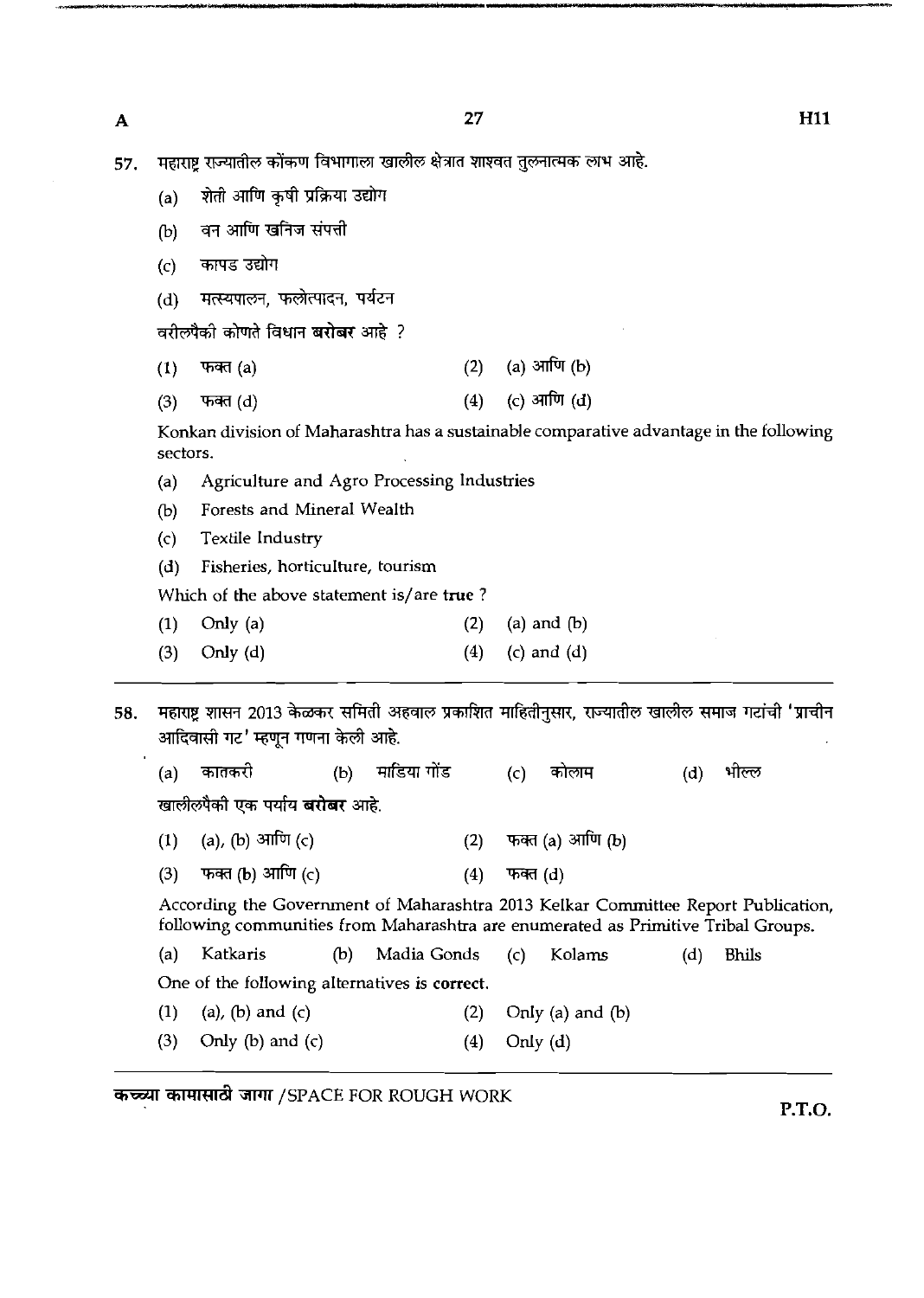57. महाराष्ट्र राज्यातील कोंकण विभागाला खालील क्षेत्रात शाश्वत तुलनात्मक लाभ आहे.

(a) शेती आणि कृषी प्रक्रिया उद्योग

(b) वन आणि खनिज संपत्ती

(c) कापड उद्योग

(d) मत्स्यपालन, फलोत्पादन, पर्यटन

वरीलपैकी कोणते विधान **बरोबर** आहे ?

(1) फक्त (a) (2) (a) आणि (b)

(3) फक्त (d) (4) (c) आणि (d)

Konkan division of Maharashtra has a sustainable comparative advantage in the following sectors.

(a) Agriculture and Agro Processing Industries

(b) Forests and Mineral Wealth

(c) Textile Industry

(d) Fisheries, horticulture, tourism

Which of the above statement is/are **true** ?

(1) Only (a) (2) (a) and (b)

(3) Only (d) (4) (c) and (d)

---

58. महाराष्ट्र शासन 2013 केळकर समिती अहवाल प्रकाशित माहितीनुसार, राज्यातील खालील समाज गटांची 'प्राचीन आदिवासी गट' म्हणून गणना केली आहे.

(a) कातकरी (b) माडिया गोंड (c) कोलाम (d) भील्ल

खालीलपैकी एक पर्याय **बरोबर** आहे.

(1) (a), (b) आणि (c) (2) फक्त (a) आणि (b)

(3) फक्त (b) आणि (c) (4) फक्त (d)

According the Government of Maharashtra 2013 Kelkar Committee Report Publication, following communities from Maharashtra are enumerated as Primitive Tribal Groups.

(a) Katkaris (b) Madia Gonds (c) Kolams (d) Bhils

One of the following alternatives is **correct**.

(1) (a), (b) and (c) (2) Only (a) and (b)

(3) Only (b) and (c) (4) Only (d)

---

**कच्च्या कामासाठी जागा** /SPACE FOR ROUGH WORK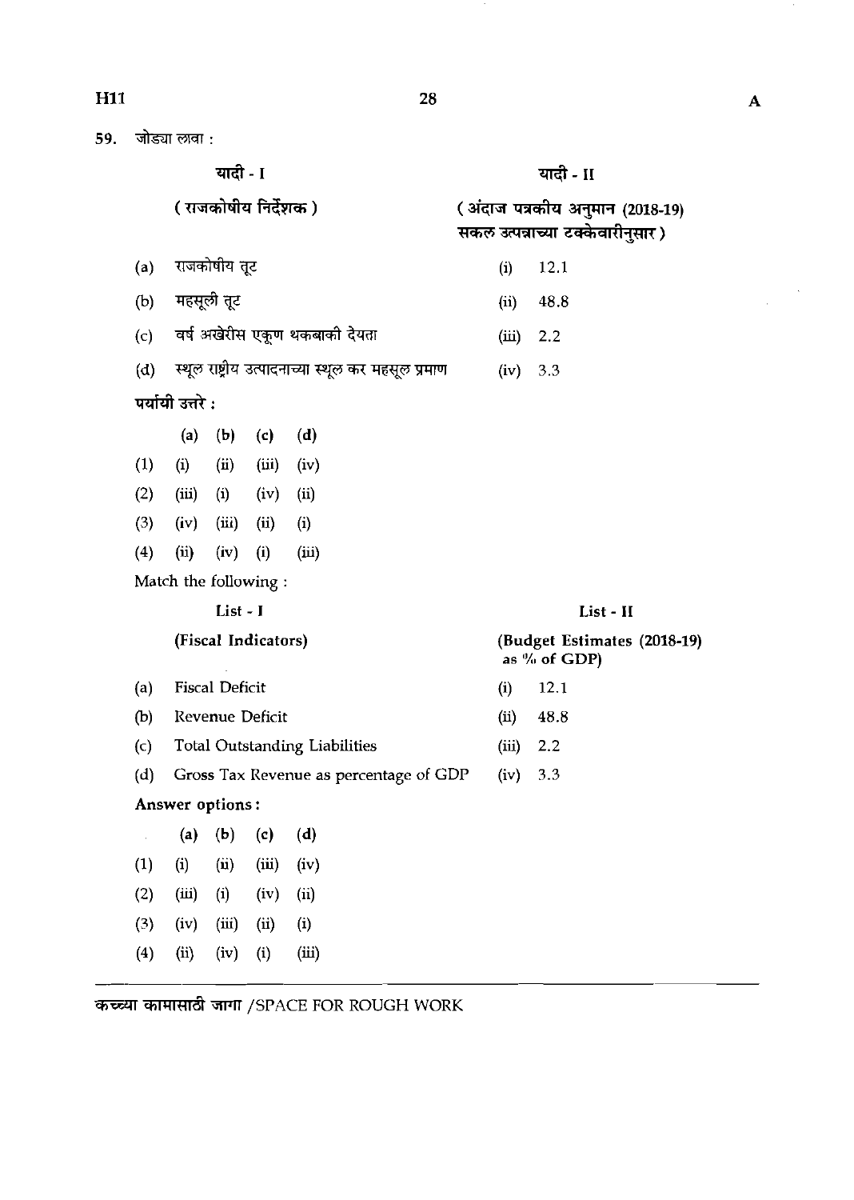59. जोड्या लावा :

| | यादी - I (राजकोषीय निर्देशक) | | यादी - II (अंदाज पत्रकीय अनुमान (2018-19) सकल उत्पन्नाच्या टक्केवारीनुसार) |
|---|---|---|---|
| (a) | राजकोषीय तूट | (i) | 12.1 |
| (b) | महसूली तूट | (ii) | 48.8 |
| (c) | वर्ष अखेरीस एकूण थकबाकी देयता | (iii) | 2.2 |
| (d) | स्थूल राष्ट्रीय उत्पादनाच्या स्थूल कर महसूल प्रमाण | (iv) | 3.3 |

पर्यायी उत्तरे :

| | (a) | (b) | (c) | (d) |
|---|---|---|---|---|
| (1) | (i) | (ii) | (iii) | (iv) |
| (2) | (iii) | (i) | (iv) | (ii) |
| (3) | (iv) | (iii) | (ii) | (i) |
| (4) | (ii) | (iv) | (i) | (iii) |

Match the following :

| | List - I (Fiscal Indicators) | | List - II (Budget Estimates (2018-19) as % of GDP) |
|---|---|---|---|
| (a) | Fiscal Deficit | (i) | 12.1 |
| (b) | Revenue Deficit | (ii) | 48.8 |
| (c) | Total Outstanding Liabilities | (iii) | 2.2 |
| (d) | Gross Tax Revenue as percentage of GDP | (iv) | 3.3 |

**Answer options :**

| | (a) | (b) | (c) | (d) |
|---|---|---|---|---|
| (1) | (i) | (ii) | (iii) | (iv) |
| (2) | (iii) | (i) | (iv) | (ii) |
| (3) | (iv) | (iii) | (ii) | (i) |
| (4) | (ii) | (iv) | (i) | (iii) |

कच्च्या कामासाठी जागा /SPACE FOR ROUGH WORK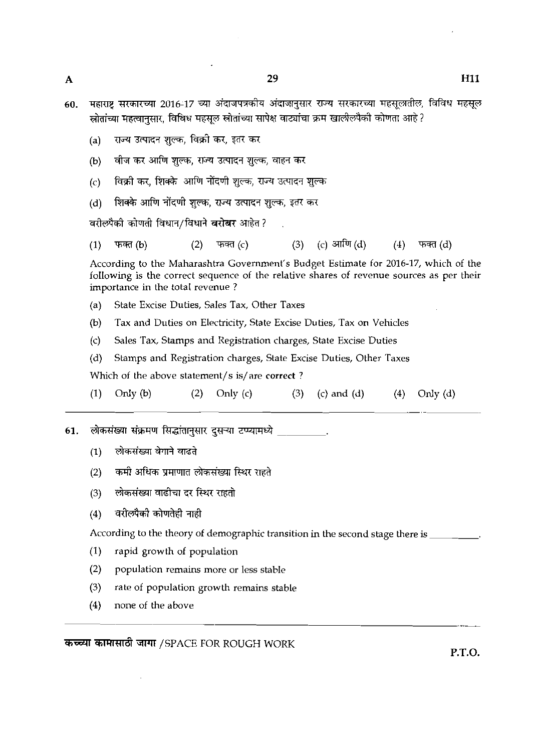60. महाराष्ट्र सरकारच्या 2016-17 च्या अंदाजपत्रकीय अंदाजानुसार राज्य सरकारच्या महसूलातील, विविध महसूल स्रोतांच्या महत्वानुसार, विविध महसूल स्रोतांच्या सापेक्ष वाट्यांचा क्रम खालीलपैकी कोणता आहे ?

(a) राज्य उत्पादन शुल्क, विक्री कर, इतर कर

(b) वीज कर आणि शुल्क, राज्य उत्पादन शुल्क, वाहन कर

(c) विक्री कर, शिक्के आणि नोंदणी शुल्क, राज्य उत्पादन शुल्क

(d) शिक्के आणि नोंदणी शुल्क, राज्य उत्पादन शुल्क, इतर कर

वरीलपैकी कोणती विधान/विधाने **बरोबर** आहेत ?

(1) फक्त (b) (2) फक्त (c) (3) (c) आणि (d) (4) फक्त (d)

According to the Maharashtra Government's Budget Estimate for 2016-17, which of the following is the correct sequence of the relative shares of revenue sources as per their importance in the total revenue ?

(a) State Excise Duties, Sales Tax, Other Taxes

(b) Tax and Duties on Electricity, State Excise Duties, Tax on Vehicles

(c) Sales Tax, Stamps and Registration charges, State Excise Duties

(d) Stamps and Registration charges, State Excise Duties, Other Taxes

Which of the above statement/s is/are **correct** ?

(1) Only (b) (2) Only (c) (3) (c) and (d) (4) Only (d)

61. लोकसंख्या संक्रमण सिद्धांतानुसार दुसऱ्या टप्प्यामध्ये \_\_\_\_\_\_\_\_.

(1) लोकसंख्या वेगाने वाढते

(2) कमी अधिक प्रमाणात लोकसंख्या स्थिर राहते

(3) लोकसंख्या वाढीचा दर स्थिर राहतो

(4) वरीलपैकी कोणतेही नाही

According to the theory of demographic transition in the second stage there is \_\_\_\_\_\_\_\_.

(1) rapid growth of population

(2) population remains more or less stable

(3) rate of population growth remains stable

(4) none of the above

**कच्च्या कामासाठी जागा** /SPACE FOR ROUGH WORK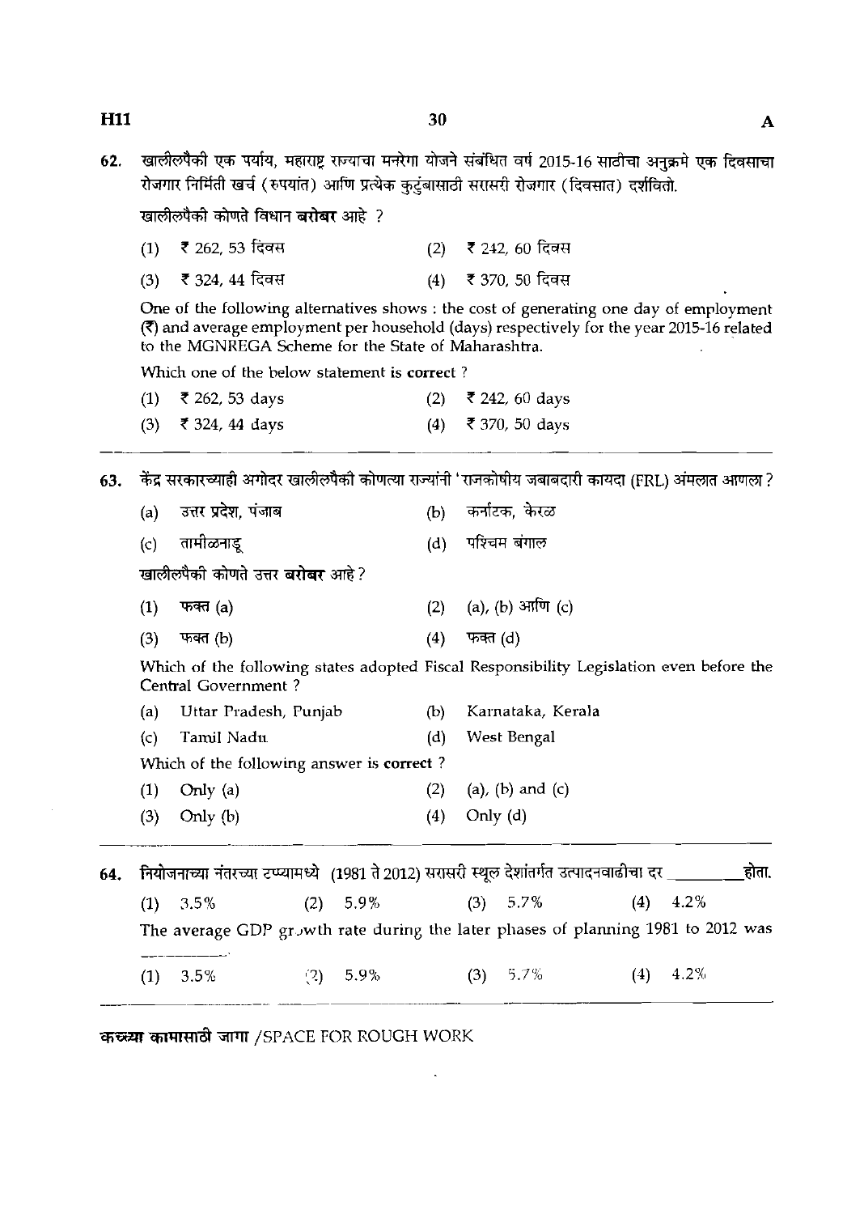62. खालीलपैकी एक पर्याय, महाराष्ट्र राज्याचा मनरेगा योजने संबंधित वर्ष 2015-16 साठीचा अनुक्रमे एक दिवसाचा रोजगार निर्मिती खर्च (रुपयांत) आणि प्रत्येक कुटुंबासाठी सरासरी रोजगार (दिवसात) दर्शवितो.

खालीलपैकी कोणते विधान **बरोबर** आहे ?

(1) ₹ 262, 53 दिवस  (2) ₹ 242, 60 दिवस

(3) ₹ 324, 44 दिवस  (4) ₹ 370, 50 दिवस

One of the following alternatives shows : the cost of generating one day of employment (₹) and average employment per household (days) respectively for the year 2015-16 related to the MGNREGA Scheme for the State of Maharashtra.

Which one of the below statement is **correct** ?

(1) ₹ 262, 53 days  (2) ₹ 242, 60 days

(3) ₹ 324, 44 days  (4) ₹ 370, 50 days

---

63. केंद्र सरकारच्याही अगोदर खालीलपैकी कोणत्या राज्यांनी 'राजकोषीय जबाबदारी कायदा (FRL) अंमलात आणला ?

(a) उत्तर प्रदेश, पंजाब  (b) कर्नाटक, केरळ

(c) तामीळनाडू  (d) पश्चिम बंगाल

खालीलपैकी कोणते उत्तर **बरोबर** आहे ?

(1) फक्त (a)  (2) (a), (b) आणि (c)

(3) फक्त (b)  (4) फक्त (d)

Which of the following states adopted Fiscal Responsibility Legislation even before the Central Government ?

(a) Uttar Pradesh, Punjab  (b) Karnataka, Kerala

(c) Tamil Nadu  (d) West Bengal

Which of the following answer is **correct** ?

(1) Only (a)  (2) (a), (b) and (c)

(3) Only (b)  (4) Only (d)

---

64. नियोजनाच्या नंतरच्या टप्प्यामध्ये (1981 ते 2012) सरासरी स्थूल देशांतर्गत उत्पादनवाढीचा दर \_\_\_\_\_\_\_\_ होता.

(1) 3.5%  (2) 5.9%  (3) 5.7%  (4) 4.2%

The average GDP growth rate during the later phases of planning 1981 to 2012 was \_\_\_\_\_\_\_\_.

(1) 3.5%  (2) 5.9%  (3) 5.7%  (4) 4.2%

---

कच्च्या कामासाठी जागा /SPACE FOR ROUGH WORK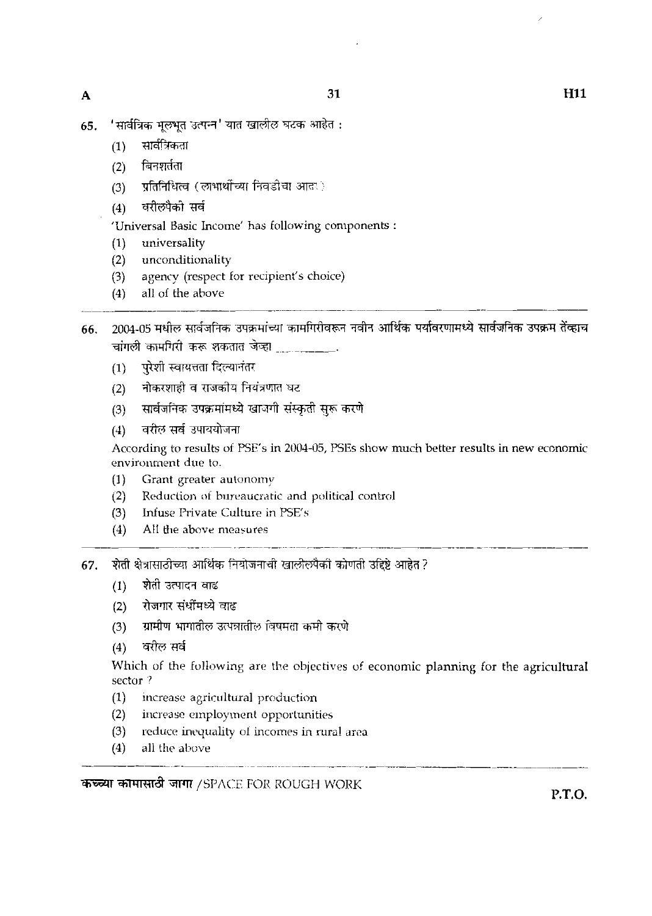65. 'सार्वत्रिक मूलभूत उत्पन्न' यात खालील घटक आहेत :

    (1) सार्वत्रिकता
    (2) बिनशर्तता
    (3) प्रतिनिधित्व (लाभार्थीच्या निवडीचा आदर)
    (4) वरीलपैकी सर्व

    'Universal Basic Income' has following components :

    (1) universality
    (2) unconditionality
    (3) agency (respect for recipient's choice)
    (4) all of the above

---

66. 2004-05 मधील सार्वजनिक उपक्रमांच्या कामगिरीवरून नवीन आर्थिक पर्यावरणामध्ये सार्वजनिक उपक्रम तेंव्हाच चांगली कामगिरी करू शकतात जेव्हा _______.

    (1) पुरेशी स्वायत्तता दिल्यानंतर
    (2) नोकरशाही व राजकीय नियंत्रणात घट
    (3) सार्वजनिक उपक्रमांमध्ये खाजगी संस्कृती सुरू करणे
    (4) वरील सर्व उपाययोजना

    According to results of PSE's in 2004-05, PSEs show much better results in new economic environment due to.

    (1) Grant greater autonomy
    (2) Reduction of bureaucratic and political control
    (3) Infuse Private Culture in PSE's
    (4) All the above measures

---

67. शेती क्षेत्रासाठीच्या आर्थिक नियोजनाची खालीलपैकी कोणती उद्दिष्टे आहेत ?

    (1) शेती उत्पादन वाढ
    (2) रोजगार संधींमध्ये वाढ
    (3) ग्रामीण भागातील उत्पन्नातील विषमता कमी करणे
    (4) वरील सर्व

    Which of the following are the objectives of economic planning for the agricultural sector ?

    (1) increase agricultural production
    (2) increase employment opportunities
    (3) reduce inequality of incomes in rural area
    (4) all the above

---

**कच्च्या कामासाठी जागा** /SPACE FOR ROUGH WORK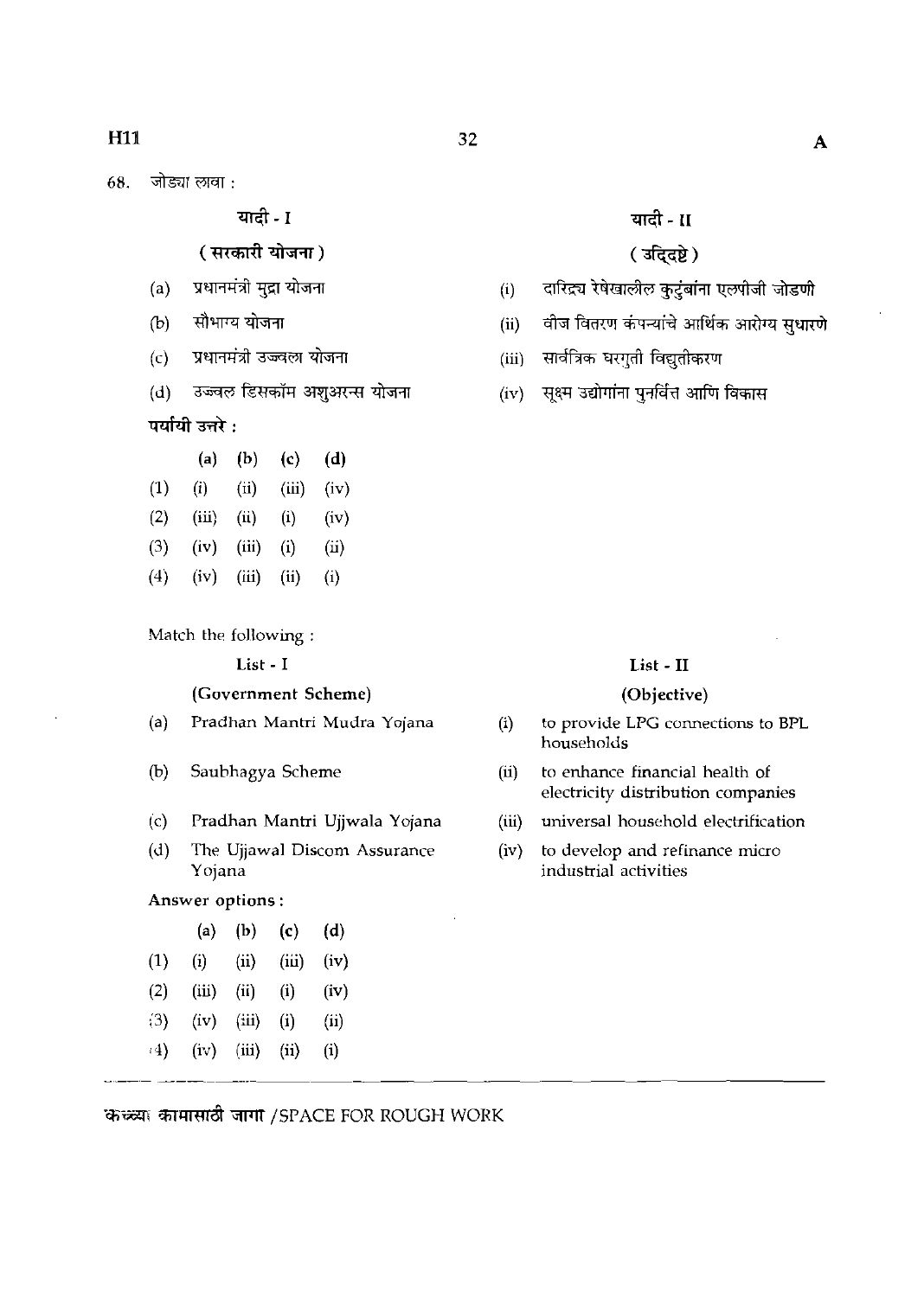68. जोड्या लावा :

| यादी - I | यादी - II |
|---|---|
| ( सरकारी योजना ) | ( उद्दिष्टे ) |
| (a) प्रधानमंत्री मुद्रा योजना | (i) दारिद्र्य रेषेखालील कुटुंबांना एलपीजी जोडणी |
| (b) सौभाग्य योजना | (ii) वीज वितरण कंपन्यांचे आर्थिक आरोग्य सुधारणे |
| (c) प्रधानमंत्री उज्वला योजना | (iii) सार्वत्रिक घरगुती विद्युतीकरण |
| (d) उज्वल डिसकॉम अशुअरन्स योजना | (iv) सूक्ष्म उद्योगांना पुनर्वित्त आणि विकास |

पर्यायी उत्तरे :

| | (a) | (b) | (c) | (d) |
|---|---|---|---|---|
| (1) | (i) | (ii) | (iii) | (iv) |
| (2) | (iii) | (ii) | (i) | (iv) |
| (3) | (iv) | (iii) | (i) | (ii) |
| (4) | (iv) | (iii) | (ii) | (i) |

Match the following :

| List - I | List - II |
|---|---|
| (Government Scheme) | (Objective) |
| (a) Pradhan Mantri Mudra Yojana | (i) to provide LPG connections to BPL households |
| (b) Saubhagya Scheme | (ii) to enhance financial health of electricity distribution companies |
| (c) Pradhan Mantri Ujjwala Yojana | (iii) universal household electrification |
| (d) The Ujjawal Discom Assurance Yojana | (iv) to develop and refinance micro industrial activities |

Answer options :

| | (a) | (b) | (c) | (d) |
|---|---|---|---|---|
| (1) | (i) | (ii) | (iii) | (iv) |
| (2) | (iii) | (ii) | (i) | (iv) |
| (3) | (iv) | (iii) | (i) | (ii) |
| (4) | (iv) | (iii) | (ii) | (i) |

कच्च्या कामासाठी जागा /SPACE FOR ROUGH WORK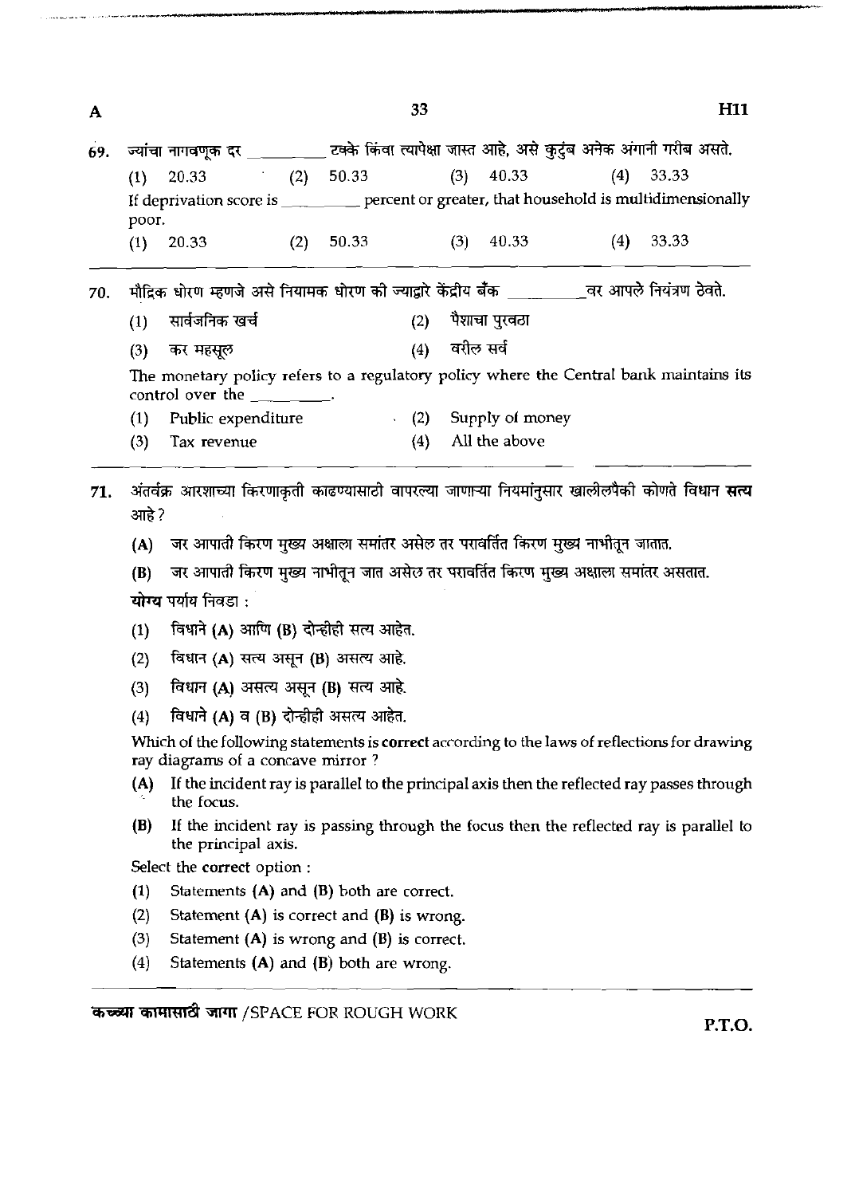69. ज्यांचा नागवणूक दर \_\_\_\_\_\_\_\_ टक्के किंवा त्यापेक्षा जास्त आहे, असे कुटुंब अनेक अंगानी गरीब असते.

(1) 20.33 (2) 50.33 (3) 40.33 (4) 33.33

If deprivation score is \_\_\_\_\_\_\_\_ percent or greater, that household is multidimensionally poor.

(1) 20.33 (2) 50.33 (3) 40.33 (4) 33.33

---

70. मौद्रिक धोरण म्हणजे असे नियामक धोरण की ज्याद्वारे केंद्रीय बँक \_\_\_\_\_\_\_\_ वर आपले नियंत्रण ठेवते.

(1) सार्वजनिक खर्च (2) पैशाचा पुरवठा

(3) कर महसूल (4) वरील सर्व

The monetary policy refers to a regulatory policy where the Central bank maintains its control over the \_\_\_\_\_\_\_\_.

(1) Public expenditure (2) Supply of money

(3) Tax revenue (4) All the above

---

71. अंतर्वक्र आरशाच्या किरणाकृती काढण्यासाठी वापरल्या जाणाऱ्या नियमांनुसार खालीलपैकी कोणते विधान **सत्य** आहे ?

**(A)** जर आपाती किरण मुख्य अक्षाला समांतर असेल तर परावर्तित किरण मुख्य नाभीतून जातात.

**(B)** जर आपाती किरण मुख्य नाभीतून जात असेल तर परावर्तित किरण मुख्य अक्षाला समांतर असतात.

**योग्य** पर्याय निवडा :

(1) विधाने **(A)** आणि **(B)** दोन्हीही सत्य आहेत.

(2) विधान **(A)** सत्य असून **(B)** असत्य आहे.

(3) विधान **(A)** असत्य असून **(B)** सत्य आहे.

(4) विधाने **(A)** व **(B)** दोन्हीही असत्य आहेत.

Which of the following statements is **correct** according to the laws of reflections for drawing ray diagrams of a concave mirror ?

**(A)** If the incident ray is parallel to the principal axis then the reflected ray passes through the focus.

**(B)** If the incident ray is passing through the focus then the reflected ray is parallel to the principal axis.

Select the **correct** option :

(1) Statements **(A)** and **(B)** both are correct.

(2) Statement **(A)** is correct and **(B)** is wrong.

(3) Statement **(A)** is wrong and **(B)** is correct.

(4) Statements **(A)** and **(B)** both are wrong.

**कच्च्या कामासाठी जागा** /SPACE FOR ROUGH WORK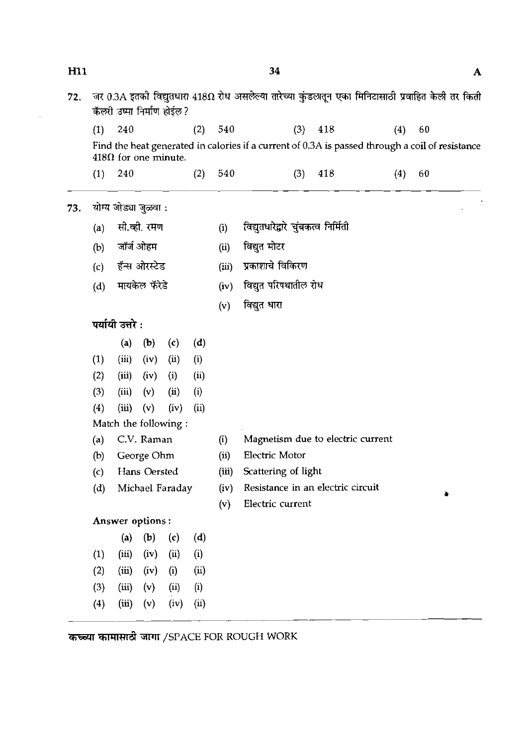72. जर 0.3A इतकी विद्युतधारा 418Ω रोध असलेल्या तारेच्या कुंडलातून एका मिनिटासाठी प्रवाहित केली तर किती कॅलरी उष्मा निर्माण होईल?

(1) 240 (2) 540 (3) 418 (4) 60

Find the heat generated in calories if a current of 0.3A is passed through a coil of resistance 418Ω for one minute.

(1) 240 (2) 540 (3) 418 (4) 60

---

73. योग्य जोड्या जुळवा :

| | | | |
|---|---|---|---|
| (a) | सी.व्ही. रमण | (i) | विद्युतधारेद्वारे चुंबकत्व निर्मिती |
| (b) | जॉर्ज ओहम | (ii) | विद्युत मोटर |
| (c) | हॅन्स ओरस्टेड | (iii) | प्रकाशाचे विकिरण |
| (d) | मायकेल फॅरेडे | (iv) | विद्युत परिपथातील रोध |
| | | (v) | विद्युत धारा |

पर्यायी उत्तरे :

| | (a) | (b) | (c) | (d) |
|---|---|---|---|---|
| (1) | (iii) | (iv) | (ii) | (i) |
| (2) | (iii) | (iv) | (i) | (ii) |
| (3) | (iii) | (v) | (ii) | (i) |
| (4) | (iii) | (v) | (iv) | (ii) |

Match the following :

| | | | |
|---|---|---|---|
| (a) | C.V. Raman | (i) | Magnetism due to electric current |
| (b) | George Ohm | (ii) | Electric Motor |
| (c) | Hans Oersted | (iii) | Scattering of light |
| (d) | Michael Faraday | (iv) | Resistance in an electric circuit |
| | | (v) | Electric current |

Answer options :

| | (a) | (b) | (c) | (d) |
|---|---|---|---|---|
| (1) | (iii) | (iv) | (ii) | (i) |
| (2) | (iii) | (iv) | (i) | (ii) |
| (3) | (iii) | (v) | (ii) | (i) |
| (4) | (iii) | (v) | (iv) | (ii) |

कच्च्या कामासाठी जागा /SPACE FOR ROUGH WORK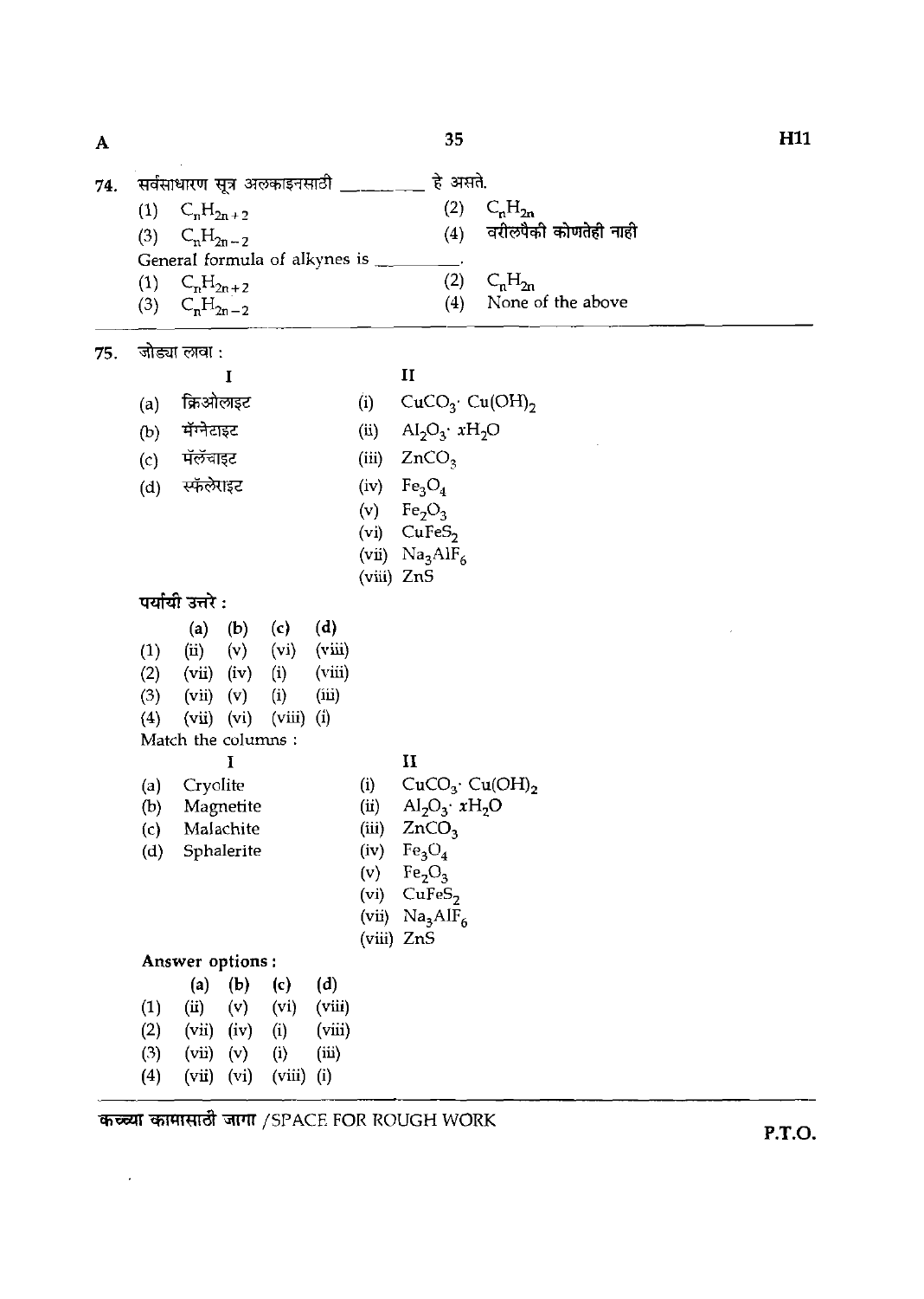74. सर्वसाधारण सूत्र अलकाइनसाठी ________ हे असते.

(1) $C_nH_{2n+2}$ (2) $C_nH_{2n}$

(3) $C_nH_{2n-2}$ (4) वरीलपैकी कोणतेही नाही

General formula of alkynes is ________.

(1) $C_nH_{2n+2}$ (2) $C_nH_{2n}$

(3) $C_nH_{2n-2}$ (4) None of the above

---

75. जोड्या लावा :

| | I | | II |
|---|---|---|---|
| (a) | क्रिओलाइट | (i) | $CuCO_3 \cdot Cu(OH)_2$ |
| (b) | मॅग्नेटाइट | (ii) | $Al_2O_3 \cdot xH_2O$ |
| (c) | मॅलॅचाइट | (iii) | $ZnCO_3$ |
| (d) | स्फॅलेराइट | (iv) | $Fe_3O_4$ |
| | | (v) | $Fe_2O_3$ |
| | | (vi) | $CuFeS_2$ |
| | | (vii) | $Na_3AlF_6$ |
| | | (viii) | $ZnS$ |

पर्यायी उत्तरे :

| | (a) | (b) | (c) | (d) |
|---|---|---|---|---|
| (1) | (ii) | (v) | (vi) | (viii) |
| (2) | (vii) | (iv) | (i) | (viii) |
| (3) | (vii) | (v) | (i) | (iii) |
| (4) | (vii) | (vi) | (viii) | (i) |

Match the columns :

| | I | | II |
|---|---|---|---|
| (a) | Cryolite | (i) | $CuCO_3 \cdot Cu(OH)_2$ |
| (b) | Magnetite | (ii) | $Al_2O_3 \cdot xH_2O$ |
| (c) | Malachite | (iii) | $ZnCO_3$ |
| (d) | Sphalerite | (iv) | $Fe_3O_4$ |
| | | (v) | $Fe_2O_3$ |
| | | (vi) | $CuFeS_2$ |
| | | (vii) | $Na_3AlF_6$ |
| | | (viii) | $ZnS$ |

Answer options :

| | (a) | (b) | (c) | (d) |
|---|---|---|---|---|
| (1) | (ii) | (v) | (vi) | (viii) |
| (2) | (vii) | (iv) | (i) | (viii) |
| (3) | (vii) | (v) | (i) | (iii) |
| (4) | (vii) | (vi) | (viii) | (i) |

कच्च्या कामासाठी जागा /SPACE FOR ROUGH WORK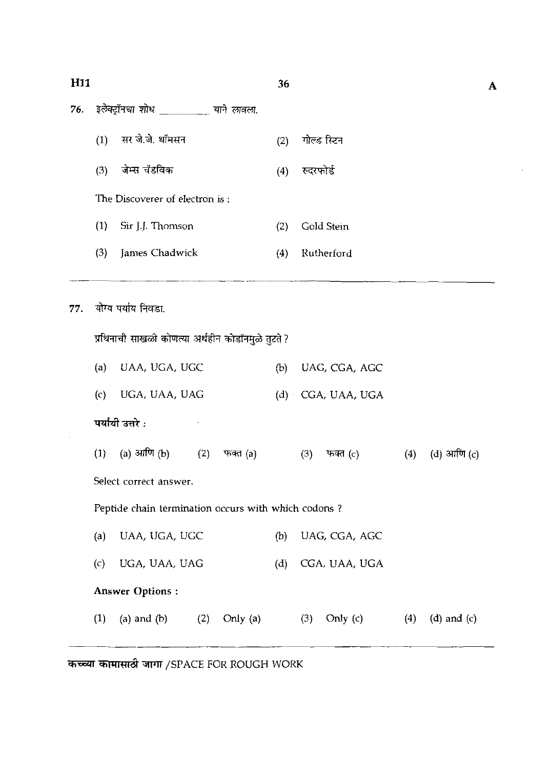76. इलेक्ट्रॉनचा शोध __________ याने लावला.

(1) सर जे.जे. थॉमसन (2) गोल्ड स्टिन

(3) जेम्स चॅडविक (4) रुदरफोर्ड

The Discoverer of electron is :

(1) Sir J.J. Thomson (2) Gold Stein

(3) James Chadwick (4) Rutherford

---

77. योग्य पर्याय निवडा.

प्रथिनाची साखळी कोणत्या अर्थहीन कोडॉनमुळे तुटते ?

(a) UAA, UGA, UGC (b) UAG, CGA, AGC

(c) UGA, UAA, UAG (d) CGA, UAA, UGA

**पर्यायी उत्तरे :**

(1) (a) आणि (b) (2) फक्त (a) (3) फक्त (c) (4) (d) आणि (c)

Select correct answer.

Peptide chain termination occurs with which codons ?

(a) UAA, UGA, UGC (b) UAG, CGA, AGC

(c) UGA, UAA, UAG (d) CGA, UAA, UGA

**Answer Options :**

(1) (a) and (b) (2) Only (a) (3) Only (c) (4) (d) and (c)

---

**कच्च्या कामासाठी जागा** /SPACE FOR ROUGH WORK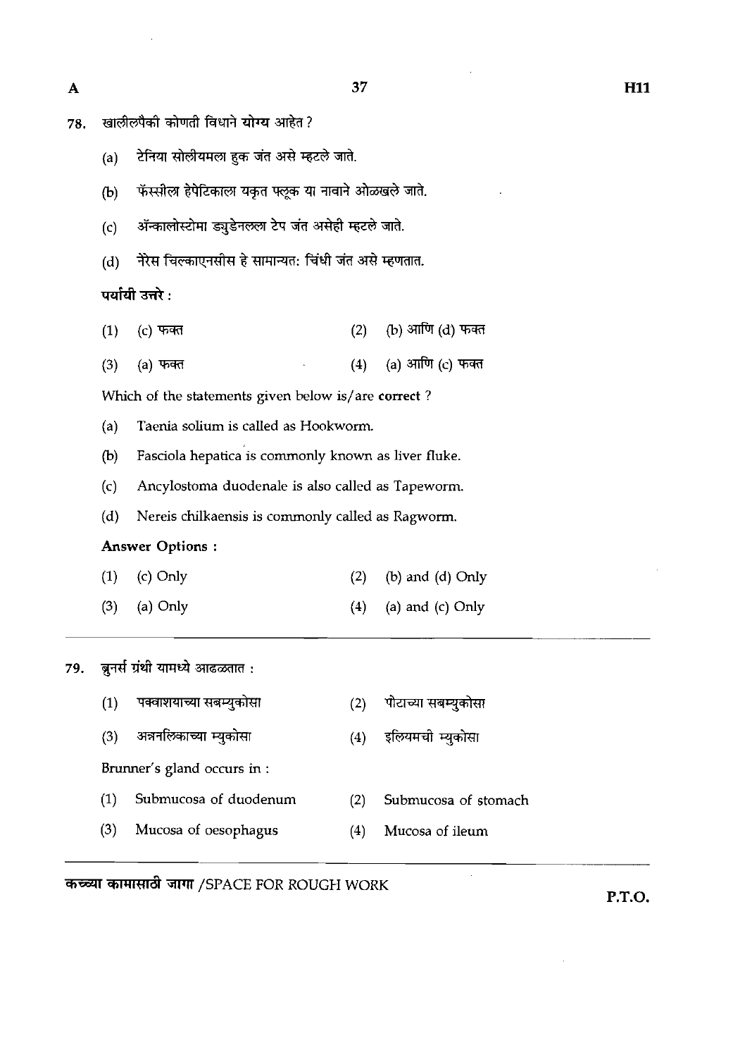78. खालीलपैकी कोणती विधाने **योग्य** आहेत ?

(a) टेनिया सोलीयमला हुक जंत असे म्हटले जाते.

(b) फॅस्सीला हेपेटिकाला यकृत फ्लूक या नावाने ओळखले जाते.

(c) ॲन्कालोस्टोमा ड्युडेनलला टेप जंत असेही म्हटले जाते.

(d) नेरेस चिल्काएनसीस हे सामान्यत: चिंधी जंत असे म्हणतात.

**पर्यायी उत्तरे :**

(1) (c) फक्त
(2) (b) आणि (d) फक्त
(3) (a) फक्त
(4) (a) आणि (c) फक्त

Which of the statements given below is/are **correct** ?

(a) Taenia solium is called as Hookworm.

(b) Fasciola hepatica is commonly known as liver fluke.

(c) Ancylostoma duodenale is also called as Tapeworm.

(d) Nereis chilkaensis is commonly called as Ragworm.

**Answer Options :**

(1) (c) Only
(2) (b) and (d) Only
(3) (a) Only
(4) (a) and (c) Only

---

79. ब्रुनर्स ग्रंथी यामध्ये आढळतात :

(1) पक्वाशयाच्या सबम्युकोसा
(2) पोटाच्या सबम्युकोसा
(3) अन्ननलिकाच्या म्युकोसा
(4) इलियमची म्युकोसा

Brunner's gland occurs in :

(1) Submucosa of duodenum
(2) Submucosa of stomach
(3) Mucosa of oesophagus
(4) Mucosa of ileum

---

**कच्च्या कामासाठी जागा** /SPACE FOR ROUGH WORK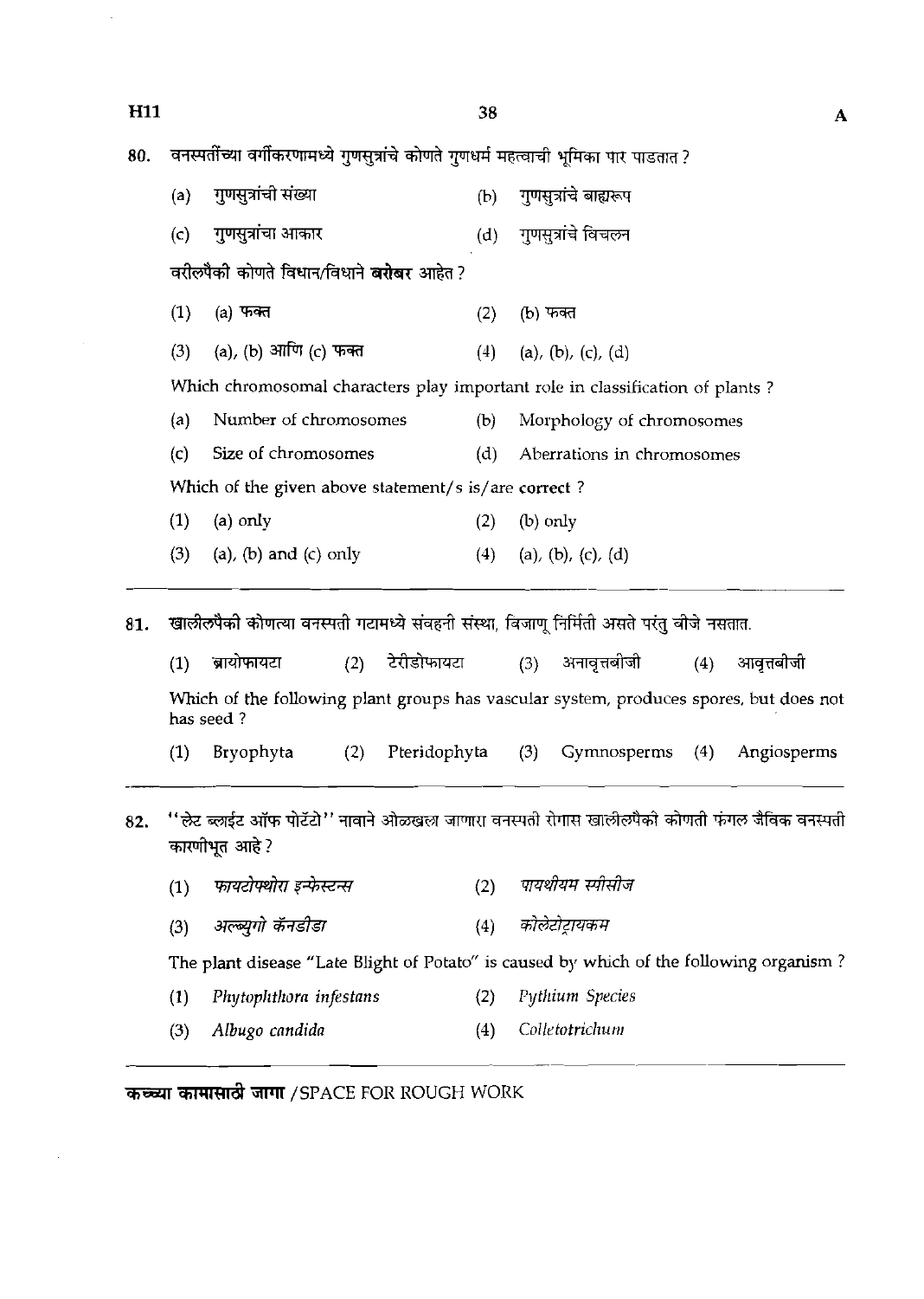80. वनस्पतींच्या वर्गीकरणामध्ये गुणसुत्रांचे कोणते गुणधर्म महत्वाची भूमिका पार पाडतात ?

(a) गुणसुत्रांची संख्या
(b) गुणसुत्रांचे बाह्यरूप
(c) गुणसुत्रांचा आकार
(d) गुणसुत्रांचे विचलन

वरीलपैकी कोणते विधान/विधाने **बरोबर** आहेत ?

(1) (a) फक्त
(2) (b) फक्त
(3) (a), (b) आणि (c) फक्त
(4) (a), (b), (c), (d)

Which chromosomal characters play important role in classification of plants ?

(a) Number of chromosomes
(b) Morphology of chromosomes
(c) Size of chromosomes
(d) Aberrations in chromosomes

Which of the given above statement/s is/are **correct** ?

(1) (a) only
(2) (b) only
(3) (a), (b) and (c) only
(4) (a), (b), (c), (d)

---

81. खालीलपैकी कोणत्या वनस्पती गटामध्ये संवहनी संस्था, विजाणू निर्मिती असते परंतु बीजे नसतात.

(1) ब्रायोफायटा
(2) टेरीडोफायटा
(3) अनावृत्तबीजी
(4) आवृत्तबीजी

Which of the following plant groups has vascular system, produces spores, but does not has seed ?

(1) Bryophyta
(2) Pteridophyta
(3) Gymnosperms
(4) Angiosperms

---

82. "लेट ब्लाईट ऑफ पोटॅटो" नावाने ओळखला जाणारा वनस्पती रोगास खालीलपैकी कोणती फंगल जैविक वनस्पती कारणीभूत आहे ?

(1) *फायटोफ्थोरा इन्फेस्टन्स*
(2) *पायथीयम स्पीसीज*
(3) *अल्ब्युगो कॅनडीडा*
(4) *कोलेटोट्रायकम*

The plant disease "Late Blight of Potato" is caused by which of the following organism ?

(1) *Phytophthora infestans*
(2) *Pythium Species*
(3) *Albugo candida*
(4) *Colletotrichum*

---

**कच्च्या कामासाठी जागा** / SPACE FOR ROUGH WORK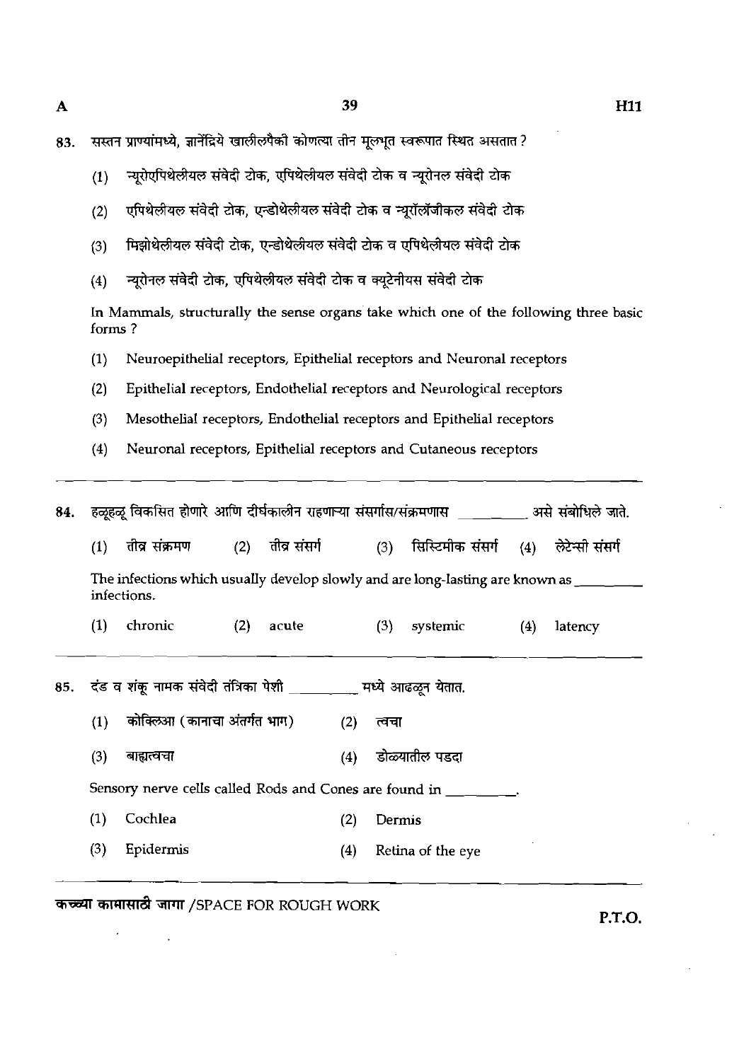83. सस्तन प्राण्यांमध्ये, ज्ञानेंद्रिये खालीलपैकी कोणत्या तीन मूलभूत स्वरूपात स्थित असतात?

(1) न्यूरोएपिथेलीयल संवेदी टोक, एपिथेलीयल संवेदी टोक व न्यूरोनल संवेदी टोक

(2) एपिथेलीयल संवेदी टोक, एन्डोथेलीयल संवेदी टोक व न्यूरॉलॉजीकल संवेदी टोक

(3) मिझोथेलीयल संवेदी टोक, एन्डोथेलीयल संवेदी टोक व एपिथेलीयल संवेदी टोक

(4) न्यूरोनल संवेदी टोक, एपिथेलीयल संवेदी टोक व क्यूटेनीयस संवेदी टोक

In Mammals, structurally the sense organs take which one of the following three basic forms ?

(1) Neuroepithelial receptors, Epithelial receptors and Neuronal receptors

(2) Epithelial receptors, Endothelial receptors and Neurological receptors

(3) Mesothelial receptors, Endothelial receptors and Epithelial receptors

(4) Neuronal receptors, Epithelial receptors and Cutaneous receptors

---

84. हळूहळू विकसित होणारे आणि दीर्घकालीन राहणाऱ्या संसर्गास/संक्रमणास __________ असे संबोधिले जाते.

(1) तीव्र संक्रमण (2) तीव्र संसर्ग (3) सिस्टिमीक संसर्ग (4) लेटेन्सी संसर्ग

The infections which usually develop slowly and are long-lasting are known as __________ infections.

(1) chronic (2) acute (3) systemic (4) latency

---

85. दंड व शंकू नामक संवेदी तंत्रिका पेशी __________ मध्ये आढळून येतात.

(1) कोक्लिआ (कानाचा अंतर्गत भाग) (2) त्वचा

(3) बाह्यत्वचा (4) डोळ्यातील पडदा

Sensory nerve cells called Rods and Cones are found in __________.

(1) Cochlea (2) Dermis

(3) Epidermis (4) Retina of the eye

कच्च्या कामासाठी जागा /SPACE FOR ROUGH WORK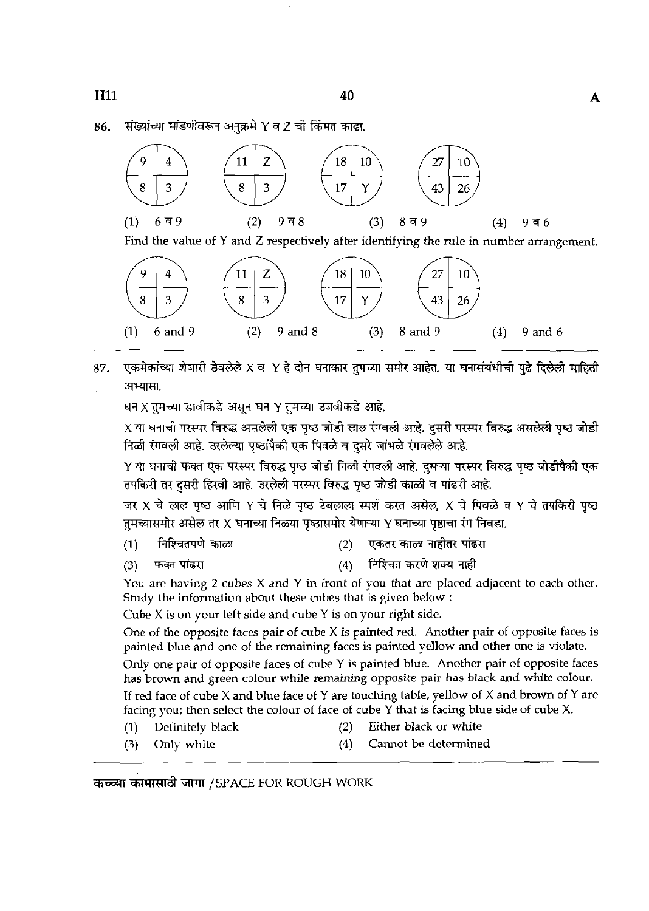86. संख्यांच्या मांडणीवरून अनुक्रमे Y व Z ची किंमत काढा.

| 9 | 4 |
|---|---|
| 8 | 3 |

| 11 | Z |
|---|---|
| 8 | 3 |

| 18 | 10 |
|---|---|
| 17 | Y |

| 27 | 10 |
|---|---|
| 43 | 26 |

(1) 6 व 9 (2) 9 व 8 (3) 8 व 9 (4) 9 व 6

Find the value of Y and Z respectively after identifying the rule in number arrangement.

| 9 | 4 |
|---|---|
| 8 | 3 |

| 11 | Z |
|---|---|
| 8 | 3 |

| 18 | 10 |
|---|---|
| 17 | Y |

| 27 | 10 |
|---|---|
| 43 | 26 |

(1) 6 and 9 (2) 9 and 8 (3) 8 and 9 (4) 9 and 6

---

87. एकमेकांच्या शेजारी ठेवलेले X व Y हे दोन घनाकार तुमच्या समोर आहेत. या घनासंबंधीची पुढे दिलेली माहिती अभ्यासा.

घन X तुमच्या डावीकडे असून घन Y तुमच्या उजवीकडे आहे.

X या घनाची परस्पर विरुद्ध असलेली एक पृष्ठ जोडी लाल रंगवली आहे. दुसरी परस्पर विरुद्ध असलेली पृष्ठ जोडी निळी रंगवली आहे. उरलेल्या पृष्ठांपैकी एक पिवळे व दुसरे जांभळे रंगवलेले आहे.

Y या घनाची फक्त एक परस्पर विरुद्ध पृष्ठ जोडी निळी रंगवली आहे. दुसऱ्या परस्पर विरुद्ध पृष्ठ जोडीपैकी एक तपकिरी तर दुसरी हिरवी आहे. उरलेली परस्पर विरुद्ध पृष्ठ जोडी काळी व पांढरी आहे.

जर X चे लाल पृष्ठ आणि Y चे निळे पृष्ठ टेबलाला स्पर्श करत असेल, X चे पिवळे व Y चे तपकिरी पृष्ठ तुमच्यासमोर असेल तर X घनाच्या निळ्या पृष्ठासमोर येणाऱ्या Y घनाच्या पृष्ठाचा रंग निवडा.

(1) निश्चितपणे काळा (2) एकतर काळा नाहीतर पांढरा

(3) फक्त पांढरा (4) निश्चित करणे शक्य नाही

You are having 2 cubes X and Y in front of you that are placed adjacent to each other. Study the information about these cubes that is given below :

Cube X is on your left side and cube Y is on your right side.

One of the opposite faces pair of cube X is painted red. Another pair of opposite faces is painted blue and one of the remaining faces is painted yellow and other one is violate.

Only one pair of opposite faces of cube Y is painted blue. Another pair of opposite faces has brown and green colour while remaining opposite pair has black and white colour.

If red face of cube X and blue face of Y are touching table, yellow of X and brown of Y are facing you; then select the colour of face of cube Y that is facing blue side of cube X.

(1) Definitely black (2) Either black or white

(3) Only white (4) Cannot be determined

---

कच्च्या कामासाठी जागा / SPACE FOR ROUGH WORK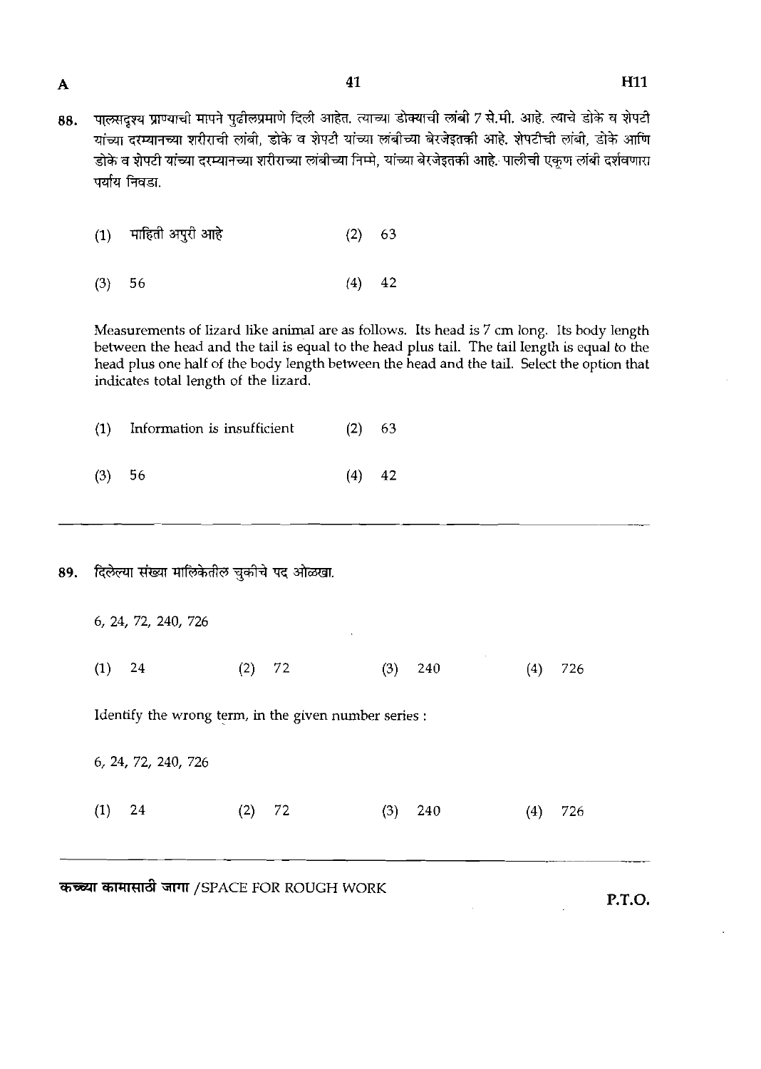88. पालसदृश्य प्राण्याची मापने पुढीलप्रमाणे दिली आहेत. त्याच्या डोक्याची लांबी 7 से.मी. आहे. त्याचे डोके व शेपटी यांच्या दरम्यानच्या शरीराची लांबी, डोके व शेपटी यांच्या लांबीच्या बेरजेइतकी आहे. शेपटीची लांबी, डोके आणि डोके व शेपटी यांच्या दरम्यानच्या शरीराच्या लांबीच्या निम्मे, यांच्या बेरजेइतकी आहे. पालीची एकूण लांबी दर्शवणारा पर्याय निवडा.

(1) माहिती अपुरी आहे (2) 63

(3) 56 (4) 42

Measurements of lizard like animal are as follows. Its head is 7 cm long. Its body length between the head and the tail is equal to the head plus tail. The tail length is equal to the head plus one half of the body length between the head and the tail. Select the option that indicates total length of the lizard.

(1) Information is insufficient (2) 63

(3) 56 (4) 42

---

89. दिलेल्या संख्या मालिकेतील चुकीचे पद ओळखा.

6, 24, 72, 240, 726

(1) 24 (2) 72 (3) 240 (4) 726

Identify the wrong term, in the given number series :

6, 24, 72, 240, 726

(1) 24 (2) 72 (3) 240 (4) 726

---

कच्च्या कामासाठी जागा /SPACE FOR ROUGH WORK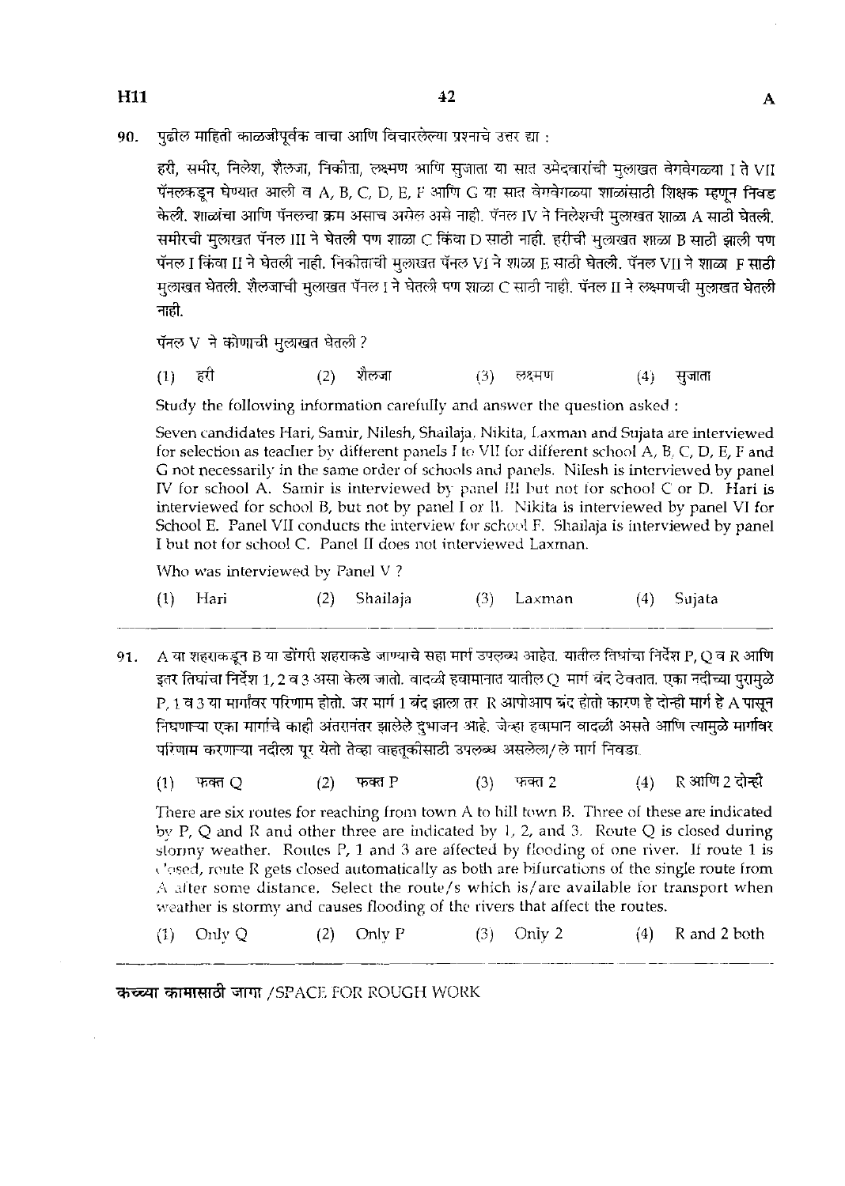90. पुढील माहिती काळजीपूर्वक वाचा आणि विचारलेल्या प्रश्नाचे उत्तर द्या :

हरी, समीर, निलेश, शैलजा, निकीता, लक्ष्मण आणि सुजाता या सात उमेदवारांची मुलाखत वेगवेगळ्या I ते VII पॅनलकडून घेण्यात आली व A, B, C, D, E, F आणि G या सात वेगवेगळ्या शाळांसाठी शिक्षक म्हणून निवड केली. शाळांचा आणि पॅनलचा क्रम असाच असेल असे नाही. पॅनल IV ने निलेशची मुलाखत शाळा A साठी घेतली. समीरची मुलाखत पॅनल III ने घेतली पण शाळा C किंवा D साठी नाही. हरीची मुलाखत शाळा B साठी झाली पण पॅनल I किंवा II ने घेतली नाही. निकीताची मुलाखत पॅनल VI ने शाळा E साठी घेतली. पॅनल VII ने शाळा F साठी मुलाखत घेतली. शैलजाची मुलाखत पॅनल I ने घेतली पण शाळा C साठी नाही. पॅनल II ने लक्ष्मणची मुलाखत घेतली नाही.

पॅनल V ने कोणाची मुलाखत घेतली ?

(1) हरी (2) शैलजा (3) लक्ष्मण (4) सुजाता

Study the following information carefully and answer the question asked :

Seven candidates Hari, Samir, Nilesh, Shailaja, Nikita, Laxman and Sujata are interviewed for selection as teacher by different panels I to VII for different school A, B, C, D, E, F and G not necessarily in the same order of schools and panels. Nilesh is interviewed by panel IV for school A. Samir is interviewed by panel III but not for school C or D. Hari is interviewed for school B, but not by panel I or II. Nikita is interviewed by panel VI for School E. Panel VII conducts the interview for school F. Shailaja is interviewed by panel I but not for school C. Panel II does not interviewed Laxman.

Who was interviewed by Panel V ?

(1) Hari (2) Shailaja (3) Laxman (4) Sujata

91. A या शहराकडून B या डोंगरी शहराकडे जाण्याचे सहा मार्ग उपलब्ध आहेत. यातील तिघांचा निर्देश P, Q व R आणि इतर तिघांचा निर्देश 1, 2 व 3 असा केला जातो. वादळी हवामानात यातील Q मार्ग बंद ठेवतात. एका नदीच्या पुरामुळे P, 1 व 3 या मार्गांवर परिणाम होतो. जर मार्ग 1 बंद झाला तर R आपोआप बंद होतो कारण हे दोन्ही मार्ग हे A पासून निघणाऱ्या एका मार्गाचे काही अंतरानंतर झालेले दुभाजन आहे. जेव्हा हवामान वादळी असते आणि त्यामुळे मार्गावर परिणाम करणाऱ्या नदीला पूर येतो तेव्हा वाहतुकीसाठी उपलब्ध असलेला/ले मार्ग निवडा.

(1) फक्त Q (2) फक्त P (3) फक्त 2 (4) R आणि 2 दोन्ही

There are six routes for reaching from town A to hill town B. Three of these are indicated by P, Q and R and other three are indicated by 1, 2, and 3. Route Q is closed during stormy weather. Routes P, 1 and 3 are affected by flooding of one river. If route 1 is closed, route R gets closed automatically as both are bifurcations of the single route from A after some distance. Select the route/s which is/are available for transport when weather is stormy and causes flooding of the rivers that affect the routes.

(1) Only Q (2) Only P (3) Only 2 (4) R and 2 both

कच्च्या कामासाठी जागा /SPACE FOR ROUGH WORK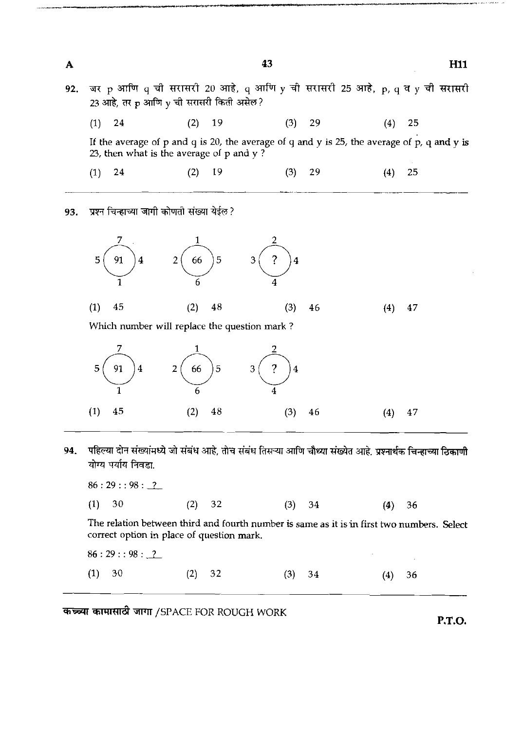92. जर p आणि q ची सरासरी 20 आहे, q आणि y ची सरासरी 25 आहे, p, q व y ची सरासरी 23 आहे, तर p आणि y ची सरासरी किती असेल ?

(1) 24 (2) 19 (3) 29 (4) 25

If the average of p and q is 20, the average of q and y is 25, the average of p, q and y is 23, then what is the average of p and y ?

(1) 24 (2) 19 (3) 29 (4) 25

---

93. प्रश्न चिन्हाच्या जागी कोणती संख्या येईल ?

| Circle | Top | Left | Centre | Right | Bottom |
|---|---|---|---|---|---|
| 1 | 7 | 5 | 91 | 4 | 1 |
| 2 | 1 | 2 | 66 | 5 | 6 |
| 3 | 2 | 3 | ? | 4 | 4 |

(1) 45 (2) 48 (3) 46 (4) 47

Which number will replace the question mark ?

| Circle | Top | Left | Centre | Right | Bottom |
|---|---|---|---|---|---|
| 1 | 7 | 5 | 91 | 4 | 1 |
| 2 | 1 | 2 | 66 | 5 | 6 |
| 3 | 2 | 3 | ? | 4 | 4 |

(1) 45 (2) 48 (3) 46 (4) 47

---

94. पहिल्या दोन संख्यांमध्ये जो संबंध आहे, तोच संबंध तिसऱ्या आणि चौथ्या संख्येत आहे. प्रश्नार्थक चिन्हाच्या ठिकाणी योग्य पर्याय निवडा.

86 : 29 : : 98 : ?

(1) 30 (2) 32 (3) 34 (4) 36

The relation between third and fourth number is same as it is in first two numbers. Select correct option in place of question mark.

86 : 29 : : 98 : ?

(1) 30 (2) 32 (3) 34 (4) 36

---

कच्च्या कामासाठी जागा /SPACE FOR ROUGH WORK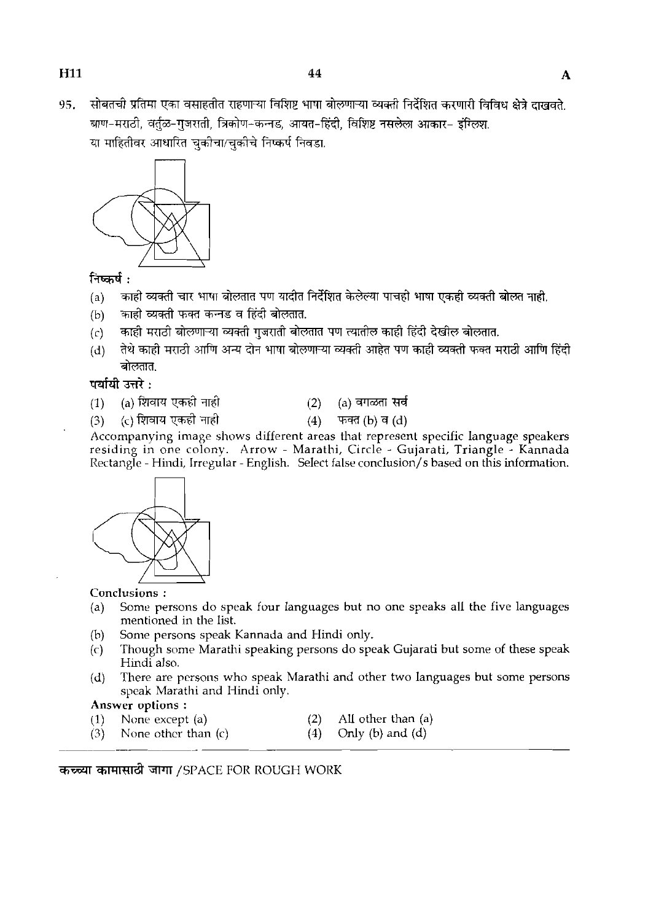95. सोबतची प्रतिमा एका वसाहतीत राहणाऱ्या विशिष्ट भाषा बोलणाऱ्या व्यक्ती निर्देशित करणारी विविध क्षेत्रे दाखवते. बाण-मराठी, वर्तुळ-गुजराती, त्रिकोण-कन्नड, आयत-हिंदी, विशिष्ट नसलेला आकार- इंग्लिश.
या माहितीवर आधारित चुकीचा/चुकीचे निष्कर्ष निवडा.

निष्कर्ष :

(a) काही व्यक्ती चार भाषा बोलतात पण यादीत निर्देशित केलेल्या पाचही भाषा एकही व्यक्ती बोलत नाही.
(b) काही व्यक्ती फक्त कन्नड व हिंदी बोलतात.
(c) काही मराठी बोलणाऱ्या व्यक्ती गुजराती बोलतात पण त्यातील काही हिंदी देखील बोलतात.
(d) तेथे काही मराठी आणि अन्य दोन भाषा बोलणाऱ्या व्यक्ती आहेत पण काही व्यक्ती फक्त मराठी आणि हिंदी बोलतात.

पर्यायी उत्तरे :

(1) (a) शिवाय एकही नाही
(2) (a) वगळता सर्व
(3) (c) शिवाय एकही नाही
(4) फक्त (b) व (d)

Accompanying image shows different areas that represent specific language speakers residing in one colony. Arrow - Marathi, Circle - Gujarati, Triangle - Kannada Rectangle - Hindi, Irregular - English. Select false conclusion/s based on this information.

Conclusions :

(a) Some persons do speak four languages but no one speaks all the five languages mentioned in the list.
(b) Some persons speak Kannada and Hindi only.
(c) Though some Marathi speaking persons do speak Gujarati but some of these speak Hindi also.
(d) There are persons who speak Marathi and other two languages but some persons speak Marathi and Hindi only.

Answer options :

(1) None except (a)
(2) All other than (a)
(3) None other than (c)
(4) Only (b) and (d)

कच्च्या कामासाठी जागा /SPACE FOR ROUGH WORK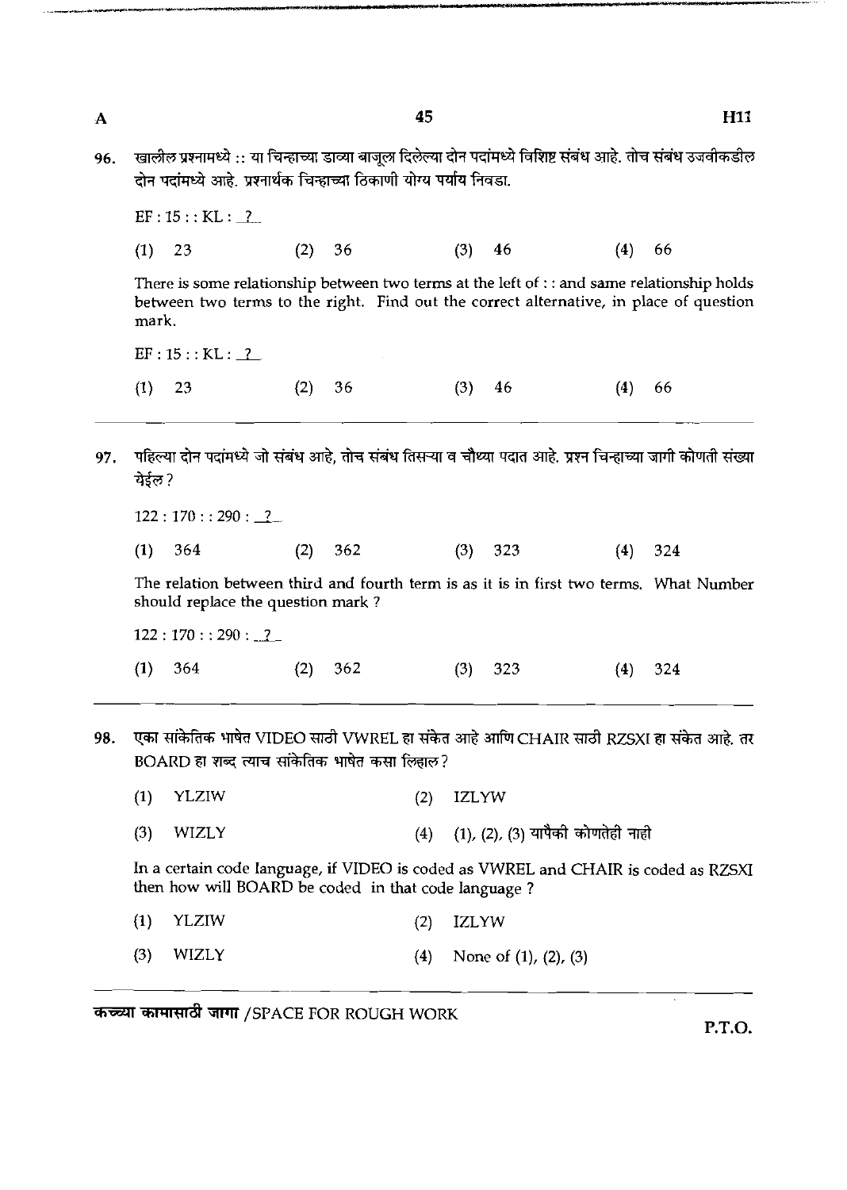96. खालील प्रश्नामध्ये :: या चिन्हाच्या डाव्या बाजूला दिलेल्या दोन पदांमध्ये विशिष्ट संबंध आहे. तोच संबंध उजवीकडील दोन पदांमध्ये आहे. प्रश्नार्थक चिन्हाच्या ठिकाणी योग्य पर्याय निवडा.

EF : 15 : : KL : __?__

(1) 23 (2) 36 (3) 46 (4) 66

There is some relationship between two terms at the left of : : and same relationship holds between two terms to the right. Find out the correct alternative, in place of question mark.

EF : 15 : : KL : __?__

(1) 23 (2) 36 (3) 46 (4) 66

---

97. पहिल्या दोन पदांमध्ये जो संबंध आहे, तोच संबंध तिसऱ्या व चौथ्या पदात आहे. प्रश्न चिन्हाच्या जागी कोणती संख्या येईल ?

122 : 170 : : 290 : __?__

(1) 364 (2) 362 (3) 323 (4) 324

The relation between third and fourth term is as it is in first two terms. What Number should replace the question mark ?

122 : 170 : : 290 : __?__

(1) 364 (2) 362 (3) 323 (4) 324

---

98. एका सांकेतिक भाषेत VIDEO साठी VWREL हा संकेत आहे आणि CHAIR साठी RZSXI हा संकेत आहे. तर BOARD हा शब्द त्याच सांकेतिक भाषेत कसा लिहाल ?

(1) YLZIW (2) IZLYW

(3) WIZLY (4) (1), (2), (3) यापैकी कोणतेही नाही

In a certain code language, if VIDEO is coded as VWREL and CHAIR is coded as RZSXI then how will BOARD be coded in that code language ?

(1) YLZIW (2) IZLYW

(3) WIZLY (4) None of (1), (2), (3)

---

कच्च्या कामासाठी जागा /SPACE FOR ROUGH WORK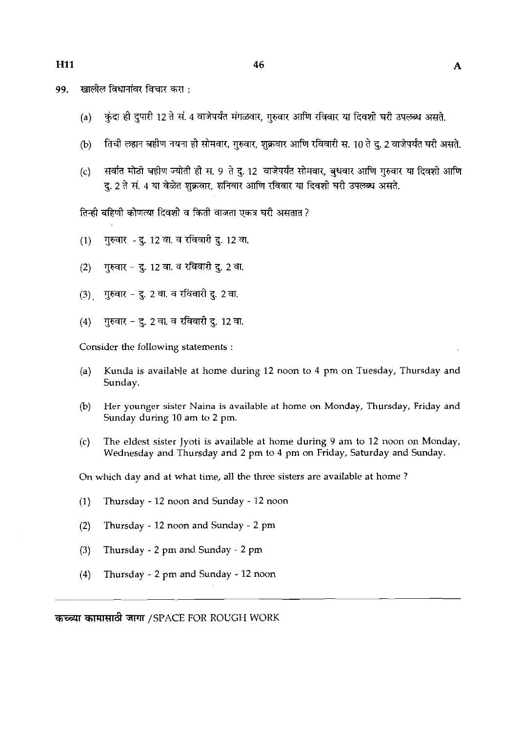99. खालील विधानांवर विचार करा :

(a) कुंदा ही दुपारी 12 ते सं. 4 वाजेपर्यंत मंगळवार, गुरुवार आणि रविवार या दिवशी घरी उपलब्ध असते.

(b) तिची लहान बहीण नयना ही सोमवार, गुरुवार, शुक्रवार आणि रविवारी स. 10 ते दु. 2 वाजेपर्यंत घरी असते.

(c) सर्वात मोठी बहीण ज्योती ही स. 9 ते दु. 12 वाजेपर्यंत सोमवार, बुधवार आणि गुरुवार या दिवशी आणि दु. 2 ते सं. 4 या वेळेत शुक्रवार, शनिवार आणि रविवार या दिवशी घरी उपलब्ध असते.

तिन्ही बहिणी कोणत्या दिवशी व किती वाजता एकत्र घरी असतात ?

(1) गुरुवार - दु. 12 वा. व रविवारी दु. 12 वा.

(2) गुरुवार – दु. 12 वा. व रविवारी दु. 2 वा.

(3) गुरुवार - दु. 2 वा. व रविवारी दु. 2 वा.

(4) गुरुवार – दु. 2 वा. व रविवारी दु. 12 वा.

Consider the following statements :

(a) Kunda is available at home during 12 noon to 4 pm on Tuesday, Thursday and Sunday.

(b) Her younger sister Naina is available at home on Monday, Thursday, Friday and Sunday during 10 am to 2 pm.

(c) The eldest sister Jyoti is available at home during 9 am to 12 noon on Monday, Wednesday and Thursday and 2 pm to 4 pm on Friday, Saturday and Sunday.

On which day and at what time, all the three sisters are available at home ?

(1) Thursday - 12 noon and Sunday - 12 noon

(2) Thursday - 12 noon and Sunday - 2 pm

(3) Thursday - 2 pm and Sunday - 2 pm

(4) Thursday - 2 pm and Sunday - 12 noon

कच्च्या कामासाठी जागा /SPACE FOR ROUGH WORK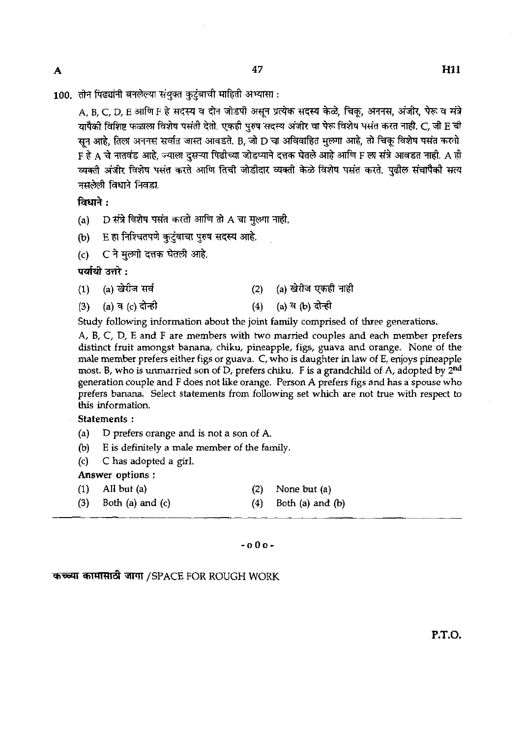100. तीन पिढ्यांनी बनलेल्या संयुक्त कुटुंबाची माहिती अभ्यासा :

A, B, C, D, E आणि F हे सदस्य व दोन जोडपी असून प्रत्येक सदस्य केळे, चिकू, अननस, अंजीर, पेरू व संत्रे यापैकी विशिष्ट फळाला विशेष पसंती देतो. एकही पुरुष सदस्य अंजीर वा पेरू विशेष पसंत करत नाही. C, जी E ची सून आहे, तिला अननस सर्वात जास्त आवडते. B, जो D चा अविवाहित मुलगा आहे, तो चिकू विशेष पसंत करतो. F हे A चे नातवंड आहे, ज्याला दुसऱ्या पिढीच्या जोडप्याने दत्तक घेतले आहे आणि F ला संत्रे आवडत नाही. A ही व्यक्ती अंजीर विशेष पसंत करते आणि तिची जोडीदार व्यक्ती केळे विशेष पसंत करते. पुढील संचापैकी सत्य नसलेली विधाने निवडा.

**विधाने :**

(a) D संत्रे विशेष पसंत करतो आणि तो A चा मुलगा नाही.

(b) E हा निश्चितपणे कुटुंबाचा पुरुष सदस्य आहे.

(c) C ने मुलगी दत्तक घेतली आहे.

**पर्यायी उत्तरे :**

(1) (a) खेरीज सर्व
(2) (a) खेरीज एकही नाही
(3) (a) व (c) दोन्ही
(4) (a) व (b) दोन्ही

Study following information about the joint family comprised of three generations.

A, B, C, D, E and F are members with two married couples and each member prefers distinct fruit amongst banana, chiku, pineapple, figs, guava and orange. None of the male member prefers either figs or guava. C, who is daughter in law of E, enjoys pineapple most. B, who is unmarried son of D, prefers chiku. F is a grandchild of A, adopted by 2nd generation couple and F does not like orange. Person A prefers figs and has a spouse who prefers banana. Select statements from following set which are not true with respect to this information.

**Statements :**

(a) D prefers orange and is not a son of A.

(b) E is definitely a male member of the family.

(c) C has adopted a girl.

**Answer options :**

(1) All but (a)
(2) None but (a)
(3) Both (a) and (c)
(4) Both (a) and (b)

-o0o-

कच्च्या कामासाठी जागा /SPACE FOR ROUGH WORK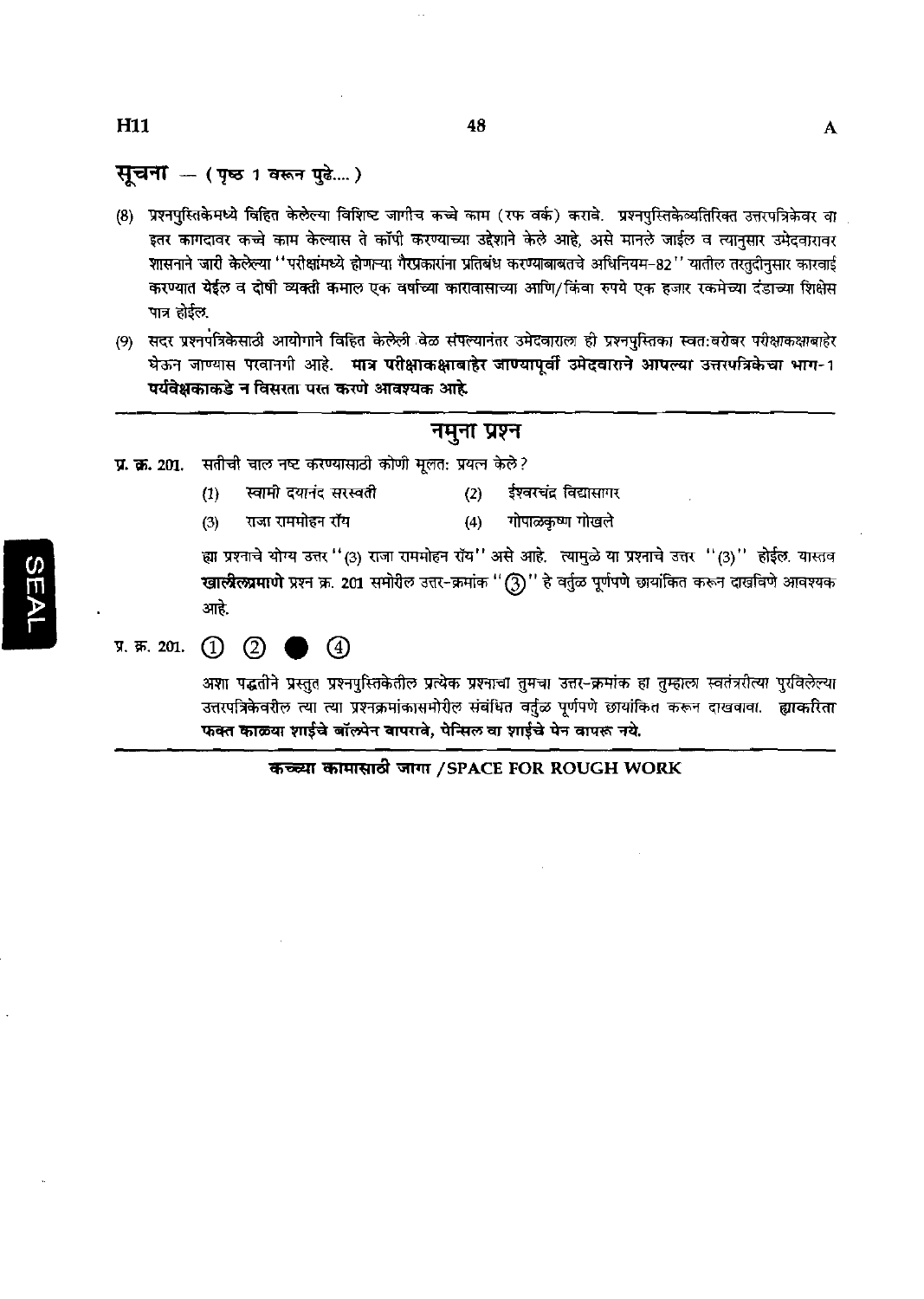## सूचना — (पृष्ठ 1 वरून पुढे.... )

(8) प्रश्नपुस्तिकेमध्ये विहित केलेल्या विशिष्ट जागीच कच्चे काम (रफ वर्क) करावे. प्रश्नपुस्तिकेव्यतिरिक्त उत्तरपत्रिकेवर वा इतर कागदावर कच्चे काम केल्यास ते कॉपी करण्याच्या उद्देशाने केले आहे, असे मानले जाईल व त्यानुसार उमेदवारावर शासनाने जारी केलेल्या "परीक्षांमध्ये होणाऱ्या गैरप्रकारांना प्रतिबंध करण्याबाबतचे अधिनियम-82" यातील तरतुदीनुसार कारवाई करण्यात येईल व दोषी व्यक्ती कमाल एक वर्षाच्या कारावासाच्या आणि/किंवा रुपये एक हजार रकमेच्या दंडाच्या शिक्षेस पात्र होईल.

(9) सदर प्रश्नपत्रिकेसाठी आयोगाने विहित केलेली वेळ संपल्यानंतर उमेदवाराला ही प्रश्नपुस्तिका स्वत:बरोबर परीक्षाकक्षाबाहेर घेऊन जाण्यास परवानगी आहे. **मात्र परीक्षाकक्षाबाहेर जाण्यापूर्वी उमेदवाराने आपल्या उत्तरपत्रिकेचा भाग-1 पर्यवेक्षकाकडे न विसरता परत करणे आवश्यक आहे.**

## नमुना प्रश्न

**प्र. क्र. 201.** सतीची चाल नष्ट करण्यासाठी कोणी मूलत: प्रयत्न केले?

(1) स्वामी दयानंद सरस्वती
(2) ईश्वरचंद्र विद्यासागर
(3) राजा राममोहन रॉय
(4) गोपाळकृष्ण गोखले

ह्या प्रश्नाचे योग्य उत्तर "(3) राजा राममोहन रॉय" असे आहे. त्यामुळे या प्रश्नाचे उत्तर "(3)" होईल. यास्तव **खालीलप्रमाणे** प्रश्न क्र. 201 समोरील उत्तर-क्रमांक "③" हे वर्तुळ पूर्णपणे छायांकित करून दाखविणे आवश्यक आहे.

प्र. क्र. 201. ① ② ● ④

अशा पद्धतीने प्रस्तुत प्रश्नपुस्तिकेतील प्रत्येक प्रश्नाचा तुमचा उत्तर-क्रमांक हा तुम्हाला स्वतंत्ररीत्या पुरविलेल्या उत्तरपत्रिकेवरील त्या त्या प्रश्नक्रमांकासमोरील संबंधित वर्तुळ पूर्णपणे छायांकित करून दाखवावा. ह्याकरिता **फक्त काळ्या शाईचे बॉलपेन वापरावे, पेन्सिल वा शाईचे पेन वापरू नये.**

**कच्च्या कामासाठी जागा /SPACE FOR ROUGH WORK**